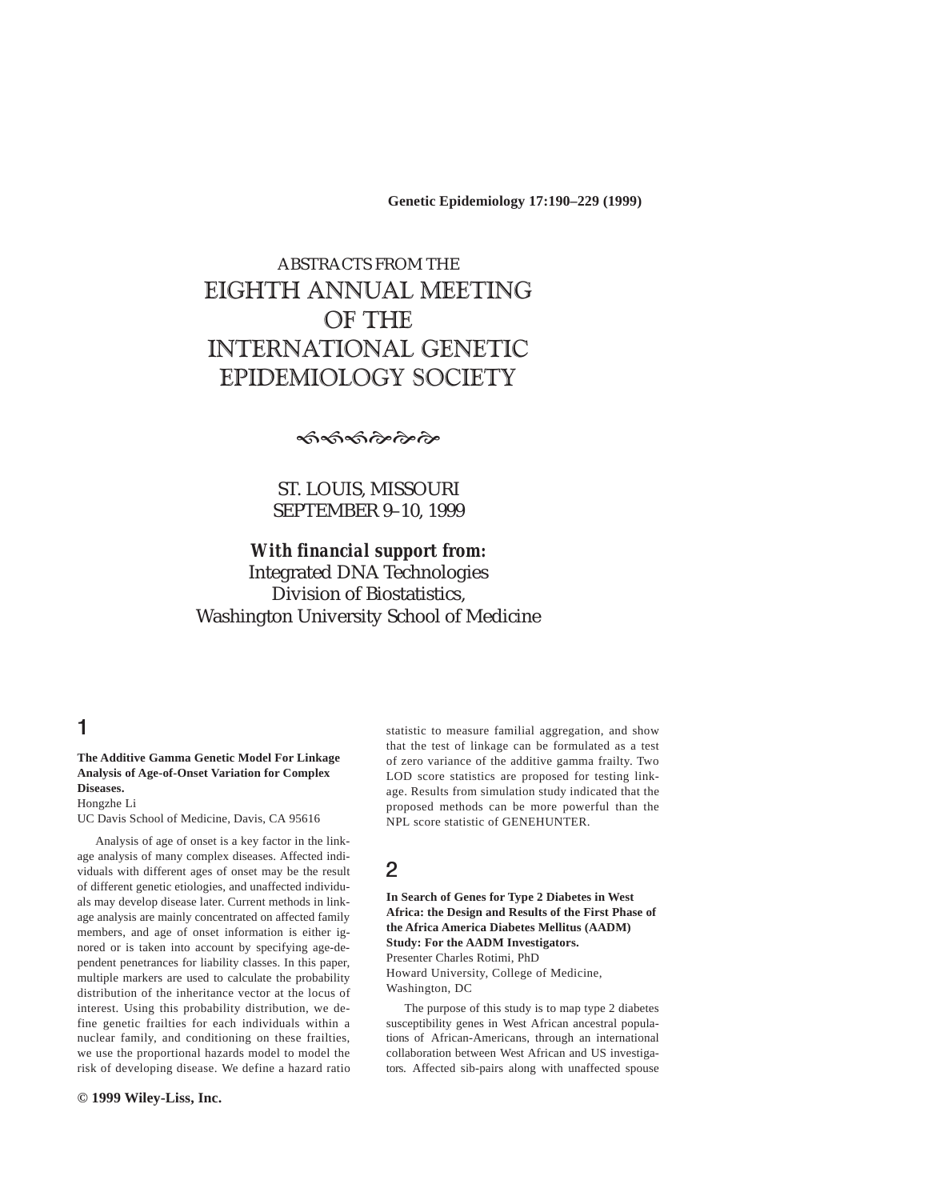Genetic Epidemiology 17:190–229 (1999)

# ABSTRACTS FROM THE EIGHTH ANNUAL MEETING OF THE INTERNATIONAL GENETIC EPIDEMIOLOGY SOCIETY

ST. LOUIS, MISSOURI
SEPTEMBER 9–10, 1999

***With financial support from:***
Integrated DNA Technologies
Division of Biostatistics,
Washington University School of Medicine

## 1

**The Additive Gamma Genetic Model For Linkage Analysis of Age-of-Onset Variation for Complex Diseases.**
Hongzhe Li
UC Davis School of Medicine, Davis, CA 95616

Analysis of age of onset is a key factor in the linkage analysis of many complex diseases. Affected individuals with different ages of onset may be the result of different genetic etiologies, and unaffected individuals may develop disease later. Current methods in linkage analysis are mainly concentrated on affected family members, and age of onset information is either ignored or is taken into account by specifying age-dependent penetrances for liability classes. In this paper, multiple markers are used to calculate the probability distribution of the inheritance vector at the locus of interest. Using this probability distribution, we define genetic frailties for each individuals within a nuclear family, and conditioning on these frailties, we use the proportional hazards model to model the risk of developing disease. We define a hazard ratio statistic to measure familial aggregation, and show that the test of linkage can be formulated as a test of zero variance of the additive gamma frailty. Two LOD score statistics are proposed for testing linkage. Results from simulation study indicated that the proposed methods can be more powerful than the NPL score statistic of GENEHUNTER.

## 2

**In Search of Genes for Type 2 Diabetes in West Africa: the Design and Results of the First Phase of the Africa America Diabetes Mellitus (AADM) Study: For the AADM Investigators.**
Presenter Charles Rotimi, PhD
Howard University, College of Medicine, Washington, DC

The purpose of this study is to map type 2 diabetes susceptibility genes in West African ancestral populations of African-Americans, through an international collaboration between West African and US investigators. Affected sib-pairs along with unaffected spouse

© 1999 Wiley-Liss, Inc.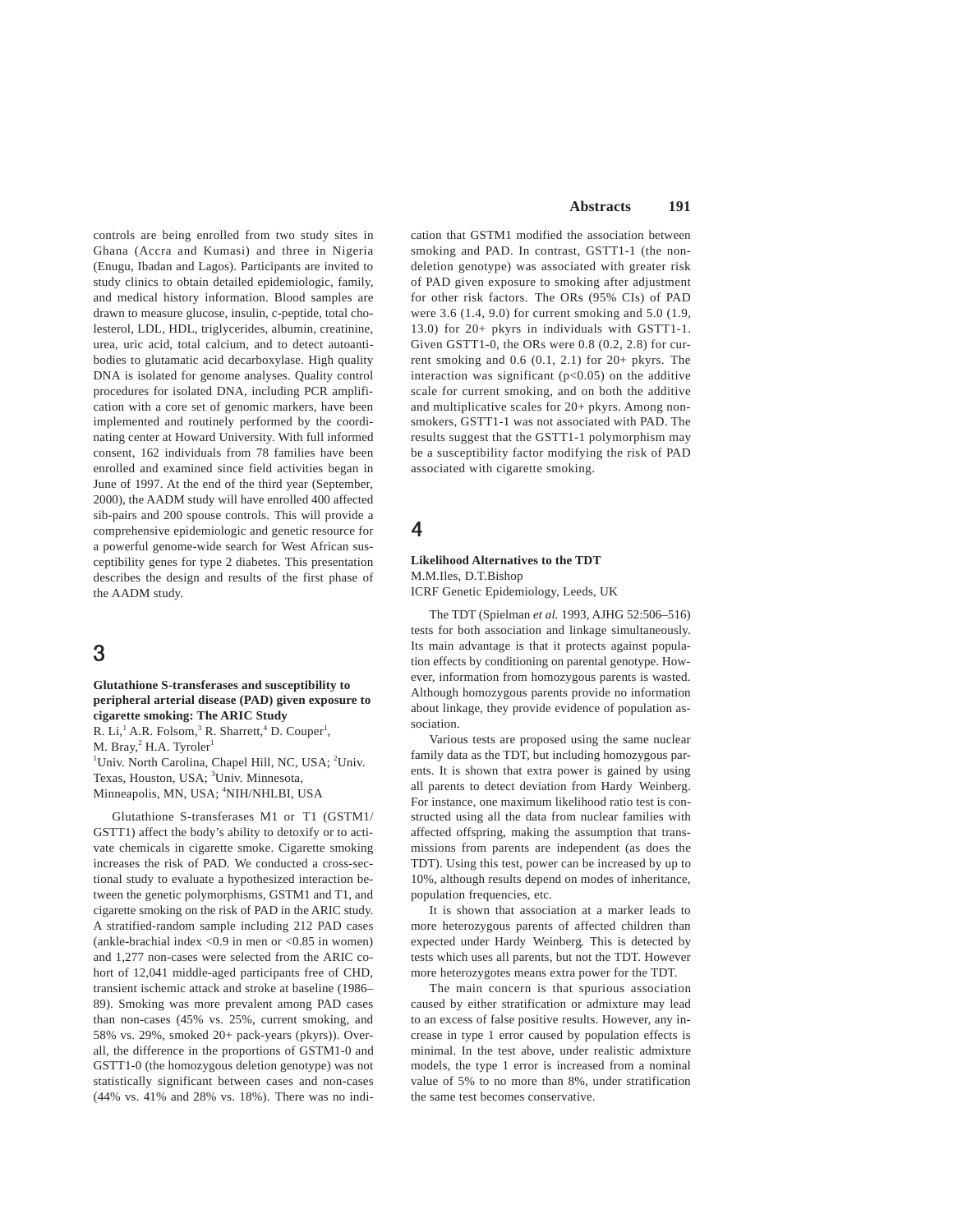controls are being enrolled from two study sites in Ghana (Accra and Kumasi) and three in Nigeria (Enugu, Ibadan and Lagos). Participants are invited to study clinics to obtain detailed epidemiologic, family, and medical history information. Blood samples are drawn to measure glucose, insulin, c-peptide, total cholesterol, LDL, HDL, triglycerides, albumin, creatinine, urea, uric acid, total calcium, and to detect autoantibodies to glutamatic acid decarboxylase. High quality DNA is isolated for genome analyses. Quality control procedures for isolated DNA, including PCR amplification with a core set of genomic markers, have been implemented and routinely performed by the coordinating center at Howard University. With full informed consent, 162 individuals from 78 families have been enrolled and examined since field activities began in June of 1997. At the end of the third year (September, 2000), the AADM study will have enrolled 400 affected sib-pairs and 200 spouse controls. This will provide a comprehensive epidemiologic and genetic resource for a powerful genome-wide search for West African susceptibility genes for type 2 diabetes. This presentation describes the design and results of the first phase of the AADM study.

# 3

**Glutathione S-transferases and susceptibility to peripheral arterial disease (PAD) given exposure to cigarette smoking: The ARIC Study**

R. Li,[1] A.R. Folsom,[3] R. Sharrett,[4] D. Couper[1], M. Bray,[2] H.A. Tyroler[1]

[1]Univ. North Carolina, Chapel Hill, NC, USA; [2]Univ. Texas, Houston, USA; [3]Univ. Minnesota, Minneapolis, MN, USA; [4]NIH/NHLBI, USA

Glutathione S-transferases M1 or T1 (GSTM1/GSTT1) affect the body's ability to detoxify or to activate chemicals in cigarette smoke. Cigarette smoking increases the risk of PAD. We conducted a cross-sectional study to evaluate a hypothesized interaction between the genetic polymorphisms, GSTM1 and T1, and cigarette smoking on the risk of PAD in the ARIC study. A stratified-random sample including 212 PAD cases (ankle-brachial index <0.9 in men or <0.85 in women) and 1,277 non-cases were selected from the ARIC cohort of 12,041 middle-aged participants free of CHD, transient ischemic attack and stroke at baseline (1986–89). Smoking was more prevalent among PAD cases than non-cases (45% vs. 25%, current smoking, and 58% vs. 29%, smoked 20+ pack-years (pkyrs)). Overall, the difference in the proportions of GSTM1-0 and GSTT1-0 (the homozygous deletion genotype) was not statistically significant between cases and non-cases (44% vs. 41% and 28% vs. 18%). There was no indication that GSTM1 modified the association between smoking and PAD. In contrast, GSTT1-1 (the non-deletion genotype) was associated with greater risk of PAD given exposure to smoking after adjustment for other risk factors. The ORs (95% CIs) of PAD were 3.6 (1.4, 9.0) for current smoking and 5.0 (1.9, 13.0) for 20+ pkyrs in individuals with GSTT1-1. Given GSTT1-0, the ORs were 0.8 (0.2, 2.8) for current smoking and 0.6 (0.1, 2.1) for 20+ pkyrs. The interaction was significant ($p<0.05$) on the additive scale for current smoking, and on both the additive and multiplicative scales for 20+ pkyrs. Among non-smokers, GSTT1-1 was not associated with PAD. The results suggest that the GSTT1-1 polymorphism may be a susceptibility factor modifying the risk of PAD associated with cigarette smoking.

# 4

**Likelihood Alternatives to the TDT**

M.M.Iles, D.T.Bishop

ICRF Genetic Epidemiology, Leeds, UK

The TDT (Spielman *et al.* 1993, AJHG 52:506–516) tests for both association and linkage simultaneously. Its main advantage is that it protects against population effects by conditioning on parental genotype. However, information from homozygous parents is wasted. Although homozygous parents provide no information about linkage, they provide evidence of population association.

Various tests are proposed using the same nuclear family data as the TDT, but including homozygous parents. It is shown that extra power is gained by using all parents to detect deviation from Hardy Weinberg. For instance, one maximum likelihood ratio test is constructed using all the data from nuclear families with affected offspring, making the assumption that transmissions from parents are independent (as does the TDT). Using this test, power can be increased by up to 10%, although results depend on modes of inheritance, population frequencies, etc.

It is shown that association at a marker leads to more heterozygous parents of affected children than expected under Hardy Weinberg. This is detected by tests which uses all parents, but not the TDT. However more heterozygotes means extra power for the TDT.

The main concern is that spurious association caused by either stratification or admixture may lead to an excess of false positive results. However, any increase in type 1 error caused by population effects is minimal. In the test above, under realistic admixture models, the type 1 error is increased from a nominal value of 5% to no more than 8%, under stratification the same test becomes conservative.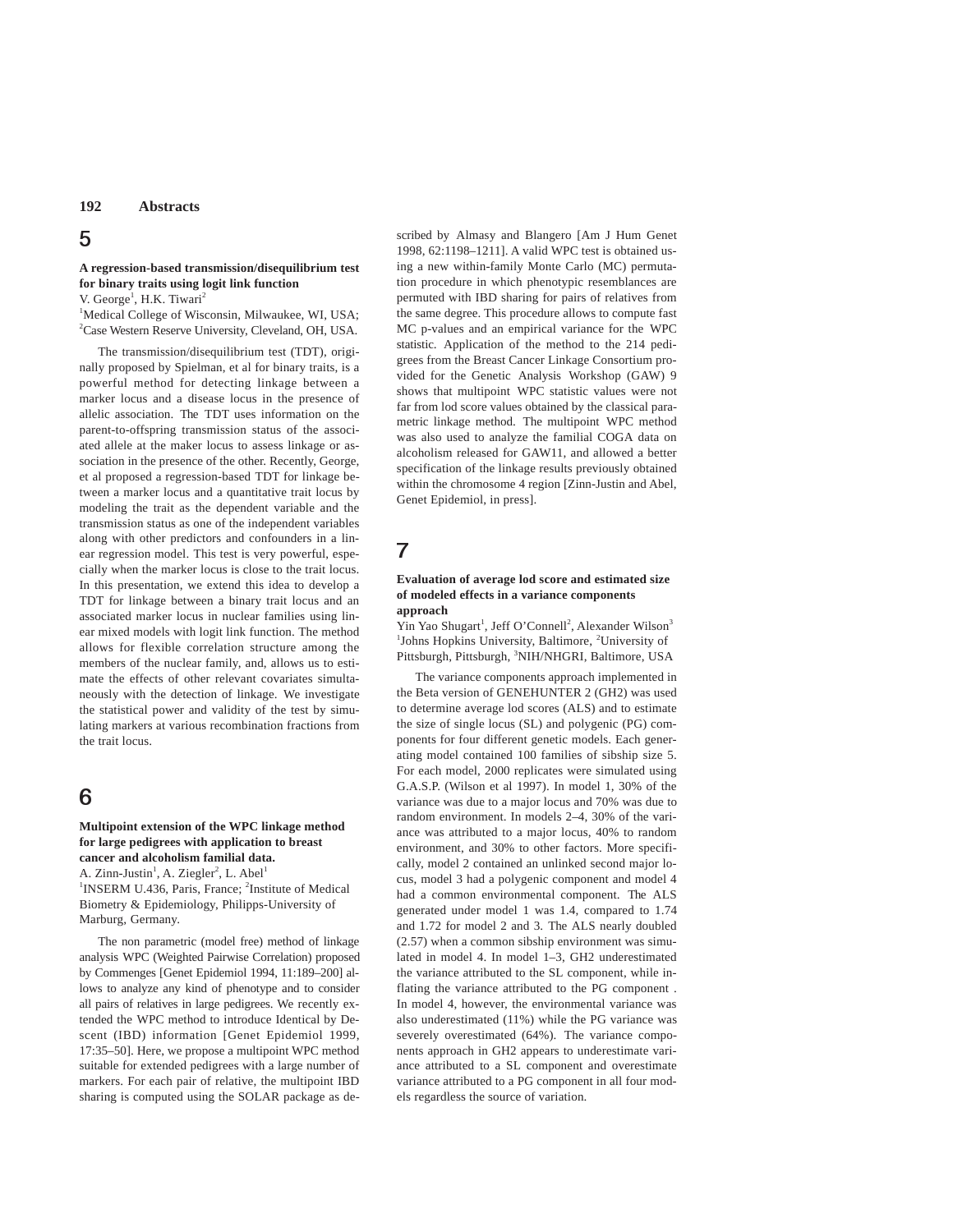## 5

**A regression-based transmission/disequilibrium test for binary traits using logit link function**

V. George[1], H.K. Tiwari[2]

[1]Medical College of Wisconsin, Milwaukee, WI, USA; [2]Case Western Reserve University, Cleveland, OH, USA.

The transmission/disequilibrium test (TDT), originally proposed by Spielman, et al for binary traits, is a powerful method for detecting linkage between a marker locus and a disease locus in the presence of allelic association. The TDT uses information on the parent-to-offspring transmission status of the associated allele at the maker locus to assess linkage or association in the presence of the other. Recently, George, et al proposed a regression-based TDT for linkage between a marker locus and a quantitative trait locus by modeling the trait as the dependent variable and the transmission status as one of the independent variables along with other predictors and confounders in a linear regression model. This test is very powerful, especially when the marker locus is close to the trait locus. In this presentation, we extend this idea to develop a TDT for linkage between a binary trait locus and an associated marker locus in nuclear families using linear mixed models with logit link function. The method allows for flexible correlation structure among the members of the nuclear family, and, allows us to estimate the effects of other relevant covariates simultaneously with the detection of linkage. We investigate the statistical power and validity of the test by simulating markers at various recombination fractions from the trait locus.

## 6

**Multipoint extension of the WPC linkage method for large pedigrees with application to breast cancer and alcoholism familial data.**

A. Zinn-Justin[1], A. Ziegler[2], L. Abel[1]

[1]INSERM U.436, Paris, France; [2]Institute of Medical Biometry & Epidemiology, Philipps-University of Marburg, Germany.

The non parametric (model free) method of linkage analysis WPC (Weighted Pairwise Correlation) proposed by Commenges [Genet Epidemiol 1994, 11:189–200] allows to analyze any kind of phenotype and to consider all pairs of relatives in large pedigrees. We recently extended the WPC method to introduce Identical by Descent (IBD) information [Genet Epidemiol 1999, 17:35–50]. Here, we propose a multipoint WPC method suitable for extended pedigrees with a large number of markers. For each pair of relative, the multipoint IBD sharing is computed using the SOLAR package as described by Almasy and Blangero [Am J Hum Genet 1998, 62:1198–1211]. A valid WPC test is obtained using a new within-family Monte Carlo (MC) permutation procedure in which phenotypic resemblances are permuted with IBD sharing for pairs of relatives from the same degree. This procedure allows to compute fast MC p-values and an empirical variance for the WPC statistic. Application of the method to the 214 pedigrees from the Breast Cancer Linkage Consortium provided for the Genetic Analysis Workshop (GAW) 9 shows that multipoint WPC statistic values were not far from lod score values obtained by the classical parametric linkage method. The multipoint WPC method was also used to analyze the familial COGA data on alcoholism released for GAW11, and allowed a better specification of the linkage results previously obtained within the chromosome 4 region [Zinn-Justin and Abel, Genet Epidemiol, in press].

## 7

**Evaluation of average lod score and estimated size of modeled effects in a variance components approach**

Yin Yao Shugart[1], Jeff O'Connell[2], Alexander Wilson[3]

[1]Johns Hopkins University, Baltimore, [2]University of Pittsburgh, Pittsburgh, [3]NIH/NHGRI, Baltimore, USA

The variance components approach implemented in the Beta version of GENEHUNTER 2 (GH2) was used to determine average lod scores (ALS) and to estimate the size of single locus (SL) and polygenic (PG) components for four different genetic models. Each generating model contained 100 families of sibship size 5. For each model, 2000 replicates were simulated using G.A.S.P. (Wilson et al 1997). In model 1, 30% of the variance was due to a major locus and 70% was due to random environment. In models 2–4, 30% of the variance was attributed to a major locus, 40% to random environment, and 30% to other factors. More specifically, model 2 contained an unlinked second major locus, model 3 had a polygenic component and model 4 had a common environmental component. The ALS generated under model 1 was 1.4, compared to 1.74 and 1.72 for model 2 and 3. The ALS nearly doubled (2.57) when a common sibship environment was simulated in model 4. In model 1–3, GH2 underestimated the variance attributed to the SL component, while inflating the variance attributed to the PG component . In model 4, however, the environmental variance was also underestimated (11%) while the PG variance was severely overestimated (64%). The variance components approach in GH2 appears to underestimate variance attributed to a SL component and overestimate variance attributed to a PG component in all four models regardless the source of variation.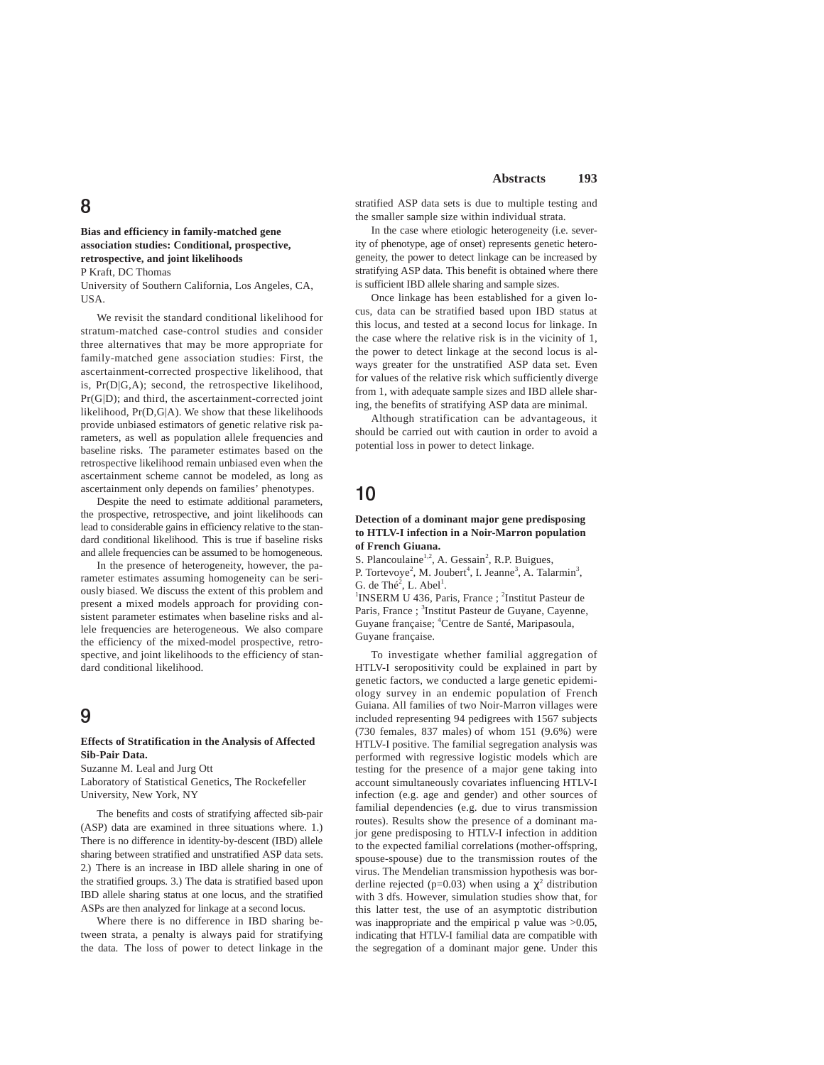## 8

**Bias and efficiency in family-matched gene association studies: Conditional, prospective, retrospective, and joint likelihoods**

P Kraft, DC Thomas

University of Southern California, Los Angeles, CA, USA.

We revisit the standard conditional likelihood for stratum-matched case-control studies and consider three alternatives that may be more appropriate for family-matched gene association studies: First, the ascertainment-corrected prospective likelihood, that is, Pr(D|G,A); second, the retrospective likelihood, Pr(G|D); and third, the ascertainment-corrected joint likelihood, Pr(D,G|A). We show that these likelihoods provide unbiased estimators of genetic relative risk parameters, as well as population allele frequencies and baseline risks. The parameter estimates based on the retrospective likelihood remain unbiased even when the ascertainment scheme cannot be modeled, as long as ascertainment only depends on families' phenotypes.

Despite the need to estimate additional parameters, the prospective, retrospective, and joint likelihoods can lead to considerable gains in efficiency relative to the standard conditional likelihood. This is true if baseline risks and allele frequencies can be assumed to be homogeneous.

In the presence of heterogeneity, however, the parameter estimates assuming homogeneity can be seriously biased. We discuss the extent of this problem and present a mixed models approach for providing consistent parameter estimates when baseline risks and allele frequencies are heterogeneous. We also compare the efficiency of the mixed-model prospective, retrospective, and joint likelihoods to the efficiency of standard conditional likelihood.

## 9

**Effects of Stratification in the Analysis of Affected Sib-Pair Data.**

Suzanne M. Leal and Jurg Ott

Laboratory of Statistical Genetics, The Rockefeller University, New York, NY

The benefits and costs of stratifying affected sib-pair (ASP) data are examined in three situations where. 1.) There is no difference in identity-by-descent (IBD) allele sharing between stratified and unstratified ASP data sets. 2.) There is an increase in IBD allele sharing in one of the stratified groups. 3.) The data is stratified based upon IBD allele sharing status at one locus, and the stratified ASPs are then analyzed for linkage at a second locus.

Where there is no difference in IBD sharing between strata, a penalty is always paid for stratifying the data. The loss of power to detect linkage in the stratified ASP data sets is due to multiple testing and the smaller sample size within individual strata.

In the case where etiologic heterogeneity (i.e. severity of phenotype, age of onset) represents genetic heterogeneity, the power to detect linkage can be increased by stratifying ASP data. This benefit is obtained where there is sufficient IBD allele sharing and sample sizes.

Once linkage has been established for a given locus, data can be stratified based upon IBD status at this locus, and tested at a second locus for linkage. In the case where the relative risk is in the vicinity of 1, the power to detect linkage at the second locus is always greater for the unstratified ASP data set. Even for values of the relative risk which sufficiently diverge from 1, with adequate sample sizes and IBD allele sharing, the benefits of stratifying ASP data are minimal.

Although stratification can be advantageous, it should be carried out with caution in order to avoid a potential loss in power to detect linkage.

## 10

**Detection of a dominant major gene predisposing to HTLV-I infection in a Noir-Marron population of French Giuana.**

S. Plancoulaine[1,2], A. Gessain[2], R.P. Buigues, P. Tortevoye[2], M. Joubert[4], I. Jeanne[3], A. Talarmin[3], G. de Thé[2], L. Abel[1].

[1]INSERM U 436, Paris, France ; [2]Institut Pasteur de Paris, France ; [3]Institut Pasteur de Guyane, Cayenne, Guyane française; [4]Centre de Santé, Maripasoula, Guyane française.

To investigate whether familial aggregation of HTLV-I seropositivity could be explained in part by genetic factors, we conducted a large genetic epidemiology survey in an endemic population of French Guiana. All families of two Noir-Marron villages were included representing 94 pedigrees with 1567 subjects (730 females, 837 males) of whom 151 (9.6%) were HTLV-I positive. The familial segregation analysis was performed with regressive logistic models which are testing for the presence of a major gene taking into account simultaneously covariates influencing HTLV-I infection (e.g. age and gender) and other sources of familial dependencies (e.g. due to virus transmission routes). Results show the presence of a dominant major gene predisposing to HTLV-I infection in addition to the expected familial correlations (mother-offspring, spouse-spouse) due to the transmission routes of the virus. The Mendelian transmission hypothesis was borderline rejected ($p=0.03$) when using a $\chi^2$ distribution with 3 dfs. However, simulation studies show that, for this latter test, the use of an asymptotic distribution was inappropriate and the empirical p value was $>0.05$, indicating that HTLV-I familial data are compatible with the segregation of a dominant major gene. Under this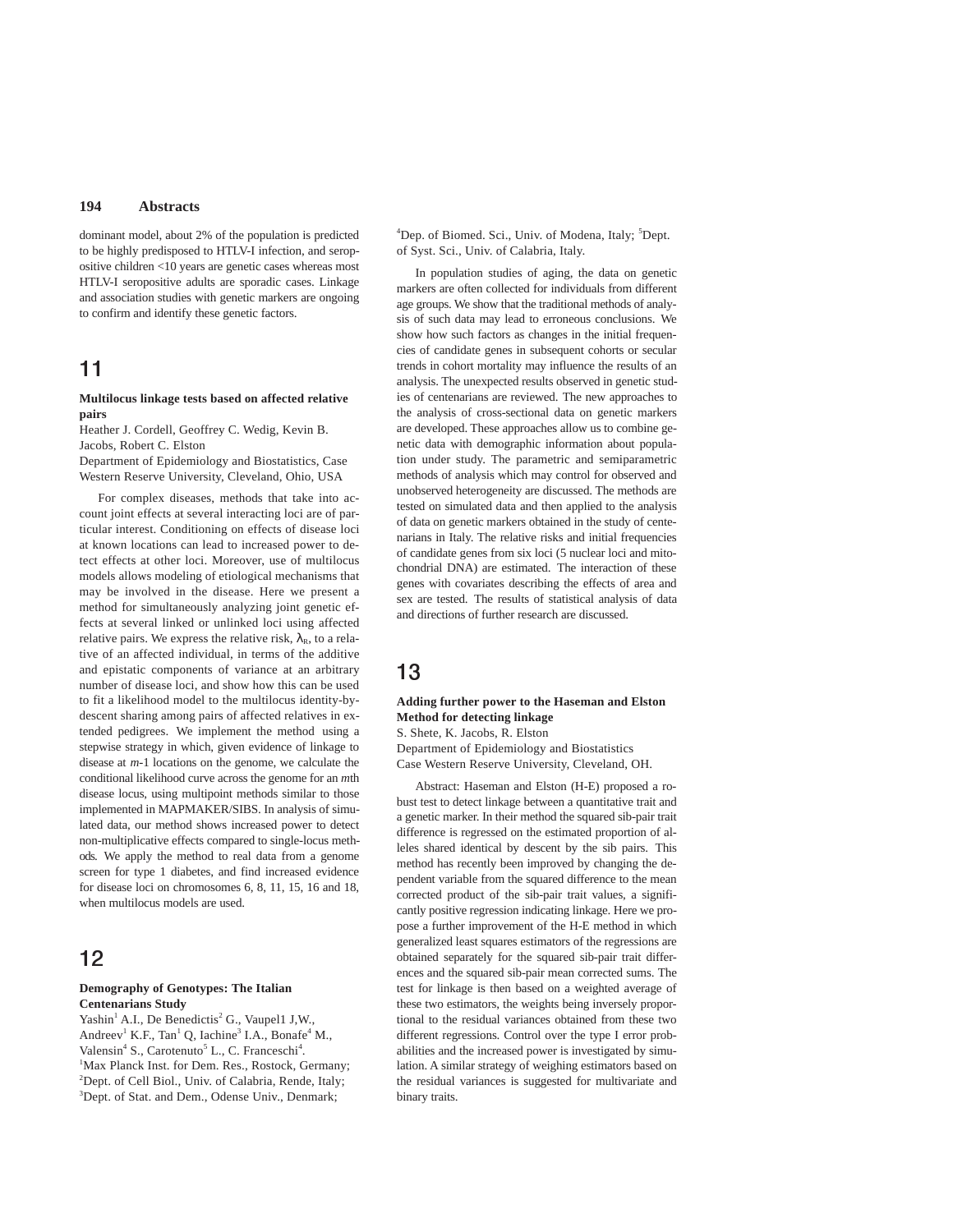dominant model, about 2% of the population is predicted to be highly predisposed to HTLV-I infection, and seropositive children <10 years are genetic cases whereas most HTLV-I seropositive adults are sporadic cases. Linkage and association studies with genetic markers are ongoing to confirm and identify these genetic factors.

## 11

**Multilocus linkage tests based on affected relative pairs**

Heather J. Cordell, Geoffrey C. Wedig, Kevin B. Jacobs, Robert C. Elston

Department of Epidemiology and Biostatistics, Case Western Reserve University, Cleveland, Ohio, USA

For complex diseases, methods that take into account joint effects at several interacting loci are of particular interest. Conditioning on effects of disease loci at known locations can lead to increased power to detect effects at other loci. Moreover, use of multilocus models allows modeling of etiological mechanisms that may be involved in the disease. Here we present a method for simultaneously analyzing joint genetic effects at several linked or unlinked loci using affected relative pairs. We express the relative risk, $\lambda_R$, to a relative of an affected individual, in terms of the additive and epistatic components of variance at an arbitrary number of disease loci, and show how this can be used to fit a likelihood model to the multilocus identity-by-descent sharing among pairs of affected relatives in extended pedigrees. We implement the method using a stepwise strategy in which, given evidence of linkage to disease at $m$-1 locations on the genome, we calculate the conditional likelihood curve across the genome for an $m$th disease locus, using multipoint methods similar to those implemented in MAPMAKER/SIBS. In analysis of simulated data, our method shows increased power to detect non-multiplicative effects compared to single-locus methods. We apply the method to real data from a genome screen for type 1 diabetes, and find increased evidence for disease loci on chromosomes 6, 8, 11, 15, 16 and 18, when multilocus models are used.

## 12

**Demography of Genotypes: The Italian Centenarians Study**

Yashin[1] A.I., De Benedictis[2] G., Vaupel1 J,W., Andreev[1] K.F., Tan[1] Q, Iachine[3] I.A., Bonafe[4] M., Valensin[4] S., Carotenuto[5] L., C. Franceschi[4].

[1]Max Planck Inst. for Dem. Res., Rostock, Germany; [2]Dept. of Cell Biol., Univ. of Calabria, Rende, Italy; [3]Dept. of Stat. and Dem., Odense Univ., Denmark; [4]Dep. of Biomed. Sci., Univ. of Modena, Italy; [5]Dept. of Syst. Sci., Univ. of Calabria, Italy.

In population studies of aging, the data on genetic markers are often collected for individuals from different age groups. We show that the traditional methods of analysis of such data may lead to erroneous conclusions. We show how such factors as changes in the initial frequencies of candidate genes in subsequent cohorts or secular trends in cohort mortality may influence the results of an analysis. The unexpected results observed in genetic studies of centenarians are reviewed. The new approaches to the analysis of cross-sectional data on genetic markers are developed. These approaches allow us to combine genetic data with demographic information about population under study. The parametric and semiparametric methods of analysis which may control for observed and unobserved heterogeneity are discussed. The methods are tested on simulated data and then applied to the analysis of data on genetic markers obtained in the study of centenarians in Italy. The relative risks and initial frequencies of candidate genes from six loci (5 nuclear loci and mitochondrial DNA) are estimated. The interaction of these genes with covariates describing the effects of area and sex are tested. The results of statistical analysis of data and directions of further research are discussed.

## 13

**Adding further power to the Haseman and Elston Method for detecting linkage**

S. Shete, K. Jacobs, R. Elston

Department of Epidemiology and Biostatistics
Case Western Reserve University, Cleveland, OH.

Abstract: Haseman and Elston (H-E) proposed a robust test to detect linkage between a quantitative trait and a genetic marker. In their method the squared sib-pair trait difference is regressed on the estimated proportion of alleles shared identical by descent by the sib pairs. This method has recently been improved by changing the dependent variable from the squared difference to the mean corrected product of the sib-pair trait values, a significantly positive regression indicating linkage. Here we propose a further improvement of the H-E method in which generalized least squares estimators of the regressions are obtained separately for the squared sib-pair trait differences and the squared sib-pair mean corrected sums. The test for linkage is then based on a weighted average of these two estimators, the weights being inversely proportional to the residual variances obtained from these two different regressions. Control over the type I error probabilities and the increased power is investigated by simulation. A similar strategy of weighing estimators based on the residual variances is suggested for multivariate and binary traits.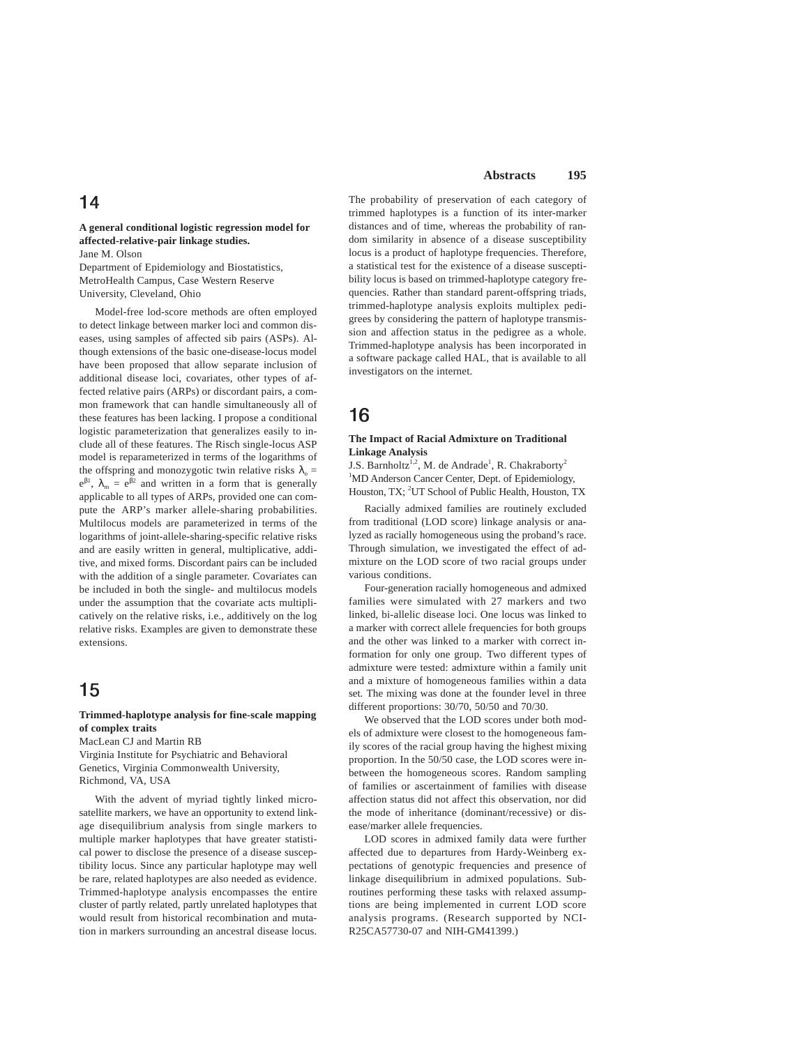## 14

**A general conditional logistic regression model for affected-relative-pair linkage studies.**

Jane M. Olson

Department of Epidemiology and Biostatistics, MetroHealth Campus, Case Western Reserve University, Cleveland, Ohio

Model-free lod-score methods are often employed to detect linkage between marker loci and common diseases, using samples of affected sib pairs (ASPs). Although extensions of the basic one-disease-locus model have been proposed that allow separate inclusion of additional disease loci, covariates, other types of affected relative pairs (ARPs) or discordant pairs, a common framework that can handle simultaneously all of these features has been lacking. I propose a conditional logistic parameterization that generalizes easily to include all of these features. The Risch single-locus ASP model is reparameterized in terms of the logarithms of the offspring and monozygotic twin relative risks $\lambda_o = e^{\beta 1}$, $\lambda_m = e^{\beta 2}$ and written in a form that is generally applicable to all types of ARPs, provided one can compute the ARP's marker allele-sharing probabilities. Multilocus models are parameterized in terms of the logarithms of joint-allele-sharing-specific relative risks and are easily written in general, multiplicative, additive, and mixed forms. Discordant pairs can be included with the addition of a single parameter. Covariates can be included in both the single- and multilocus models under the assumption that the covariate acts multiplicatively on the relative risks, i.e., additively on the log relative risks. Examples are given to demonstrate these extensions.

## 15

**Trimmed-haplotype analysis for fine-scale mapping of complex traits**

MacLean CJ and Martin RB

Virginia Institute for Psychiatric and Behavioral Genetics, Virginia Commonwealth University, Richmond, VA, USA

With the advent of myriad tightly linked microsatellite markers, we have an opportunity to extend linkage disequilibrium analysis from single markers to multiple marker haplotypes that have greater statistical power to disclose the presence of a disease susceptibility locus. Since any particular haplotype may well be rare, related haplotypes are also needed as evidence. Trimmed-haplotype analysis encompasses the entire cluster of partly related, partly unrelated haplotypes that would result from historical recombination and mutation in markers surrounding an ancestral disease locus. The probability of preservation of each category of trimmed haplotypes is a function of its inter-marker distances and of time, whereas the probability of random similarity in absence of a disease susceptibility locus is a product of haplotype frequencies. Therefore, a statistical test for the existence of a disease susceptibility locus is based on trimmed-haplotype category frequencies. Rather than standard parent-offspring triads, trimmed-haplotype analysis exploits multiplex pedigrees by considering the pattern of haplotype transmission and affection status in the pedigree as a whole. Trimmed-haplotype analysis has been incorporated in a software package called HAL, that is available to all investigators on the internet.

## 16

**The Impact of Racial Admixture on Traditional Linkage Analysis**

J.S. Barnholtz[1,2], M. de Andrade[1], R. Chakraborty[2]

[1]MD Anderson Cancer Center, Dept. of Epidemiology, Houston, TX; [2]UT School of Public Health, Houston, TX

Racially admixed families are routinely excluded from traditional (LOD score) linkage analysis or analyzed as racially homogeneous using the proband's race. Through simulation, we investigated the effect of admixture on the LOD score of two racial groups under various conditions.

Four-generation racially homogeneous and admixed families were simulated with 27 markers and two linked, bi-allelic disease loci. One locus was linked to a marker with correct allele frequencies for both groups and the other was linked to a marker with correct information for only one group. Two different types of admixture were tested: admixture within a family unit and a mixture of homogeneous families within a data set. The mixing was done at the founder level in three different proportions: 30/70, 50/50 and 70/30.

We observed that the LOD scores under both models of admixture were closest to the homogeneous family scores of the racial group having the highest mixing proportion. In the 50/50 case, the LOD scores were in-between the homogeneous scores. Random sampling of families or ascertainment of families with disease affection status did not affect this observation, nor did the mode of inheritance (dominant/recessive) or disease/marker allele frequencies.

LOD scores in admixed family data were further affected due to departures from Hardy-Weinberg expectations of genotypic frequencies and presence of linkage disequilibrium in admixed populations. Subroutines performing these tasks with relaxed assumptions are being implemented in current LOD score analysis programs. (Research supported by NCI-R25CA57730-07 and NIH-GM41399.)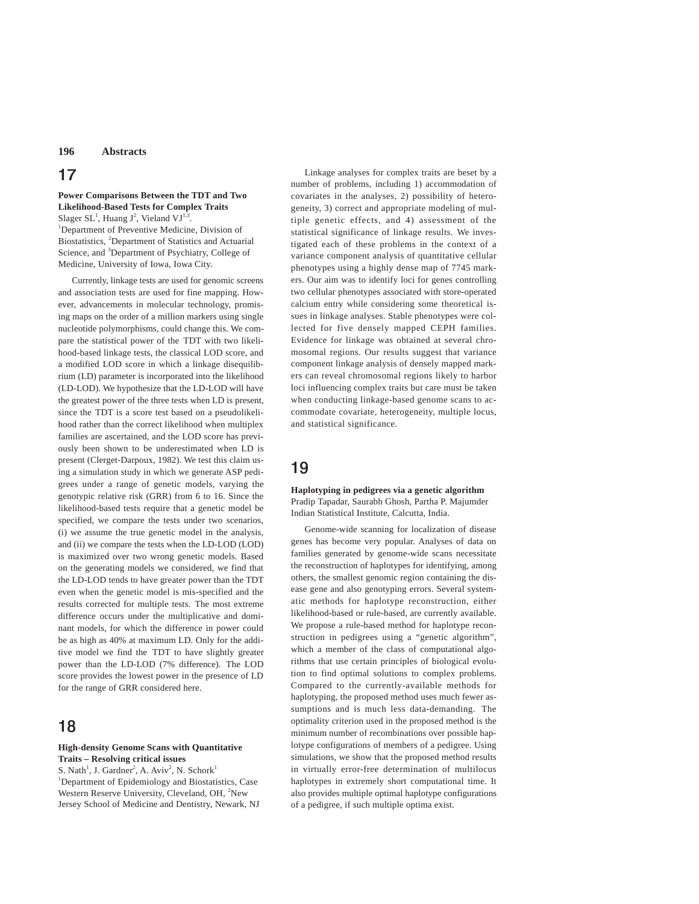## 17

**Power Comparisons Between the TDT and Two Likelihood-Based Tests for Complex Traits**

Slager SL[1], Huang J[2], Vieland VJ[1,3].

[1]Department of Preventive Medicine, Division of Biostatistics, [2]Department of Statistics and Actuarial Science, and [3]Department of Psychiatry, College of Medicine, University of Iowa, Iowa City.

Currently, linkage tests are used for genomic screens and association tests are used for fine mapping. However, advancements in molecular technology, promising maps on the order of a million markers using single nucleotide polymorphisms, could change this. We compare the statistical power of the TDT with two likelihood-based linkage tests, the classical LOD score, and a modified LOD score in which a linkage disequilibrium (LD) parameter is incorporated into the likelihood (LD-LOD). We hypothesize that the LD-LOD will have the greatest power of the three tests when LD is present, since the TDT is a score test based on a pseudolikelihood rather than the correct likelihood when multiplex families are ascertained, and the LOD score has previously been shown to be underestimated when LD is present (Clerget-Darpoux, 1982). We test this claim using a simulation study in which we generate ASP pedigrees under a range of genetic models, varying the genotypic relative risk (GRR) from 6 to 16. Since the likelihood-based tests require that a genetic model be specified, we compare the tests under two scenarios, (i) we assume the true genetic model in the analysis, and (ii) we compare the tests when the LD-LOD (LOD) is maximized over two wrong genetic models. Based on the generating models we considered, we find that the LD-LOD tends to have greater power than the TDT even when the genetic model is mis-specified and the results corrected for multiple tests. The most extreme difference occurs under the multiplicative and dominant models, for which the difference in power could be as high as 40% at maximum LD. Only for the additive model we find the TDT to have slightly greater power than the LD-LOD (7% difference). The LOD score provides the lowest power in the presence of LD for the range of GRR considered here.

## 18

**High-density Genome Scans with Quantitative Traits – Resolving critical issues**

S. Nath[1], J. Gardner[2], A. Aviv[2], N. Schork[1]

[1]Department of Epidemiology and Biostatistics, Case Western Reserve University, Cleveland, OH, [2]New Jersey School of Medicine and Dentistry, Newark, NJ

Linkage analyses for complex traits are beset by a number of problems, including 1) accommodation of covariates in the analyses, 2) possibility of heterogeneity, 3) correct and appropriate modeling of multiple genetic effects, and 4) assessment of the statistical significance of linkage results. We investigated each of these problems in the context of a variance component analysis of quantitative cellular phenotypes using a highly dense map of 7745 markers. Our aim was to identify loci for genes controlling two cellular phenotypes associated with store-operated calcium entry while considering some theoretical issues in linkage analyses. Stable phenotypes were collected for five densely mapped CEPH families. Evidence for linkage was obtained at several chromosomal regions. Our results suggest that variance component linkage analysis of densely mapped markers can reveal chromosomal regions likely to harbor loci influencing complex traits but care must be taken when conducting linkage-based genome scans to accommodate covariate, heterogeneity, multiple locus, and statistical significance.

## 19

**Haplotyping in pedigrees via a genetic algorithm**

Pradip Tapadar, Saurabh Ghosh, Partha P. Majumder

Indian Statistical Institute, Calcutta, India.

Genome-wide scanning for localization of disease genes has become very popular. Analyses of data on families generated by genome-wide scans necessitate the reconstruction of haplotypes for identifying, among others, the smallest genomic region containing the disease gene and also genotyping errors. Several systematic methods for haplotype reconstruction, either likelihood-based or rule-based, are currently available. We propose a rule-based method for haplotype reconstruction in pedigrees using a "genetic algorithm", which a member of the class of computational algorithms that use certain principles of biological evolution to find optimal solutions to complex problems. Compared to the currently-available methods for haplotyping, the proposed method uses much fewer assumptions and is much less data-demanding. The optimality criterion used in the proposed method is the minimum number of recombinations over possible haplotype configurations of members of a pedigree. Using simulations, we show that the proposed method results in virtually error-free determination of multilocus haplotypes in extremely short computational time. It also provides multiple optimal haplotype configurations of a pedigree, if such multiple optima exist.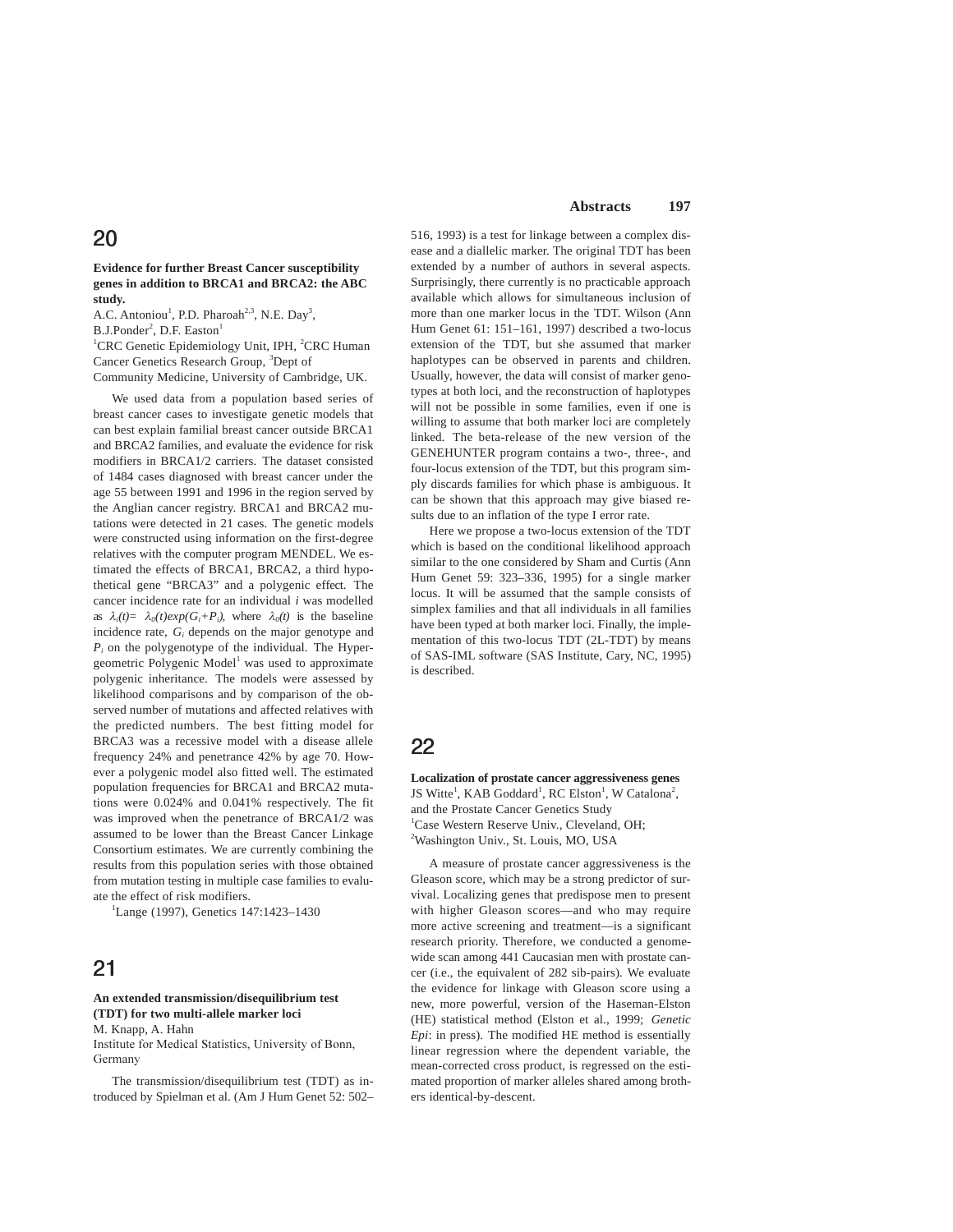## 20

**Evidence for further Breast Cancer susceptibility genes in addition to BRCA1 and BRCA2: the ABC study.**

A.C. Antoniou[1], P.D. Pharoah[2,3], N.E. Day[3], B.J.Ponder[2], D.F. Easton[1]

[1]CRC Genetic Epidemiology Unit, IPH, [2]CRC Human Cancer Genetics Research Group, [3]Dept of Community Medicine, University of Cambridge, UK.

We used data from a population based series of breast cancer cases to investigate genetic models that can best explain familial breast cancer outside BRCA1 and BRCA2 families, and evaluate the evidence for risk modifiers in BRCA1/2 carriers. The dataset consisted of 1484 cases diagnosed with breast cancer under the age 55 between 1991 and 1996 in the region served by the Anglian cancer registry. BRCA1 and BRCA2 mutations were detected in 21 cases. The genetic models were constructed using information on the first-degree relatives with the computer program MENDEL. We estimated the effects of BRCA1, BRCA2, a third hypothetical gene "BRCA3" and a polygenic effect. The cancer incidence rate for an individual *i* was modelled as $\lambda_i(t) = \lambda_0(t)exp(G_i+P_i)$, where $\lambda_0(t)$ is the baseline incidence rate, $G_i$ depends on the major genotype and $P_i$ on the polygenotype of the individual. The Hypergeometric Polygenic Model[1] was used to approximate polygenic inheritance. The models were assessed by likelihood comparisons and by comparison of the observed number of mutations and affected relatives with the predicted numbers. The best fitting model for BRCA3 was a recessive model with a disease allele frequency 24% and penetrance 42% by age 70. However a polygenic model also fitted well. The estimated population frequencies for BRCA1 and BRCA2 mutations were 0.024% and 0.041% respectively. The fit was improved when the penetrance of BRCA1/2 was assumed to be lower than the Breast Cancer Linkage Consortium estimates. We are currently combining the results from this population series with those obtained from mutation testing in multiple case families to evaluate the effect of risk modifiers.

[1]Lange (1997), Genetics 147:1423–1430

## 21

**An extended transmission/disequilibrium test (TDT) for two multi-allele marker loci**

M. Knapp, A. Hahn

Institute for Medical Statistics, University of Bonn, Germany

The transmission/disequilibrium test (TDT) as introduced by Spielman et al. (Am J Hum Genet 52: 502–516, 1993) is a test for linkage between a complex disease and a diallelic marker. The original TDT has been extended by a number of authors in several aspects. Surprisingly, there currently is no practicable approach available which allows for simultaneous inclusion of more than one marker locus in the TDT. Wilson (Ann Hum Genet 61: 151–161, 1997) described a two-locus extension of the TDT, but she assumed that marker haplotypes can be observed in parents and children. Usually, however, the data will consist of marker genotypes at both loci, and the reconstruction of haplotypes will not be possible in some families, even if one is willing to assume that both marker loci are completely linked. The beta-release of the new version of the GENEHUNTER program contains a two-, three-, and four-locus extension of the TDT, but this program simply discards families for which phase is ambiguous. It can be shown that this approach may give biased results due to an inflation of the type I error rate.

Here we propose a two-locus extension of the TDT which is based on the conditional likelihood approach similar to the one considered by Sham and Curtis (Ann Hum Genet 59: 323–336, 1995) for a single marker locus. It will be assumed that the sample consists of simplex families and that all individuals in all families have been typed at both marker loci. Finally, the implementation of this two-locus TDT (2L-TDT) by means of SAS-IML software (SAS Institute, Cary, NC, 1995) is described.

## 22

**Localization of prostate cancer aggressiveness genes**

JS Witte[1], KAB Goddard[1], RC Elston[1], W Catalona[2], and the Prostate Cancer Genetics Study

[1]Case Western Reserve Univ., Cleveland, OH; [2]Washington Univ., St. Louis, MO, USA

A measure of prostate cancer aggressiveness is the Gleason score, which may be a strong predictor of survival. Localizing genes that predispose men to present with higher Gleason scores—and who may require more active screening and treatment—is a significant research priority. Therefore, we conducted a genome-wide scan among 441 Caucasian men with prostate cancer (i.e., the equivalent of 282 sib-pairs). We evaluate the evidence for linkage with Gleason score using a new, more powerful, version of the Haseman-Elston (HE) statistical method (Elston et al., 1999; *Genetic Epi*: in press). The modified HE method is essentially linear regression where the dependent variable, the mean-corrected cross product, is regressed on the estimated proportion of marker alleles shared among brothers identical-by-descent.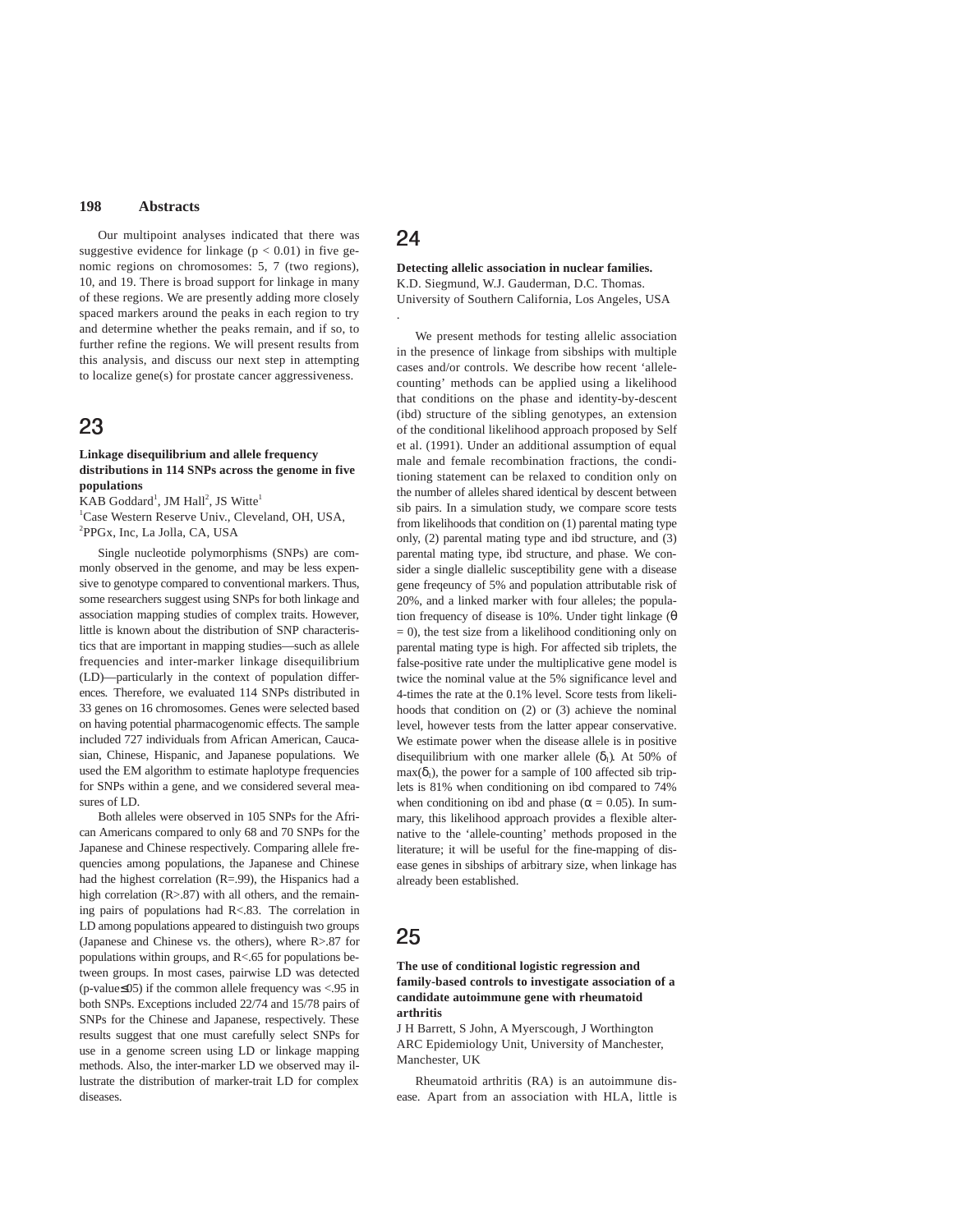Our multipoint analyses indicated that there was suggestive evidence for linkage ($p < 0.01$) in five genomic regions on chromosomes: 5, 7 (two regions), 10, and 19. There is broad support for linkage in many of these regions. We are presently adding more closely spaced markers around the peaks in each region to try and determine whether the peaks remain, and if so, to further refine the regions. We will present results from this analysis, and discuss our next step in attempting to localize gene(s) for prostate cancer aggressiveness.

# 23

**Linkage disequilibrium and allele frequency distributions in 114 SNPs across the genome in five populations**

KAB Goddard[1], JM Hall[2], JS Witte[1]

[1]Case Western Reserve Univ., Cleveland, OH, USA, [2]PPGx, Inc, La Jolla, CA, USA

Single nucleotide polymorphisms (SNPs) are commonly observed in the genome, and may be less expensive to genotype compared to conventional markers. Thus, some researchers suggest using SNPs for both linkage and association mapping studies of complex traits. However, little is known about the distribution of SNP characteristics that are important in mapping studies—such as allele frequencies and inter-marker linkage disequilibrium (LD)—particularly in the context of population differences. Therefore, we evaluated 114 SNPs distributed in 33 genes on 16 chromosomes. Genes were selected based on having potential pharmacogenomic effects. The sample included 727 individuals from African American, Caucasian, Chinese, Hispanic, and Japanese populations. We used the EM algorithm to estimate haplotype frequencies for SNPs within a gene, and we considered several measures of LD.

Both alleles were observed in 105 SNPs for the African Americans compared to only 68 and 70 SNPs for the Japanese and Chinese respectively. Comparing allele frequencies among populations, the Japanese and Chinese had the highest correlation (R=.99), the Hispanics had a high correlation (R>.87) with all others, and the remaining pairs of populations had R<.83. The correlation in LD among populations appeared to distinguish two groups (Japanese and Chinese vs. the others), where R>.87 for populations within groups, and R<.65 for populations between groups. In most cases, pairwise LD was detected (p-value≤.05) if the common allele frequency was <.95 in both SNPs. Exceptions included 22/74 and 15/78 pairs of SNPs for the Chinese and Japanese, respectively. These results suggest that one must carefully select SNPs for use in a genome screen using LD or linkage mapping methods. Also, the inter-marker LD we observed may illustrate the distribution of marker-trait LD for complex diseases.

# 24

**Detecting allelic association in nuclear families.**

K.D. Siegmund, W.J. Gauderman, D.C. Thomas.
University of Southern California, Los Angeles, USA
.

We present methods for testing allelic association in the presence of linkage from sibships with multiple cases and/or controls. We describe how recent 'allele-counting' methods can be applied using a likelihood that conditions on the phase and identity-by-descent (ibd) structure of the sibling genotypes, an extension of the conditional likelihood approach proposed by Self et al. (1991). Under an additional assumption of equal male and female recombination fractions, the conditioning statement can be relaxed to condition only on the number of alleles shared identical by descent between sib pairs. In a simulation study, we compare score tests from likelihoods that condition on (1) parental mating type only, (2) parental mating type and ibd structure, and (3) parental mating type, ibd structure, and phase. We consider a single diallelic susceptibility gene with a disease gene freqeuncy of 5% and population attributable risk of 20%, and a linked marker with four alleles; the population frequency of disease is 10%. Under tight linkage ($\theta = 0$), the test size from a likelihood conditioning only on parental mating type is high. For affected sib triplets, the false-positive rate under the multiplicative gene model is twice the nominal value at the 5% significance level and 4-times the rate at the 0.1% level. Score tests from likelihoods that condition on (2) or (3) achieve the nominal level, however tests from the latter appear conservative. We estimate power when the disease allele is in positive disequilibrium with one marker allele ($\delta_1$). At 50% of $\max(\delta_1)$, the power for a sample of 100 affected sib triplets is 81% when conditioning on ibd compared to 74% when conditioning on ibd and phase ($\alpha = 0.05$). In summary, this likelihood approach provides a flexible alternative to the 'allele-counting' methods proposed in the literature; it will be useful for the fine-mapping of disease genes in sibships of arbitrary size, when linkage has already been established.

# 25

**The use of conditional logistic regression and family-based controls to investigate association of a candidate autoimmune gene with rheumatoid arthritis**

J H Barrett, S John, A Myerscough, J Worthington
ARC Epidemiology Unit, University of Manchester, Manchester, UK

Rheumatoid arthritis (RA) is an autoimmune disease. Apart from an association with HLA, little is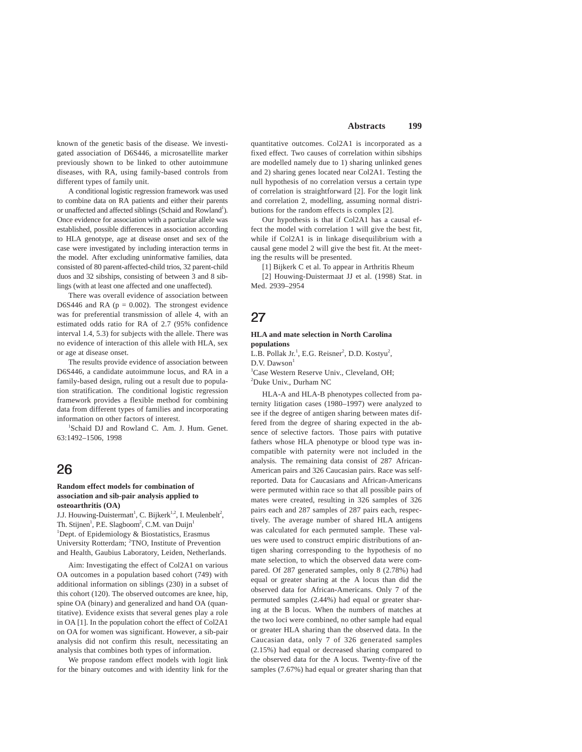known of the genetic basis of the disease. We investigated association of D6S446, a microsatellite marker previously shown to be linked to other autoimmune diseases, with RA, using family-based controls from different types of family unit.

A conditional logistic regression framework was used to combine data on RA patients and either their parents or unaffected and affected siblings (Schaid and Rowland[1]). Once evidence for association with a particular allele was established, possible differences in association according to HLA genotype, age at disease onset and sex of the case were investigated by including interaction terms in the model. After excluding uninformative families, data consisted of 80 parent-affected-child trios, 32 parent-child duos and 32 sibships, consisting of between 3 and 8 siblings (with at least one affected and one unaffected).

There was overall evidence of association between D6S446 and RA ($p = 0.002$). The strongest evidence was for preferential transmission of allele 4, with an estimated odds ratio for RA of 2.7 (95% confidence interval 1.4, 5.3) for subjects with the allele. There was no evidence of interaction of this allele with HLA, sex or age at disease onset.

The results provide evidence of association between D6S446, a candidate autoimmune locus, and RA in a family-based design, ruling out a result due to population stratification. The conditional logistic regression framework provides a flexible method for combining data from different types of families and incorporating information on other factors of interest.

[1]Schaid DJ and Rowland C. Am. J. Hum. Genet. 63:1492–1506, 1998

# 26

**Random effect models for combination of association and sib-pair analysis applied to osteoarthritis (OA)**

J.J. Houwing-Duistermatt[1], C. Bijkerk[1,2], I. Meulenbelt[2], Th. Stijnen[1], P.E. Slagboom[2], C.M. van Duijn[1]

[1]Dept. of Epidemiology & Biostatistics, Erasmus University Rotterdam; [2]TNO, Institute of Prevention and Health, Gaubius Laboratory, Leiden, Netherlands.

Aim: Investigating the effect of Col2A1 on various OA outcomes in a population based cohort (749) with additional information on siblings (230) in a subset of this cohort (120). The observed outcomes are knee, hip, spine OA (binary) and generalized and hand OA (quantitative). Evidence exists that several genes play a role in OA [1]. In the population cohort the effect of Col2A1 on OA for women was significant. However, a sib-pair analysis did not confirm this result, necessitating an analysis that combines both types of information.

We propose random effect models with logit link for the binary outcomes and with identity link for the quantitative outcomes. Col2A1 is incorporated as a fixed effect. Two causes of correlation within sibships are modelled namely due to 1) sharing unlinked genes and 2) sharing genes located near Col2A1. Testing the null hypothesis of no correlation versus a certain type of correlation is straightforward [2]. For the logit link and correlation 2, modelling, assuming normal distributions for the random effects is complex [2].

Our hypothesis is that if Col2A1 has a causal effect the model with correlation 1 will give the best fit, while if Col2A1 is in linkage disequilibrium with a causal gene model 2 will give the best fit. At the meeting the results will be presented.

[1] Bijkerk C et al. To appear in Arthritis Rheum

[2] Houwing-Duistermaat JJ et al. (1998) Stat. in Med. 2939–2954

# 27

**HLA and mate selection in North Carolina populations**

L.B. Pollak Jr.[1], E.G. Reisner[2], D.D. Kostyu[2], D.V. Dawson[1]

[1]Case Western Reserve Univ., Cleveland, OH; [2]Duke Univ., Durham NC

HLA-A and HLA-B phenotypes collected from paternity litigation cases (1980–1997) were analyzed to see if the degree of antigen sharing between mates differed from the degree of sharing expected in the absence of selective factors. Those pairs with putative fathers whose HLA phenotype or blood type was incompatible with paternity were not included in the analysis. The remaining data consist of 287 African-American pairs and 326 Caucasian pairs. Race was self-reported. Data for Caucasians and African-Americans were permuted within race so that all possible pairs of mates were created, resulting in 326 samples of 326 pairs each and 287 samples of 287 pairs each, respectively. The average number of shared HLA antigens was calculated for each permuted sample. These values were used to construct empiric distributions of antigen sharing corresponding to the hypothesis of no mate selection, to which the observed data were compared. Of 287 generated samples, only 8 (2.78%) had equal or greater sharing at the A locus than did the observed data for African-Americans. Only 7 of the permuted samples (2.44%) had equal or greater sharing at the B locus. When the numbers of matches at the two loci were combined, no other sample had equal or greater HLA sharing than the observed data. In the Caucasian data, only 7 of 326 generated samples (2.15%) had equal or decreased sharing compared to the observed data for the A locus. Twenty-five of the samples (7.67%) had equal or greater sharing than that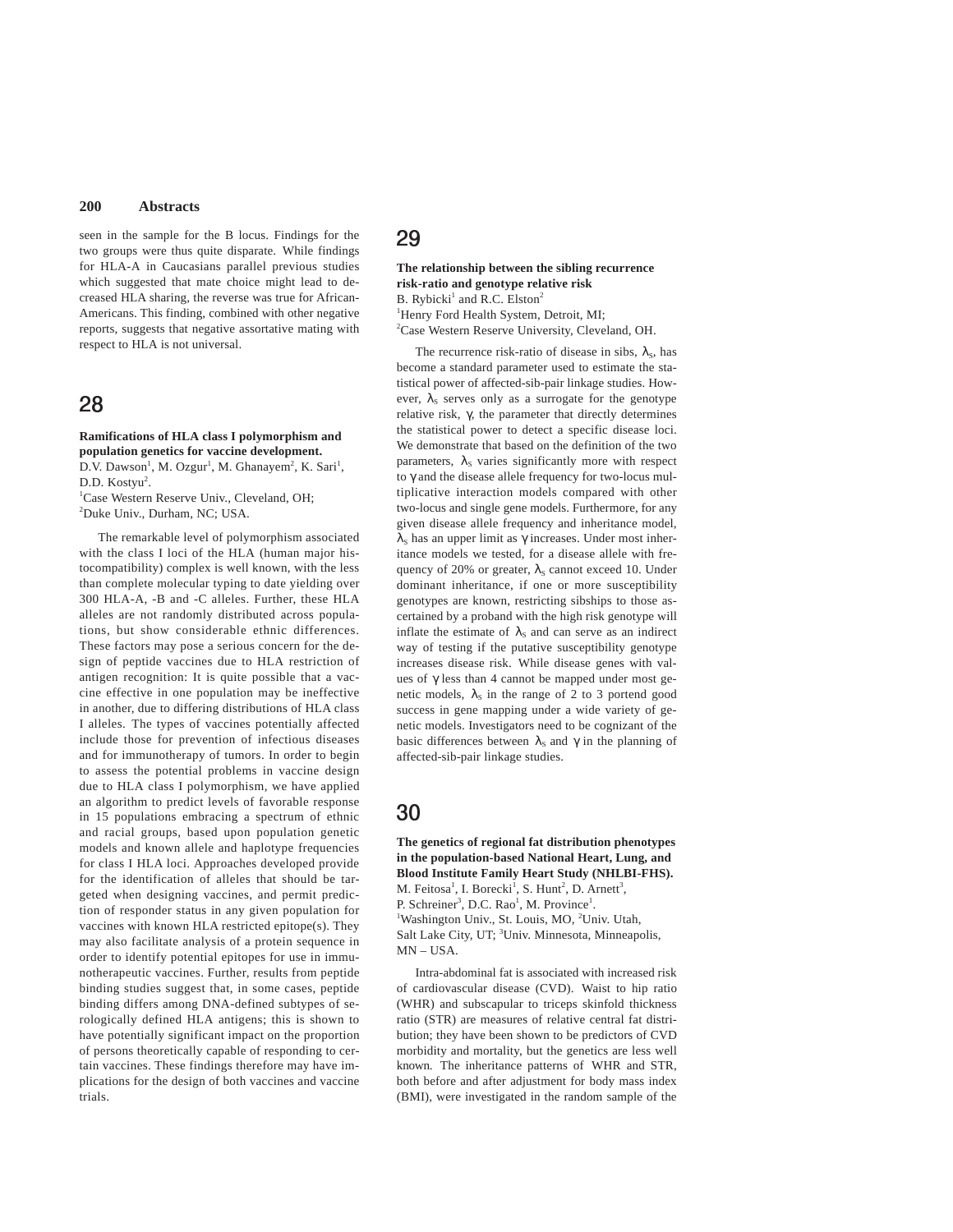seen in the sample for the B locus. Findings for the two groups were thus quite disparate. While findings for HLA-A in Caucasians parallel previous studies which suggested that mate choice might lead to decreased HLA sharing, the reverse was true for African-Americans. This finding, combined with other negative reports, suggests that negative assortative mating with respect to HLA is not universal.

## 28

**Ramifications of HLA class I polymorphism and population genetics for vaccine development.**

D.V. Dawson[1], M. Ozgur[1], M. Ghanayem[2], K. Sari[1], D.D. Kostyu[2].

[1]Case Western Reserve Univ., Cleveland, OH; [2]Duke Univ., Durham, NC; USA.

The remarkable level of polymorphism associated with the class I loci of the HLA (human major histocompatibility) complex is well known, with the less than complete molecular typing to date yielding over 300 HLA-A, -B and -C alleles. Further, these HLA alleles are not randomly distributed across populations, but show considerable ethnic differences. These factors may pose a serious concern for the design of peptide vaccines due to HLA restriction of antigen recognition: It is quite possible that a vaccine effective in one population may be ineffective in another, due to differing distributions of HLA class I alleles. The types of vaccines potentially affected include those for prevention of infectious diseases and for immunotherapy of tumors. In order to begin to assess the potential problems in vaccine design due to HLA class I polymorphism, we have applied an algorithm to predict levels of favorable response in 15 populations embracing a spectrum of ethnic and racial groups, based upon population genetic models and known allele and haplotype frequencies for class I HLA loci. Approaches developed provide for the identification of alleles that should be targeted when designing vaccines, and permit prediction of responder status in any given population for vaccines with known HLA restricted epitope(s). They may also facilitate analysis of a protein sequence in order to identify potential epitopes for use in immunotherapeutic vaccines. Further, results from peptide binding studies suggest that, in some cases, peptide binding differs among DNA-defined subtypes of serologically defined HLA antigens; this is shown to have potentially significant impact on the proportion of persons theoretically capable of responding to certain vaccines. These findings therefore may have implications for the design of both vaccines and vaccine trials.

## 29

**The relationship between the sibling recurrence risk-ratio and genotype relative risk**

B. Rybicki[1] and R.C. Elston[2]

[1]Henry Ford Health System, Detroit, MI; [2]Case Western Reserve University, Cleveland, OH.

The recurrence risk-ratio of disease in sibs, $\lambda_S$, has become a standard parameter used to estimate the statistical power of affected-sib-pair linkage studies. However, $\lambda_S$ serves only as a surrogate for the genotype relative risk, $\gamma$, the parameter that directly determines the statistical power to detect a specific disease loci. We demonstrate that based on the definition of the two parameters, $\lambda_S$ varies significantly more with respect to $\gamma$ and the disease allele frequency for two-locus multiplicative interaction models compared with other two-locus and single gene models. Furthermore, for any given disease allele frequency and inheritance model, $\lambda_S$ has an upper limit as $\gamma$ increases. Under most inheritance models we tested, for a disease allele with frequency of 20% or greater, $\lambda_S$ cannot exceed 10. Under dominant inheritance, if one or more susceptibility genotypes are known, restricting sibships to those ascertained by a proband with the high risk genotype will inflate the estimate of $\lambda_S$ and can serve as an indirect way of testing if the putative susceptibility genotype increases disease risk. While disease genes with values of $\gamma$ less than 4 cannot be mapped under most genetic models, $\lambda_S$ in the range of 2 to 3 portend good success in gene mapping under a wide variety of genetic models. Investigators need to be cognizant of the basic differences between $\lambda_S$ and $\gamma$ in the planning of affected-sib-pair linkage studies.

## 30

**The genetics of regional fat distribution phenotypes in the population-based National Heart, Lung, and Blood Institute Family Heart Study (NHLBI-FHS).**

M. Feitosa[1], I. Borecki[1], S. Hunt[2], D. Arnett[3], P. Schreiner[3], D.C. Rao[1], M. Province[1].

[1]Washington Univ., St. Louis, MO, [2]Univ. Utah, Salt Lake City, UT; [3]Univ. Minnesota, Minneapolis, MN – USA.

Intra-abdominal fat is associated with increased risk of cardiovascular disease (CVD). Waist to hip ratio (WHR) and subscapular to triceps skinfold thickness ratio (STR) are measures of relative central fat distribution; they have been shown to be predictors of CVD morbidity and mortality, but the genetics are less well known. The inheritance patterns of WHR and STR, both before and after adjustment for body mass index (BMI), were investigated in the random sample of the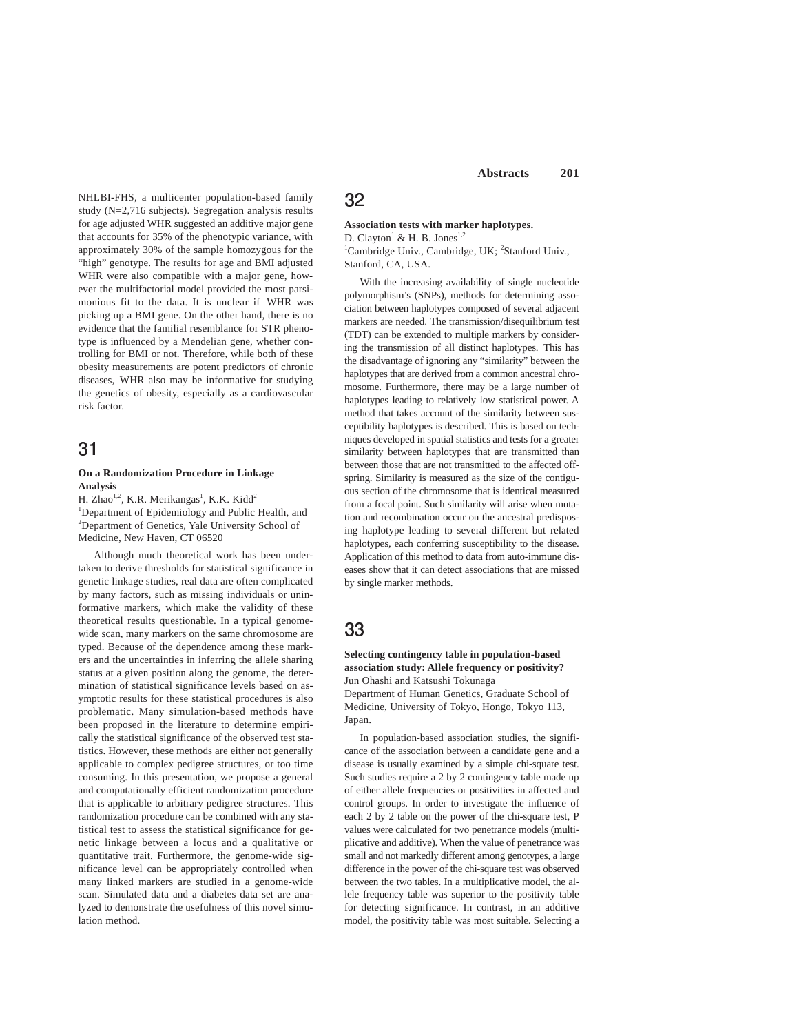NHLBI-FHS, a multicenter population-based family study (N=2,716 subjects). Segregation analysis results for age adjusted WHR suggested an additive major gene that accounts for 35% of the phenotypic variance, with approximately 30% of the sample homozygous for the "high" genotype. The results for age and BMI adjusted WHR were also compatible with a major gene, however the multifactorial model provided the most parsimonious fit to the data. It is unclear if WHR was picking up a BMI gene. On the other hand, there is no evidence that the familial resemblance for STR phenotype is influenced by a Mendelian gene, whether controlling for BMI or not. Therefore, while both of these obesity measurements are potent predictors of chronic diseases, WHR also may be informative for studying the genetics of obesity, especially as a cardiovascular risk factor.

## 31

**On a Randomization Procedure in Linkage Analysis**

H. Zhao[1,2], K.R. Merikangas[1], K.K. Kidd[2]

[1]Department of Epidemiology and Public Health, and [2]Department of Genetics, Yale University School of Medicine, New Haven, CT 06520

Although much theoretical work has been undertaken to derive thresholds for statistical significance in genetic linkage studies, real data are often complicated by many factors, such as missing individuals or uninformative markers, which make the validity of these theoretical results questionable. In a typical genome-wide scan, many markers on the same chromosome are typed. Because of the dependence among these markers and the uncertainties in inferring the allele sharing status at a given position along the genome, the determination of statistical significance levels based on asymptotic results for these statistical procedures is also problematic. Many simulation-based methods have been proposed in the literature to determine empirically the statistical significance of the observed test statistics. However, these methods are either not generally applicable to complex pedigree structures, or too time consuming. In this presentation, we propose a general and computationally efficient randomization procedure that is applicable to arbitrary pedigree structures. This randomization procedure can be combined with any statistical test to assess the statistical significance for genetic linkage between a locus and a qualitative or quantitative trait. Furthermore, the genome-wide significance level can be appropriately controlled when many linked markers are studied in a genome-wide scan. Simulated data and a diabetes data set are analyzed to demonstrate the usefulness of this novel simulation method.

## 32

**Association tests with marker haplotypes.**

D. Clayton[1] & H. B. Jones[1,2]

[1]Cambridge Univ., Cambridge, UK; [2]Stanford Univ., Stanford, CA, USA.

With the increasing availability of single nucleotide polymorphism's (SNPs), methods for determining association between haplotypes composed of several adjacent markers are needed. The transmission/disequilibrium test (TDT) can be extended to multiple markers by considering the transmission of all distinct haplotypes. This has the disadvantage of ignoring any "similarity" between the haplotypes that are derived from a common ancestral chromosome. Furthermore, there may be a large number of haplotypes leading to relatively low statistical power. A method that takes account of the similarity between susceptibility haplotypes is described. This is based on techniques developed in spatial statistics and tests for a greater similarity between haplotypes that are transmitted than between those that are not transmitted to the affected offspring. Similarity is measured as the size of the contiguous section of the chromosome that is identical measured from a focal point. Such similarity will arise when mutation and recombination occur on the ancestral predisposing haplotype leading to several different but related haplotypes, each conferring susceptibility to the disease. Application of this method to data from auto-immune diseases show that it can detect associations that are missed by single marker methods.

## 33

**Selecting contingency table in population-based association study: Allele frequency or positivity?**

Jun Ohashi and Katsushi Tokunaga

Department of Human Genetics, Graduate School of Medicine, University of Tokyo, Hongo, Tokyo 113, Japan.

In population-based association studies, the significance of the association between a candidate gene and a disease is usually examined by a simple chi-square test. Such studies require a 2 by 2 contingency table made up of either allele frequencies or positivities in affected and control groups. In order to investigate the influence of each 2 by 2 table on the power of the chi-square test, P values were calculated for two penetrance models (multiplicative and additive). When the value of penetrance was small and not markedly different among genotypes, a large difference in the power of the chi-square test was observed between the two tables. In a multiplicative model, the allele frequency table was superior to the positivity table for detecting significance. In contrast, in an additive model, the positivity table was most suitable. Selecting a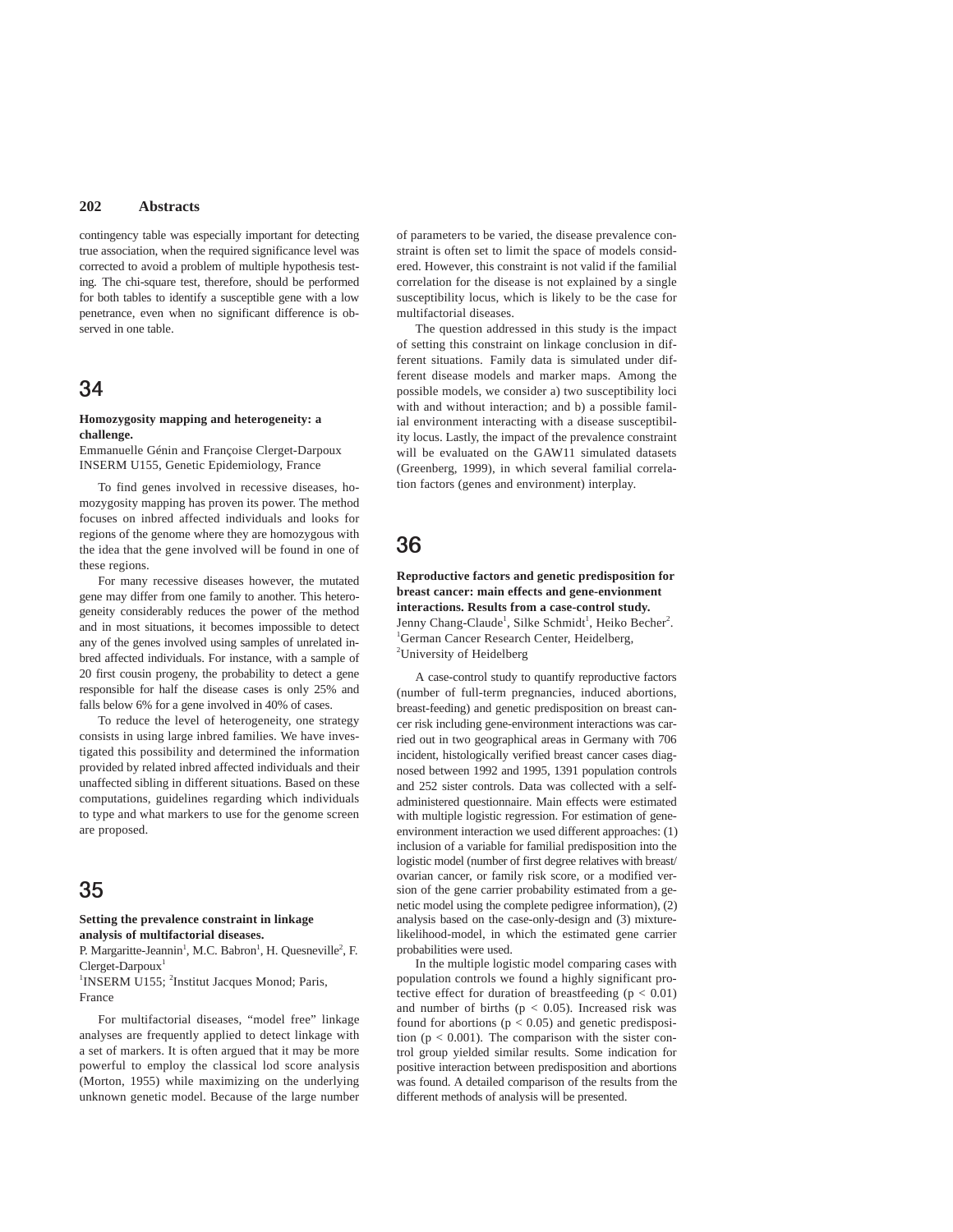contingency table was especially important for detecting true association, when the required significance level was corrected to avoid a problem of multiple hypothesis testing. The chi-square test, therefore, should be performed for both tables to identify a susceptible gene with a low penetrance, even when no significant difference is observed in one table.

## 34

**Homozygosity mapping and heterogeneity: a challenge.**

Emmanuelle Génin and Françoise Clerget-Darpoux
INSERM U155, Genetic Epidemiology, France

To find genes involved in recessive diseases, homozygosity mapping has proven its power. The method focuses on inbred affected individuals and looks for regions of the genome where they are homozygous with the idea that the gene involved will be found in one of these regions.

For many recessive diseases however, the mutated gene may differ from one family to another. This heterogeneity considerably reduces the power of the method and in most situations, it becomes impossible to detect any of the genes involved using samples of unrelated inbred affected individuals. For instance, with a sample of 20 first cousin progeny, the probability to detect a gene responsible for half the disease cases is only 25% and falls below 6% for a gene involved in 40% of cases.

To reduce the level of heterogeneity, one strategy consists in using large inbred families. We have investigated this possibility and determined the information provided by related inbred affected individuals and their unaffected sibling in different situations. Based on these computations, guidelines regarding which individuals to type and what markers to use for the genome screen are proposed.

## 35

**Setting the prevalence constraint in linkage analysis of multifactorial diseases.**

P. Margaritte-Jeannin[1], M.C. Babron[1], H. Quesneville[2], F. Clerget-Darpoux[1]
[1]INSERM U155; [2]Institut Jacques Monod; Paris, France

For multifactorial diseases, "model free" linkage analyses are frequently applied to detect linkage with a set of markers. It is often argued that it may be more powerful to employ the classical lod score analysis (Morton, 1955) while maximizing on the underlying unknown genetic model. Because of the large number of parameters to be varied, the disease prevalence constraint is often set to limit the space of models considered. However, this constraint is not valid if the familial correlation for the disease is not explained by a single susceptibility locus, which is likely to be the case for multifactorial diseases.

The question addressed in this study is the impact of setting this constraint on linkage conclusion in different situations. Family data is simulated under different disease models and marker maps. Among the possible models, we consider a) two susceptibility loci with and without interaction; and b) a possible familial environment interacting with a disease susceptibility locus. Lastly, the impact of the prevalence constraint will be evaluated on the GAW11 simulated datasets (Greenberg, 1999), in which several familial correlation factors (genes and environment) interplay.

## 36

**Reproductive factors and genetic predisposition for breast cancer: main effects and gene-envionment interactions. Results from a case-control study.**

Jenny Chang-Claude[1], Silke Schmidt[1], Heiko Becher[2].
[1]German Cancer Research Center, Heidelberg,
[2]University of Heidelberg

A case-control study to quantify reproductive factors (number of full-term pregnancies, induced abortions, breast-feeding) and genetic predisposition on breast cancer risk including gene-environment interactions was carried out in two geographical areas in Germany with 706 incident, histologically verified breast cancer cases diagnosed between 1992 and 1995, 1391 population controls and 252 sister controls. Data was collected with a self-administered questionnaire. Main effects were estimated with multiple logistic regression. For estimation of gene-environment interaction we used different approaches: (1) inclusion of a variable for familial predisposition into the logistic model (number of first degree relatives with breast/ovarian cancer, or family risk score, or a modified version of the gene carrier probability estimated from a genetic model using the complete pedigree information), (2) analysis based on the case-only-design and (3) mixture-likelihood-model, in which the estimated gene carrier probabilities were used.

In the multiple logistic model comparing cases with population controls we found a highly significant protective effect for duration of breastfeeding ($p < 0.01$) and number of births ($p < 0.05$). Increased risk was found for abortions ($p < 0.05$) and genetic predisposition ($p < 0.001$). The comparison with the sister control group yielded similar results. Some indication for positive interaction between predisposition and abortions was found. A detailed comparison of the results from the different methods of analysis will be presented.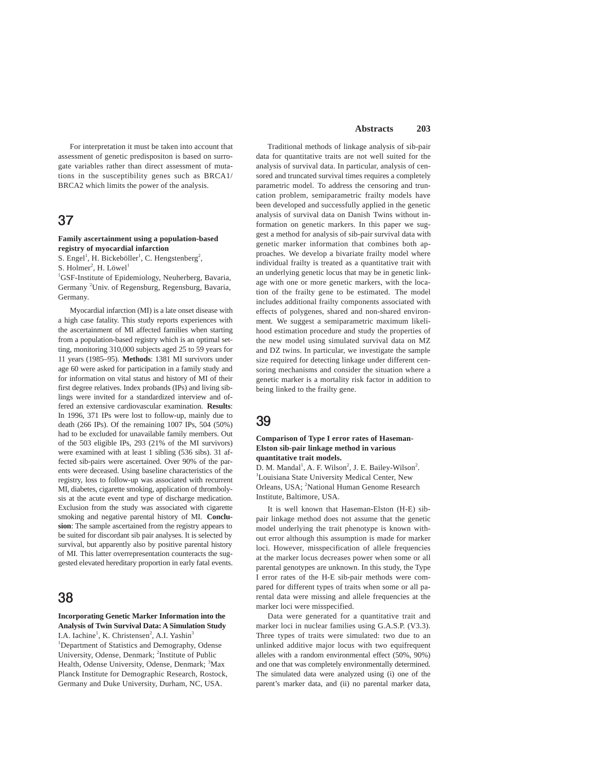For interpretation it must be taken into account that assessment of genetic predispositon is based on surrogate variables rather than direct assessment of mutations in the susceptibility genes such as BRCA1/BRCA2 which limits the power of the analysis.

# 37

**Family ascertainment using a population-based registry of myocardial infarction**

S. Engel[1], H. Bickeböller[1], C. Hengstenberg[2], S. Holmer[2], H. Löwel[1]

[1]GSF-Institute of Epidemiology, Neuherberg, Bavaria, Germany [2]Univ. of Regensburg, Regensburg, Bavaria, Germany.

Myocardial infarction (MI) is a late onset disease with a high case fatality. This study reports experiences with the ascertainment of MI affected families when starting from a population-based registry which is an optimal setting, monitoring 310,000 subjects aged 25 to 59 years for 11 years (1985–95). **Methods**: 1381 MI survivors under age 60 were asked for participation in a family study and for information on vital status and history of MI of their first degree relatives. Index probands (IPs) and living siblings were invited for a standardized interview and offered an extensive cardiovascular examination. **Results**: In 1996, 371 IPs were lost to follow-up, mainly due to death (266 IPs). Of the remaining 1007 IPs, 504 (50%) had to be excluded for unavailable family members. Out of the 503 eligible IPs, 293 (21% of the MI survivors) were examined with at least 1 sibling (536 sibs). 31 affected sib-pairs were ascertained. Over 90% of the parents were deceased. Using baseline characteristics of the registry, loss to follow-up was associated with recurrent MI, diabetes, cigarette smoking, application of thrombolysis at the acute event and type of discharge medication. Exclusion from the study was associated with cigarette smoking and negative parental history of MI. **Conclusion**: The sample ascertained from the registry appears to be suited for discordant sib pair analyses. It is selected by survival, but apparently also by positive parental history of MI. This latter overrepresentation counteracts the suggested elevated hereditary proportion in early fatal events.

# 38

**Incorporating Genetic Marker Information into the Analysis of Twin Survival Data: A Simulation Study**

I.A. Iachine[1], K. Christensen[2], A.I. Yashin[3]

[1]Department of Statistics and Demography, Odense University, Odense, Denmark; [2]Institute of Public Health, Odense University, Odense, Denmark; [3]Max Planck Institute for Demographic Research, Rostock, Germany and Duke University, Durham, NC, USA.

Traditional methods of linkage analysis of sib-pair data for quantitative traits are not well suited for the analysis of survival data. In particular, analysis of censored and truncated survival times requires a completely parametric model. To address the censoring and truncation problem, semiparametric frailty models have been developed and successfully applied in the genetic analysis of survival data on Danish Twins without information on genetic markers. In this paper we suggest a method for analysis of sib-pair survival data with genetic marker information that combines both approaches. We develop a bivariate frailty model where individual frailty is treated as a quantitative trait with an underlying genetic locus that may be in genetic linkage with one or more genetic markers, with the location of the frailty gene to be estimated. The model includes additional frailty components associated with effects of polygenes, shared and non-shared environment. We suggest a semiparametric maximum likelihood estimation procedure and study the properties of the new model using simulated survival data on MZ and DZ twins. In particular, we investigate the sample size required for detecting linkage under different censoring mechanisms and consider the situation where a genetic marker is a mortality risk factor in addition to being linked to the frailty gene.

# 39

**Comparison of Type I error rates of Haseman-Elston sib-pair linkage method in various quantitative trait models.**

D. M. Mandal[1], A. F. Wilson[2], J. E. Bailey-Wilson[2].

[1]Louisiana State University Medical Center, New Orleans, USA; [2]National Human Genome Research Institute, Baltimore, USA.

It is well known that Haseman-Elston (H-E) sib-pair linkage method does not assume that the genetic model underlying the trait phenotype is known without error although this assumption is made for marker loci. However, misspecification of allele frequencies at the marker locus decreases power when some or all parental genotypes are unknown. In this study, the Type I error rates of the H-E sib-pair methods were compared for different types of traits when some or all parental data were missing and allele frequencies at the marker loci were misspecified.

Data were generated for a quantitative trait and marker loci in nuclear families using G.A.S.P. (V3.3). Three types of traits were simulated: two due to an unlinked additive major locus with two equifrequent alleles with a random environmental effect (50%, 90%) and one that was completely environmentally determined. The simulated data were analyzed using (i) one of the parent's marker data, and (ii) no parental marker data,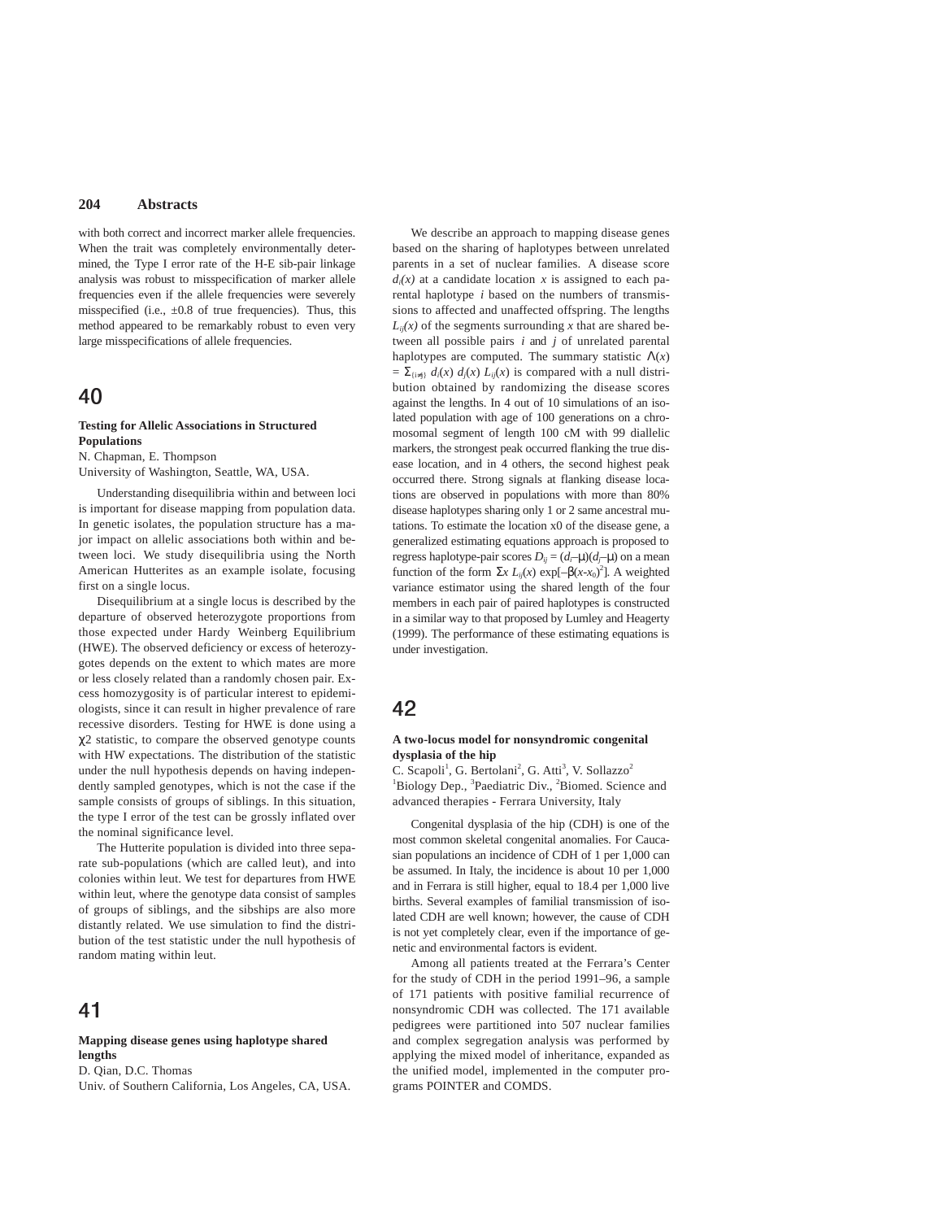with both correct and incorrect marker allele frequencies. When the trait was completely environmentally determined, the Type I error rate of the H-E sib-pair linkage analysis was robust to misspecification of marker allele frequencies even if the allele frequencies were severely misspecified (i.e., ±0.8 of true frequencies). Thus, this method appeared to be remarkably robust to even very large misspecifications of allele frequencies.

## 40

**Testing for Allelic Associations in Structured Populations**

N. Chapman, E. Thompson
University of Washington, Seattle, WA, USA.

Understanding disequilibria within and between loci is important for disease mapping from population data. In genetic isolates, the population structure has a major impact on allelic associations both within and between loci. We study disequilibria using the North American Hutterites as an example isolate, focusing first on a single locus.

Disequilibrium at a single locus is described by the departure of observed heterozygote proportions from those expected under Hardy Weinberg Equilibrium (HWE). The observed deficiency or excess of heterozygotes depends on the extent to which mates are more or less closely related than a randomly chosen pair. Excess homozygosity is of particular interest to epidemiologists, since it can result in higher prevalence of rare recessive disorders. Testing for HWE is done using a $\chi 2$ statistic, to compare the observed genotype counts with HW expectations. The distribution of the statistic under the null hypothesis depends on having independently sampled genotypes, which is not the case if the sample consists of groups of siblings. In this situation, the type I error of the test can be grossly inflated over the nominal significance level.

The Hutterite population is divided into three separate sub-populations (which are called leut), and into colonies within leut. We test for departures from HWE within leut, where the genotype data consist of samples of groups of siblings, and the sibships are also more distantly related. We use simulation to find the distribution of the test statistic under the null hypothesis of random mating within leut.

## 41

**Mapping disease genes using haplotype shared lengths**

D. Qian, D.C. Thomas
Univ. of Southern California, Los Angeles, CA, USA.

We describe an approach to mapping disease genes based on the sharing of haplotypes between unrelated parents in a set of nuclear families. A disease score $d_i(x)$ at a candidate location $x$ is assigned to each parental haplotype $i$ based on the numbers of transmissions to affected and unaffected offspring. The lengths $L_{ij}(x)$ of the segments surrounding $x$ that are shared between all possible pairs $i$ and $j$ of unrelated parental haplotypes are computed. The summary statistic $\Lambda(x) = \Sigma_{\{i\neq j\}}\ d_i(x)\ d_j(x)\ L_{ij}(x)$ is compared with a null distribution obtained by randomizing the disease scores against the lengths. In 4 out of 10 simulations of an isolated population with age of 100 generations on a chromosomal segment of length 100 cM with 99 diallelic markers, the strongest peak occurred flanking the true disease location, and in 4 others, the second highest peak occurred there. Strong signals at flanking disease locations are observed in populations with more than 80% disease haplotypes sharing only 1 or 2 same ancestral mutations. To estimate the location x0 of the disease gene, a generalized estimating equations approach is proposed to regress haplotype-pair scores $D_{ij} = (d_i - \mu)(d_j - \mu)$ on a mean function of the form $\Sigma x\ L_{ij}(x)\ \exp[-\beta(x\text{-}x_0)^2]$. A weighted variance estimator using the shared length of the four members in each pair of paired haplotypes is constructed in a similar way to that proposed by Lumley and Heagerty (1999). The performance of these estimating equations is under investigation.

## 42

**A two-locus model for nonsyndromic congenital dysplasia of the hip**

C. Scapoli[1], G. Bertolani[2], G. Atti[3], V. Sollazzo[2]
[1]Biology Dep., [3]Paediatric Div., [2]Biomed. Science and advanced therapies - Ferrara University, Italy

Congenital dysplasia of the hip (CDH) is one of the most common skeletal congenital anomalies. For Caucasian populations an incidence of CDH of 1 per 1,000 can be assumed. In Italy, the incidence is about 10 per 1,000 and in Ferrara is still higher, equal to 18.4 per 1,000 live births. Several examples of familial transmission of isolated CDH are well known; however, the cause of CDH is not yet completely clear, even if the importance of genetic and environmental factors is evident.

Among all patients treated at the Ferrara's Center for the study of CDH in the period 1991–96, a sample of 171 patients with positive familial recurrence of nonsyndromic CDH was collected. The 171 available pedigrees were partitioned into 507 nuclear families and complex segregation analysis was performed by applying the mixed model of inheritance, expanded as the unified model, implemented in the computer programs POINTER and COMDS.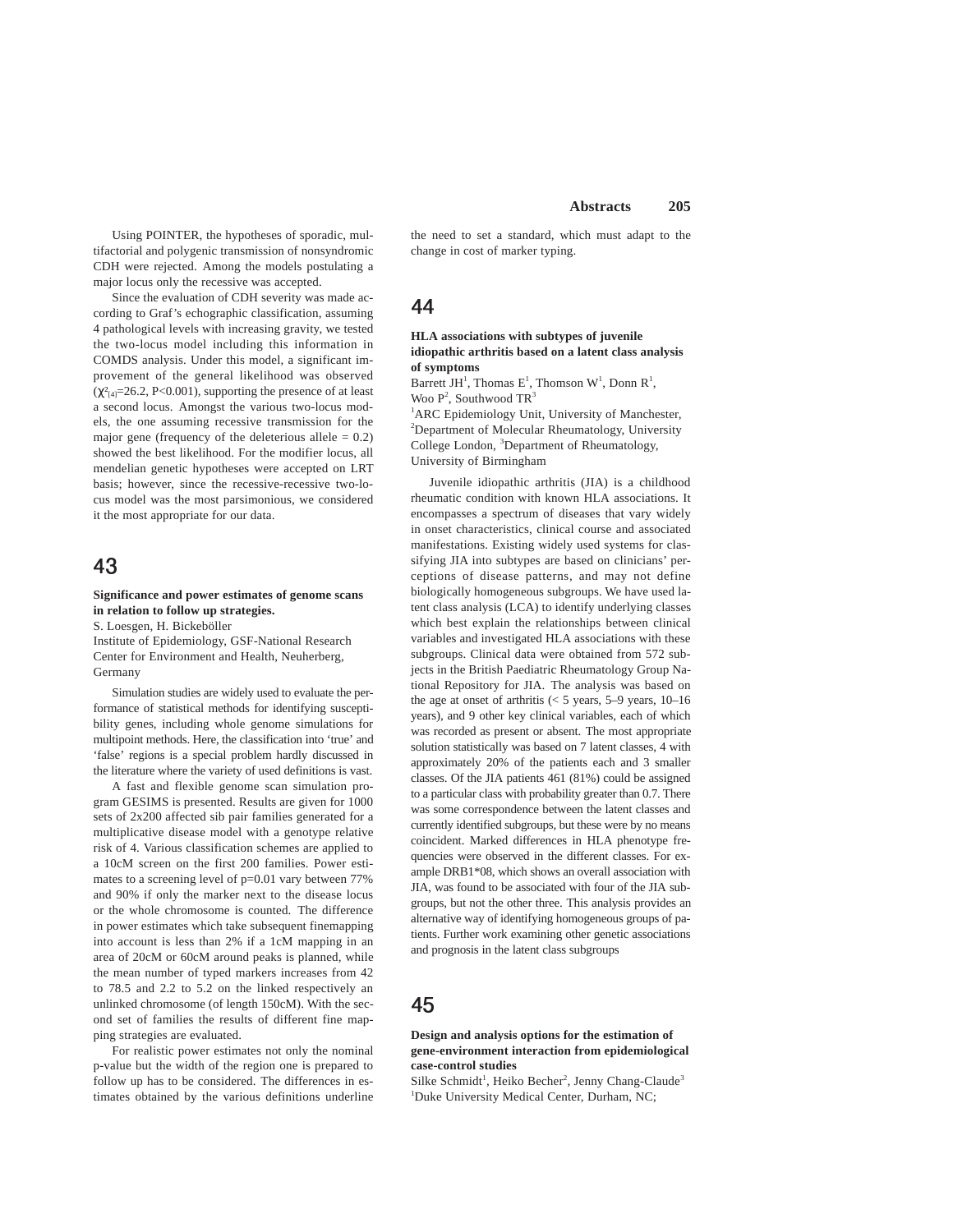Using POINTER, the hypotheses of sporadic, multifactorial and polygenic transmission of nonsyndromic CDH were rejected. Among the models postulating a major locus only the recessive was accepted.

Since the evaluation of CDH severity was made according to Graf's echographic classification, assuming 4 pathological levels with increasing gravity, we tested the two-locus model including this information in COMDS analysis. Under this model, a significant improvement of the general likelihood was observed ($\chi^2_{[4]}$=26.2, P<0.001), supporting the presence of at least a second locus. Amongst the various two-locus models, the one assuming recessive transmission for the major gene (frequency of the deleterious allele = 0.2) showed the best likelihood. For the modifier locus, all mendelian genetic hypotheses were accepted on LRT basis; however, since the recessive-recessive two-locus model was the most parsimonious, we considered it the most appropriate for our data.

# 43

**Significance and power estimates of genome scans in relation to follow up strategies.**

S. Loesgen, H. Bickeböller

Institute of Epidemiology, GSF-National Research Center for Environment and Health, Neuherberg, Germany

Simulation studies are widely used to evaluate the performance of statistical methods for identifying susceptibility genes, including whole genome simulations for multipoint methods. Here, the classification into 'true' and 'false' regions is a special problem hardly discussed in the literature where the variety of used definitions is vast.

A fast and flexible genome scan simulation program GESIMS is presented. Results are given for 1000 sets of 2x200 affected sib pair families generated for a multiplicative disease model with a genotype relative risk of 4. Various classification schemes are applied to a 10cM screen on the first 200 families. Power estimates to a screening level of p=0.01 vary between 77% and 90% if only the marker next to the disease locus or the whole chromosome is counted. The difference in power estimates which take subsequent finemapping into account is less than 2% if a 1cM mapping in an area of 20cM or 60cM around peaks is planned, while the mean number of typed markers increases from 42 to 78.5 and 2.2 to 5.2 on the linked respectively an unlinked chromosome (of length 150cM). With the second set of families the results of different fine mapping strategies are evaluated.

For realistic power estimates not only the nominal p-value but the width of the region one is prepared to follow up has to be considered. The differences in estimates obtained by the various definitions underline the need to set a standard, which must adapt to the change in cost of marker typing.

# 44

**HLA associations with subtypes of juvenile idiopathic arthritis based on a latent class analysis of symptoms**

Barrett JH[1], Thomas E[1], Thomson W[1], Donn R[1], Woo P[2], Southwood TR[3]

[1]ARC Epidemiology Unit, University of Manchester, [2]Department of Molecular Rheumatology, University College London, [3]Department of Rheumatology, University of Birmingham

Juvenile idiopathic arthritis (JIA) is a childhood rheumatic condition with known HLA associations. It encompasses a spectrum of diseases that vary widely in onset characteristics, clinical course and associated manifestations. Existing widely used systems for classifying JIA into subtypes are based on clinicians' perceptions of disease patterns, and may not define biologically homogeneous subgroups. We have used latent class analysis (LCA) to identify underlying classes which best explain the relationships between clinical variables and investigated HLA associations with these subgroups. Clinical data were obtained from 572 subjects in the British Paediatric Rheumatology Group National Repository for JIA. The analysis was based on the age at onset of arthritis (< 5 years, 5–9 years, 10–16 years), and 9 other key clinical variables, each of which was recorded as present or absent. The most appropriate solution statistically was based on 7 latent classes, 4 with approximately 20% of the patients each and 3 smaller classes. Of the JIA patients 461 (81%) could be assigned to a particular class with probability greater than 0.7. There was some correspondence between the latent classes and currently identified subgroups, but these were by no means coincident. Marked differences in HLA phenotype frequencies were observed in the different classes. For example DRB1*08, which shows an overall association with JIA, was found to be associated with four of the JIA subgroups, but not the other three. This analysis provides an alternative way of identifying homogeneous groups of patients. Further work examining other genetic associations and prognosis in the latent class subgroups

# 45

**Design and analysis options for the estimation of gene-environment interaction from epidemiological case-control studies**

Silke Schmidt[1], Heiko Becher[2], Jenny Chang-Claude[3]

[1]Duke University Medical Center, Durham, NC;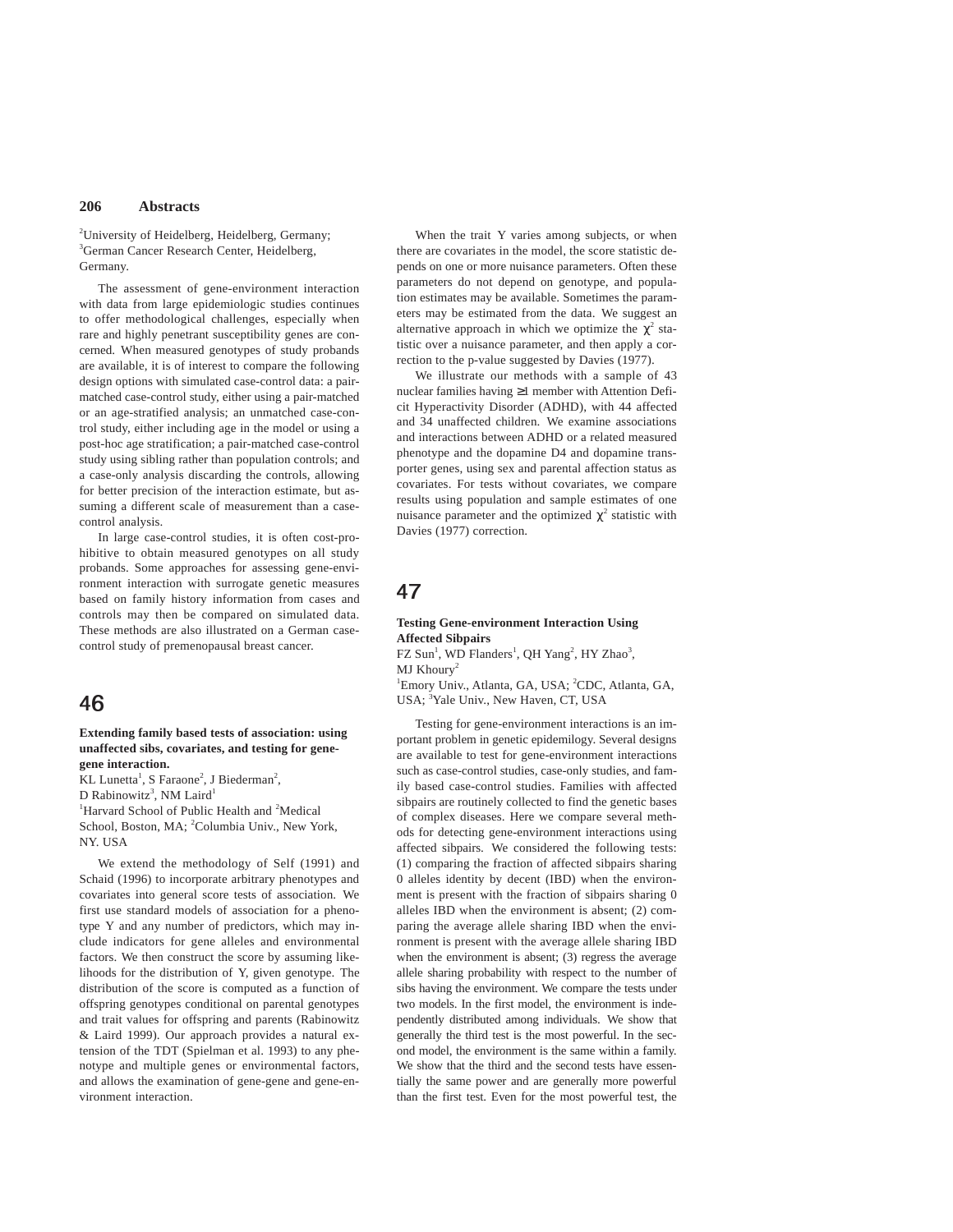[2]University of Heidelberg, Heidelberg, Germany; [3]German Cancer Research Center, Heidelberg, Germany.

The assessment of gene-environment interaction with data from large epidemiologic studies continues to offer methodological challenges, especially when rare and highly penetrant susceptibility genes are concerned. When measured genotypes of study probands are available, it is of interest to compare the following design options with simulated case-control data: a pair-matched case-control study, either using a pair-matched or an age-stratified analysis; an unmatched case-control study, either including age in the model or using a post-hoc age stratification; a pair-matched case-control study using sibling rather than population controls; and a case-only analysis discarding the controls, allowing for better precision of the interaction estimate, but assuming a different scale of measurement than a case-control analysis.

In large case-control studies, it is often cost-prohibitive to obtain measured genotypes on all study probands. Some approaches for assessing gene-environment interaction with surrogate genetic measures based on family history information from cases and controls may then be compared on simulated data. These methods are also illustrated on a German case-control study of premenopausal breast cancer.

## 46

**Extending family based tests of association: using unaffected sibs, covariates, and testing for gene-gene interaction.**

KL Lunetta[1], S Faraone[2], J Biederman[2], D Rabinowitz[3], NM Laird[1]

[1]Harvard School of Public Health and [2]Medical School, Boston, MA; [2]Columbia Univ., New York, NY. USA

We extend the methodology of Self (1991) and Schaid (1996) to incorporate arbitrary phenotypes and covariates into general score tests of association. We first use standard models of association for a phenotype Y and any number of predictors, which may include indicators for gene alleles and environmental factors. We then construct the score by assuming likelihoods for the distribution of Y, given genotype. The distribution of the score is computed as a function of offspring genotypes conditional on parental genotypes and trait values for offspring and parents (Rabinowitz & Laird 1999). Our approach provides a natural extension of the TDT (Spielman et al. 1993) to any phenotype and multiple genes or environmental factors, and allows the examination of gene-gene and gene-environment interaction.

When the trait Y varies among subjects, or when there are covariates in the model, the score statistic depends on one or more nuisance parameters. Often these parameters do not depend on genotype, and population estimates may be available. Sometimes the parameters may be estimated from the data. We suggest an alternative approach in which we optimize the $\chi^2$ statistic over a nuisance parameter, and then apply a correction to the p-value suggested by Davies (1977).

We illustrate our methods with a sample of 43 nuclear families having ≥1 member with Attention Deficit Hyperactivity Disorder (ADHD), with 44 affected and 34 unaffected children. We examine associations and interactions between ADHD or a related measured phenotype and the dopamine D4 and dopamine transporter genes, using sex and parental affection status as covariates. For tests without covariates, we compare results using population and sample estimates of one nuisance parameter and the optimized $\chi^2$ statistic with Davies (1977) correction.

## 47

**Testing Gene-environment Interaction Using Affected Sibpairs**

FZ Sun[1], WD Flanders[1], QH Yang[2], HY Zhao[3], MJ Khoury[2]

[1]Emory Univ., Atlanta, GA, USA; [2]CDC, Atlanta, GA, USA; [3]Yale Univ., New Haven, CT, USA

Testing for gene-environment interactions is an important problem in genetic epidemilogy. Several designs are available to test for gene-environment interactions such as case-control studies, case-only studies, and family based case-control studies. Families with affected sibpairs are routinely collected to find the genetic bases of complex diseases. Here we compare several methods for detecting gene-environment interactions using affected sibpairs. We considered the following tests: (1) comparing the fraction of affected sibpairs sharing 0 alleles identity by decent (IBD) when the environment is present with the fraction of sibpairs sharing 0 alleles IBD when the environment is absent; (2) comparing the average allele sharing IBD when the environment is present with the average allele sharing IBD when the environment is absent; (3) regress the average allele sharing probability with respect to the number of sibs having the environment. We compare the tests under two models. In the first model, the environment is independently distributed among individuals. We show that generally the third test is the most powerful. In the second model, the environment is the same within a family. We show that the third and the second tests have essentially the same power and are generally more powerful than the first test. Even for the most powerful test, the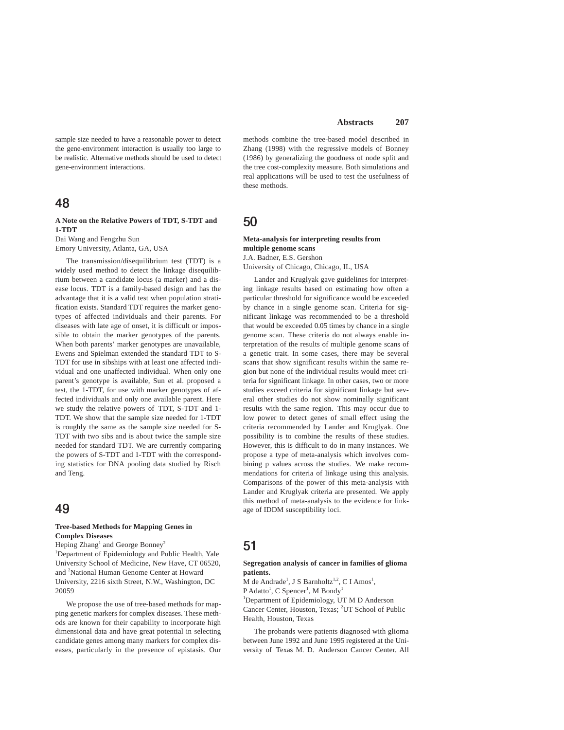sample size needed to have a reasonable power to detect the gene-environment interaction is usually too large to be realistic. Alternative methods should be used to detect gene-environment interactions.

## 48

**A Note on the Relative Powers of TDT, S-TDT and 1-TDT**

Dai Wang and Fengzhu Sun
Emory University, Atlanta, GA, USA

The transmission/disequilibrium test (TDT) is a widely used method to detect the linkage disequilibrium between a candidate locus (a marker) and a disease locus. TDT is a family-based design and has the advantage that it is a valid test when population stratification exists. Standard TDT requires the marker genotypes of affected individuals and their parents. For diseases with late age of onset, it is difficult or impossible to obtain the marker genotypes of the parents. When both parents' marker genotypes are unavailable, Ewens and Spielman extended the standard TDT to S-TDT for use in sibships with at least one affected individual and one unaffected individual. When only one parent's genotype is available, Sun et al. proposed a test, the 1-TDT, for use with marker genotypes of affected individuals and only one available parent. Here we study the relative powers of TDT, S-TDT and 1-TDT. We show that the sample size needed for 1-TDT is roughly the same as the sample size needed for S-TDT with two sibs and is about twice the sample size needed for standard TDT. We are currently comparing the powers of S-TDT and 1-TDT with the corresponding statistics for DNA pooling data studied by Risch and Teng.

## 49

**Tree-based Methods for Mapping Genes in Complex Diseases**

Heping Zhang[1] and George Bonney[2]
[1]Department of Epidemiology and Public Health, Yale University School of Medicine, New Have, CT 06520, and [2]National Human Genome Center at Howard University, 2216 sixth Street, N.W., Washington, DC 20059

We propose the use of tree-based methods for mapping genetic markers for complex diseases. These methods are known for their capability to incorporate high dimensional data and have great potential in selecting candidate genes among many markers for complex diseases, particularly in the presence of epistasis. Our methods combine the tree-based model described in Zhang (1998) with the regressive models of Bonney (1986) by generalizing the goodness of node split and the tree cost-complexity measure. Both simulations and real applications will be used to test the usefulness of these methods.

## 50

**Meta-analysis for interpreting results from multiple genome scans**

J.A. Badner, E.S. Gershon
University of Chicago, Chicago, IL, USA

Lander and Kruglyak gave guidelines for interpreting linkage results based on estimating how often a particular threshold for significance would be exceeded by chance in a single genome scan. Criteria for significant linkage was recommended to be a threshold that would be exceeded 0.05 times by chance in a single genome scan. These criteria do not always enable interpretation of the results of multiple genome scans of a genetic trait. In some cases, there may be several scans that show significant results within the same region but none of the individual results would meet criteria for significant linkage. In other cases, two or more studies exceed criteria for significant linkage but several other studies do not show nominally significant results with the same region. This may occur due to low power to detect genes of small effect using the criteria recommended by Lander and Kruglyak. One possibility is to combine the results of these studies. However, this is difficult to do in many instances. We propose a type of meta-analysis which involves combining p values across the studies. We make recommendations for criteria of linkage using this analysis. Comparisons of the power of this meta-analysis with Lander and Kruglyak criteria are presented. We apply this method of meta-analysis to the evidence for linkage of IDDM susceptibility loci.

## 51

**Segregation analysis of cancer in families of glioma patients.**

M de Andrade[1], J S Barnholtz[1,2], C I Amos[1], P Adatto[1], C Spencer[1], M Bondy[1]
[1]Department of Epidemiology, UT M D Anderson Cancer Center, Houston, Texas; [2]UT School of Public Health, Houston, Texas

The probands were patients diagnosed with glioma between June 1992 and June 1995 registered at the University of Texas M. D. Anderson Cancer Center. All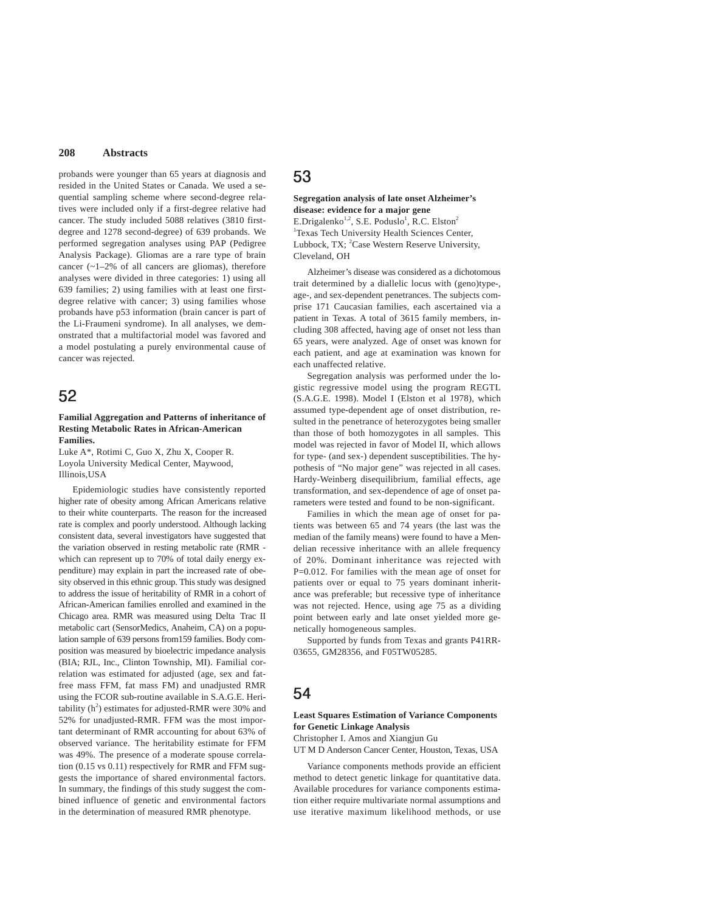probands were younger than 65 years at diagnosis and resided in the United States or Canada. We used a sequential sampling scheme where second-degree relatives were included only if a first-degree relative had cancer. The study included 5088 relatives (3810 first-degree and 1278 second-degree) of 639 probands. We performed segregation analyses using PAP (Pedigree Analysis Package). Gliomas are a rare type of brain cancer (~1–2% of all cancers are gliomas), therefore analyses were divided in three categories: 1) using all 639 families; 2) using families with at least one first-degree relative with cancer; 3) using families whose probands have p53 information (brain cancer is part of the Li-Fraumeni syndrome). In all analyses, we demonstrated that a multifactorial model was favored and a model postulating a purely environmental cause of cancer was rejected.

## 52

**Familial Aggregation and Patterns of inheritance of Resting Metabolic Rates in African-American Families.**

Luke A*, Rotimi C, Guo X, Zhu X, Cooper R.
Loyola University Medical Center, Maywood, Illinois,USA

Epidemiologic studies have consistently reported higher rate of obesity among African Americans relative to their white counterparts. The reason for the increased rate is complex and poorly understood. Although lacking consistent data, several investigators have suggested that the variation observed in resting metabolic rate (RMR - which can represent up to 70% of total daily energy expenditure) may explain in part the increased rate of obesity observed in this ethnic group. This study was designed to address the issue of heritability of RMR in a cohort of African-American families enrolled and examined in the Chicago area. RMR was measured using Delta Trac II metabolic cart (SensorMedics, Anaheim, CA) on a population sample of 639 persons from159 families. Body composition was measured by bioelectric impedance analysis (BIA; RJL, Inc., Clinton Township, MI). Familial correlation was estimated for adjusted (age, sex and fat-free mass FFM, fat mass FM) and unadjusted RMR using the FCOR sub-routine available in S.A.G.E. Heritability ($h^2$) estimates for adjusted-RMR were 30% and 52% for unadjusted-RMR. FFM was the most important determinant of RMR accounting for about 63% of observed variance. The heritability estimate for FFM was 49%. The presence of a moderate spouse correlation (0.15 vs 0.11) respectively for RMR and FFM suggests the importance of shared environmental factors. In summary, the findings of this study suggest the combined influence of genetic and environmental factors in the determination of measured RMR phenotype.

## 53

**Segregation analysis of late onset Alzheimer's disease: evidence for a major gene**

E.Drigalenko[1,2], S.E. Poduslo[1], R.C. Elston[2]
[1]Texas Tech University Health Sciences Center, Lubbock, TX; [2]Case Western Reserve University, Cleveland, OH

Alzheimer's disease was considered as a dichotomous trait determined by a diallelic locus with (geno)type-, age-, and sex-dependent penetrances. The subjects comprise 171 Caucasian families, each ascertained via a patient in Texas. A total of 3615 family members, including 308 affected, having age of onset not less than 65 years, were analyzed. Age of onset was known for each patient, and age at examination was known for each unaffected relative.

Segregation analysis was performed under the logistic regressive model using the program REGTL (S.A.G.E. 1998). Model I (Elston et al 1978), which assumed type-dependent age of onset distribution, resulted in the penetrance of heterozygotes being smaller than those of both homozygotes in all samples. This model was rejected in favor of Model II, which allows for type- (and sex-) dependent susceptibilities. The hypothesis of "No major gene" was rejected in all cases. Hardy-Weinberg disequilibrium, familial effects, age transformation, and sex-dependence of age of onset parameters were tested and found to be non-significant.

Families in which the mean age of onset for patients was between 65 and 74 years (the last was the median of the family means) were found to have a Mendelian recessive inheritance with an allele frequency of 20%. Dominant inheritance was rejected with P=0.012. For families with the mean age of onset for patients over or equal to 75 years dominant inheritance was preferable; but recessive type of inheritance was not rejected. Hence, using age 75 as a dividing point between early and late onset yielded more genetically homogeneous samples.

Supported by funds from Texas and grants P41RR-03655, GM28356, and F05TW05285.

## 54

**Least Squares Estimation of Variance Components for Genetic Linkage Analysis**

Christopher I. Amos and Xiangjun Gu
UT M D Anderson Cancer Center, Houston, Texas, USA

Variance components methods provide an efficient method to detect genetic linkage for quantitative data. Available procedures for variance components estimation either require multivariate normal assumptions and use iterative maximum likelihood methods, or use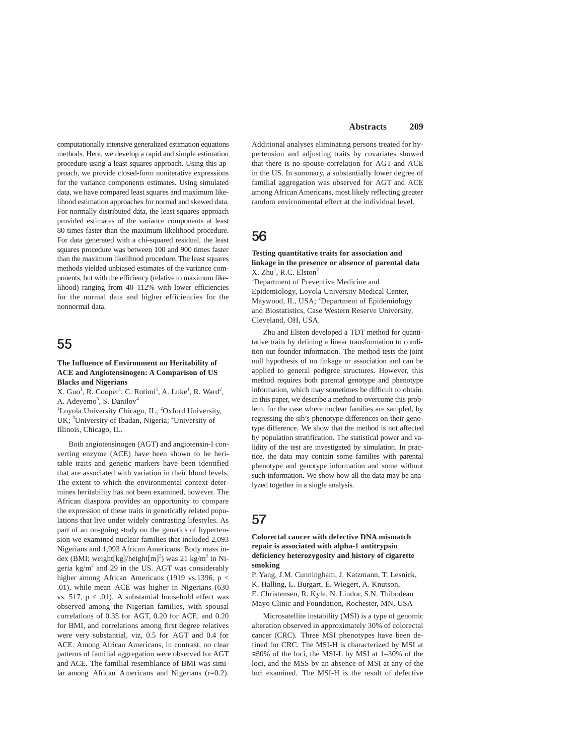computationally intensive generalized estimation equations methods. Here, we develop a rapid and simple estimation procedure using a least squares approach. Using this approach, we provide closed-form noniterative expressions for the variance components estimates. Using simulated data, we have compared least squares and maximum likelihood estimation approaches for normal and skewed data. For normally distributed data, the least squares approach provided estimates of the variance components at least 80 times faster than the maximum likelihood procedure. For data generated with a chi-squared residual, the least squares procedure was between 100 and 900 times faster than the maximum likelihood procedure. The least squares methods yielded unbiased estimates of the variance components, but with the efficiency (relative to maximum likelihood) ranging from 40–112% with lower efficiencies for the normal data and higher efficiencies for the nonnormal data.

# 55

**The Influence of Environment on Heritability of ACE and Angiotensinogen: A Comparison of US Blacks and Nigerians**

X. Guo[1], R. Cooper[1], C. Rotimi[1], A. Luke[1], R. Ward[2], A. Adeyemo[3], S. Danilov[4]

[1]Loyola University Chicago, IL; [2]Oxford University, UK; [3]University of Ibadan, Nigeria; [4]University of Illinois, Chicago, IL.

Both angiotensinogen (AGT) and angiotensin-I converting enzyme (ACE) have been shown to be heritable traits and genetic markers have been identified that are associated with variation in their blood levels. The extent to which the environmental context determines heritability has not been examined, however. The African diaspora provides an opportunity to compare the expression of these traits in genetically related populations that live under widely contrasting lifestyles. As part of an on-going study on the genetics of hypertension we examined nuclear families that included 2,093 Nigerians and 1,993 African Americans. Body mass index (BMI; weight[kg]/height[m]$^2$) was 21 kg/m$^2$ in Nigeria kg/m$^2$ and 29 in the US. AGT was considerably higher among African Americans (1919 vs.1396, $p < .01$), while mean ACE was higher in Nigerians (630 vs. 517, $p < .01$). A substantial household effect was observed among the Nigerian families, with spousal correlations of 0.35 for AGT, 0.20 for ACE, and 0.20 for BMI, and correlations among first degree relatives were very substantial, viz, 0.5 for AGT and 0.4 for ACE. Among African Americans, in contrast, no clear patterns of familial aggregation were observed for AGT and ACE. The familial resemblance of BMI was similar among African Americans and Nigerians (r=0.2). Additional analyses eliminating persons treated for hypertension and adjusting traits by covariates showed that there is no spouse correlation for AGT and ACE in the US. In summary, a substantially lower degree of familial aggregation was observed for AGT and ACE among African Americans, most likely reflecting greater random environmental effect at the individual level.

# 56

**Testing quantitative traits for association and linkage in the presence or absence of parental data**

X. Zhu[1], R.C. Elston[2]

[1]Department of Preventive Medicine and Epidemiology, Loyola University Medical Center, Maywood, IL, USA; [2]Department of Epidemiology and Biostatistics, Case Western Reserve University, Cleveland, OH, USA.

Zhu and Elston developed a TDT method for quantitative traits by defining a linear transformation to condition out founder information. The method tests the joint null hypothesis of no linkage or association and can be applied to general pedigree structures. However, this method requires both parental genotype and phenotype information, which may sometimes be difficult to obtain. In this paper, we describe a method to overcome this problem, for the case where nuclear families are sampled, by regressing the sib's phenotype differences on their genotype difference. We show that the method is not affected by population stratification. The statistical power and validity of the test are investigated by simulation. In practice, the data may contain some families with parental phenotype and genotype information and some without such information. We show how all the data may be analyzed together in a single analysis.

# 57

**Colorectal cancer with defective DNA mismatch repair is associated with alpha-1 antitrypsin deficiency heterozygosity and history of cigarette smoking**

P. Yang, J.M. Cunningham, J. Katzmann, T. Lesnick, K. Halling, L. Burgart, E. Wiegert, A. Knutson, E. Christensen, R. Kyle, N. Lindor, S.N. Thibodeau

Mayo Clinic and Foundation, Rochester, MN, USA

Microsatellite instability (MSI) is a type of genomic alteration observed in approximately 30% of colorectal cancer (CRC). Three MSI phenotypes have been defined for CRC. The MSI-H is characterized by MSI at ≥30% of the loci, the MSI-L by MSI at 1–30% of the loci, and the MSS by an absence of MSI at any of the loci examined. The MSI-H is the result of defective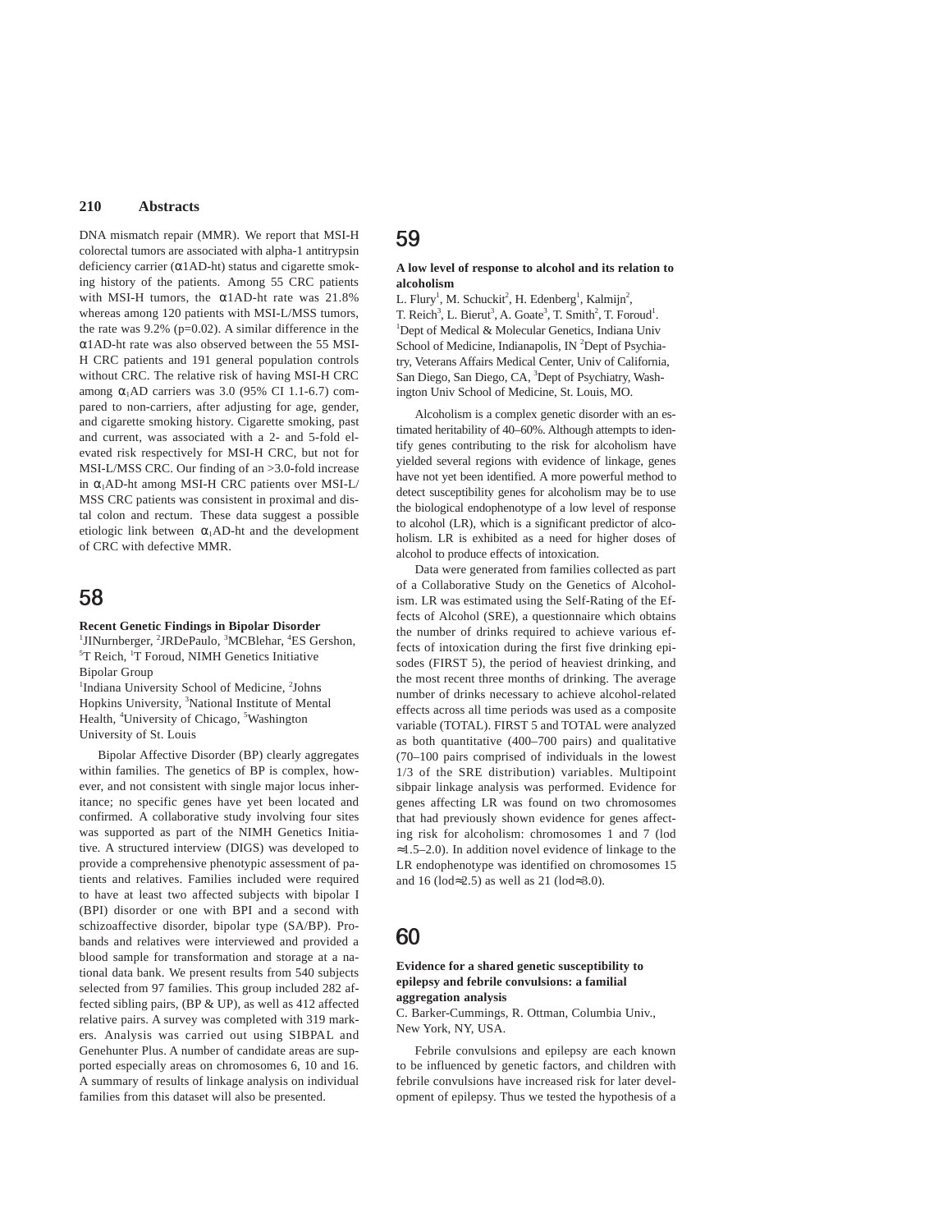DNA mismatch repair (MMR). We report that MSI-H colorectal tumors are associated with alpha-1 antitrypsin deficiency carrier (α1AD-ht) status and cigarette smoking history of the patients. Among 55 CRC patients with MSI-H tumors, the α1AD-ht rate was 21.8% whereas among 120 patients with MSI-L/MSS tumors, the rate was 9.2% (p=0.02). A similar difference in the α1AD-ht rate was also observed between the 55 MSI-H CRC patients and 191 general population controls without CRC. The relative risk of having MSI-H CRC among $\alpha_1$AD carriers was 3.0 (95% CI 1.1-6.7) compared to non-carriers, after adjusting for age, gender, and cigarette smoking history. Cigarette smoking, past and current, was associated with a 2- and 5-fold elevated risk respectively for MSI-H CRC, but not for MSI-L/MSS CRC. Our finding of an >3.0-fold increase in $\alpha_1$AD-ht among MSI-H CRC patients over MSI-L/MSS CRC patients was consistent in proximal and distal colon and rectum. These data suggest a possible etiologic link between $\alpha_1$AD-ht and the development of CRC with defective MMR.

# 58

**Recent Genetic Findings in Bipolar Disorder**

[1]JINurnberger, [2]JRDePaulo, [3]MCBlehar, [4]ES Gershon, [5]T Reich, [1]T Foroud, NIMH Genetics Initiative Bipolar Group

[1]Indiana University School of Medicine, [2]Johns Hopkins University, [3]National Institute of Mental Health, [4]University of Chicago, [5]Washington University of St. Louis

Bipolar Affective Disorder (BP) clearly aggregates within families. The genetics of BP is complex, however, and not consistent with single major locus inheritance; no specific genes have yet been located and confirmed. A collaborative study involving four sites was supported as part of the NIMH Genetics Initiative. A structured interview (DIGS) was developed to provide a comprehensive phenotypic assessment of patients and relatives. Families included were required to have at least two affected subjects with bipolar I (BPI) disorder or one with BPI and a second with schizoaffective disorder, bipolar type (SA/BP). Probands and relatives were interviewed and provided a blood sample for transformation and storage at a national data bank. We present results from 540 subjects selected from 97 families. This group included 282 affected sibling pairs, (BP & UP), as well as 412 affected relative pairs. A survey was completed with 319 markers. Analysis was carried out using SIBPAL and Genehunter Plus. A number of candidate areas are supported especially areas on chromosomes 6, 10 and 16. A summary of results of linkage analysis on individual families from this dataset will also be presented.

# 59

**A low level of response to alcohol and its relation to alcoholism**

L. Flury[1], M. Schuckit[2], H. Edenberg[1], Kalmijn[2], T. Reich[3], L. Bierut[3], A. Goate[3], T. Smith[2], T. Foroud[1].

[1]Dept of Medical & Molecular Genetics, Indiana Univ School of Medicine, Indianapolis, IN [2]Dept of Psychiatry, Veterans Affairs Medical Center, Univ of California, San Diego, San Diego, CA, [3]Dept of Psychiatry, Washington Univ School of Medicine, St. Louis, MO.

Alcoholism is a complex genetic disorder with an estimated heritability of 40–60%. Although attempts to identify genes contributing to the risk for alcoholism have yielded several regions with evidence of linkage, genes have not yet been identified. A more powerful method to detect susceptibility genes for alcoholism may be to use the biological endophenotype of a low level of response to alcohol (LR), which is a significant predictor of alcoholism. LR is exhibited as a need for higher doses of alcohol to produce effects of intoxication.

Data were generated from families collected as part of a Collaborative Study on the Genetics of Alcoholism. LR was estimated using the Self-Rating of the Effects of Alcohol (SRE), a questionnaire which obtains the number of drinks required to achieve various effects of intoxication during the first five drinking episodes (FIRST 5), the period of heaviest drinking, and the most recent three months of drinking. The average number of drinks necessary to achieve alcohol-related effects across all time periods was used as a composite variable (TOTAL). FIRST 5 and TOTAL were analyzed as both quantitative (400–700 pairs) and qualitative (70–100 pairs comprised of individuals in the lowest 1/3 of the SRE distribution) variables. Multipoint sibpair linkage analysis was performed. Evidence for genes affecting LR was found on two chromosomes that had previously shown evidence for genes affecting risk for alcoholism: chromosomes 1 and 7 (lod ≈1.5–2.0). In addition novel evidence of linkage to the LR endophenotype was identified on chromosomes 15 and 16 (lod≈2.5) as well as 21 (lod≈3.0).

# 60

**Evidence for a shared genetic susceptibility to epilepsy and febrile convulsions: a familial aggregation analysis**

C. Barker-Cummings, R. Ottman, Columbia Univ., New York, NY, USA.

Febrile convulsions and epilepsy are each known to be influenced by genetic factors, and children with febrile convulsions have increased risk for later development of epilepsy. Thus we tested the hypothesis of a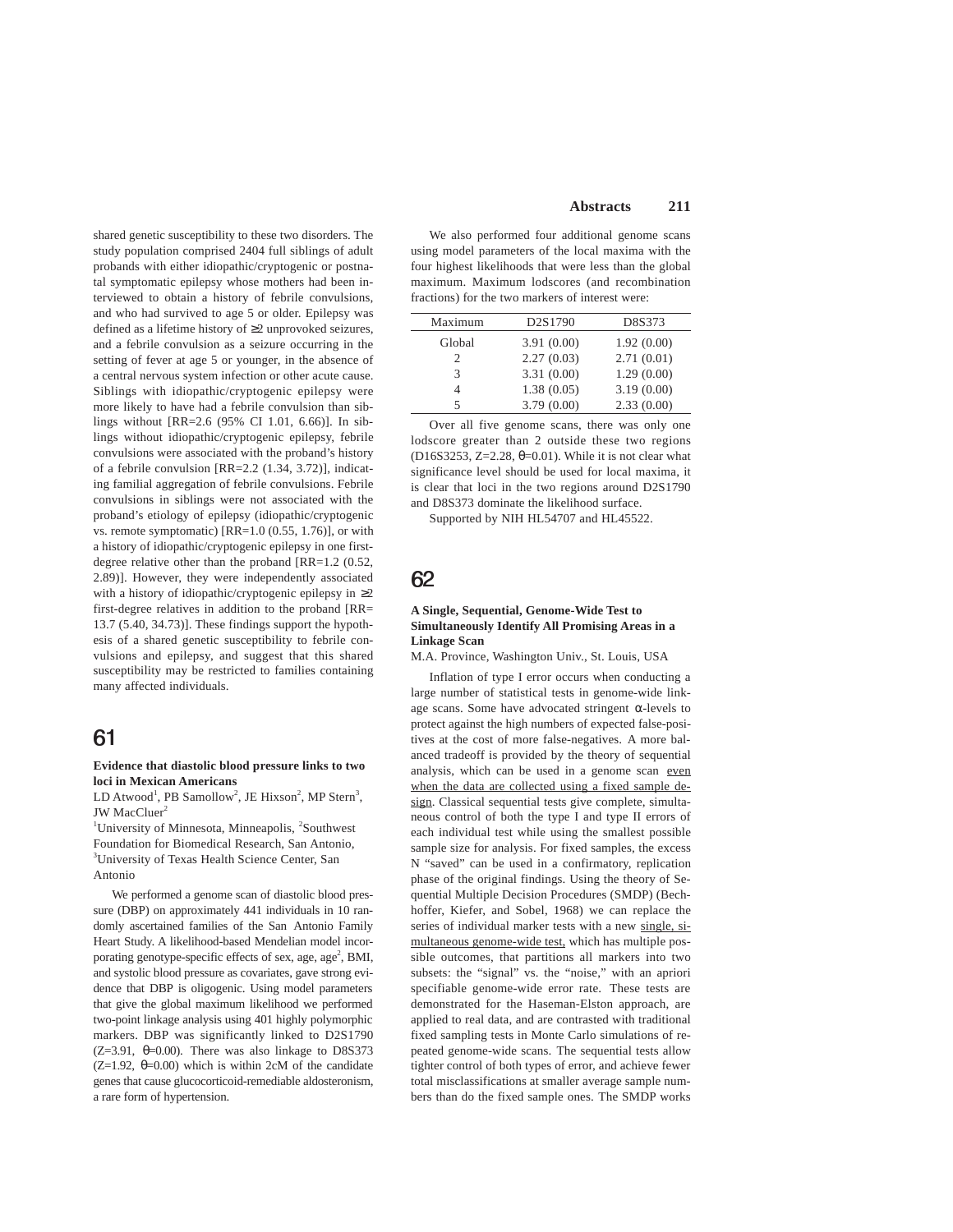shared genetic susceptibility to these two disorders. The study population comprised 2404 full siblings of adult probands with either idiopathic/cryptogenic or postnatal symptomatic epilepsy whose mothers had been interviewed to obtain a history of febrile convulsions, and who had survived to age 5 or older. Epilepsy was defined as a lifetime history of ≥2 unprovoked seizures, and a febrile convulsion as a seizure occurring in the setting of fever at age 5 or younger, in the absence of a central nervous system infection or other acute cause. Siblings with idiopathic/cryptogenic epilepsy were more likely to have had a febrile convulsion than siblings without [RR=2.6 (95% CI 1.01, 6.66)]. In siblings without idiopathic/cryptogenic epilepsy, febrile convulsions were associated with the proband's history of a febrile convulsion [RR=2.2 (1.34, 3.72)], indicating familial aggregation of febrile convulsions. Febrile convulsions in siblings were not associated with the proband's etiology of epilepsy (idiopathic/cryptogenic vs. remote symptomatic) [RR=1.0 (0.55, 1.76)], or with a history of idiopathic/cryptogenic epilepsy in one first-degree relative other than the proband [RR=1.2 (0.52, 2.89)]. However, they were independently associated with a history of idiopathic/cryptogenic epilepsy in ≥2 first-degree relatives in addition to the proband [RR= 13.7 (5.40, 34.73)]. These findings support the hypothesis of a shared genetic susceptibility to febrile convulsions and epilepsy, and suggest that this shared susceptibility may be restricted to families containing many affected individuals.

# 61

**Evidence that diastolic blood pressure links to two loci in Mexican Americans**

LD Atwood[1], PB Samollow[2], JE Hixson[2], MP Stern[3], JW MacCluer[2]

[1]University of Minnesota, Minneapolis, [2]Southwest Foundation for Biomedical Research, San Antonio, [3]University of Texas Health Science Center, San Antonio

We performed a genome scan of diastolic blood pressure (DBP) on approximately 441 individuals in 10 randomly ascertained families of the San Antonio Family Heart Study. A likelihood-based Mendelian model incorporating genotype-specific effects of sex, age, age[2], BMI, and systolic blood pressure as covariates, gave strong evidence that DBP is oligogenic. Using model parameters that give the global maximum likelihood we performed two-point linkage analysis using 401 highly polymorphic markers. DBP was significantly linked to D2S1790 (Z=3.91, θ=0.00). There was also linkage to D8S373 (Z=1.92, θ=0.00) which is within 2cM of the candidate genes that cause glucocorticoid-remediable aldosteronism, a rare form of hypertension.

We also performed four additional genome scans using model parameters of the local maxima with the four highest likelihoods that were less than the global maximum. Maximum lodscores (and recombination fractions) for the two markers of interest were:

| Maximum | D2S1790 | D8S373 |
|---|---|---|
| Global | 3.91 (0.00) | 1.92 (0.00) |
| 2 | 2.27 (0.03) | 2.71 (0.01) |
| 3 | 3.31 (0.00) | 1.29 (0.00) |
| 4 | 1.38 (0.05) | 3.19 (0.00) |
| 5 | 3.79 (0.00) | 2.33 (0.00) |

Over all five genome scans, there was only one lodscore greater than 2 outside these two regions (D16S3253, Z=2.28, θ=0.01). While it is not clear what significance level should be used for local maxima, it is clear that loci in the two regions around D2S1790 and D8S373 dominate the likelihood surface.

Supported by NIH HL54707 and HL45522.

# 62

**A Single, Sequential, Genome-Wide Test to Simultaneously Identify All Promising Areas in a Linkage Scan**

M.A. Province, Washington Univ., St. Louis, USA

Inflation of type I error occurs when conducting a large number of statistical tests in genome-wide linkage scans. Some have advocated stringent α-levels to protect against the high numbers of expected false-positives at the cost of more false-negatives. A more balanced tradeoff is provided by the theory of sequential analysis, which can be used in a genome scan even when the data are collected using a fixed sample design. Classical sequential tests give complete, simultaneous control of both the type I and type II errors of each individual test while using the smallest possible sample size for analysis. For fixed samples, the excess N "saved" can be used in a confirmatory, replication phase of the original findings. Using the theory of Sequential Multiple Decision Procedures (SMDP) (Bechhoffer, Kiefer, and Sobel, 1968) we can replace the series of individual marker tests with a new single, simultaneous genome-wide test, which has multiple possible outcomes, that partitions all markers into two subsets: the "signal" vs. the "noise," with an apriori specifiable genome-wide error rate. These tests are demonstrated for the Haseman-Elston approach, are applied to real data, and are contrasted with traditional fixed sampling tests in Monte Carlo simulations of repeated genome-wide scans. The sequential tests allow tighter control of both types of error, and achieve fewer total misclassifications at smaller average sample numbers than do the fixed sample ones. The SMDP works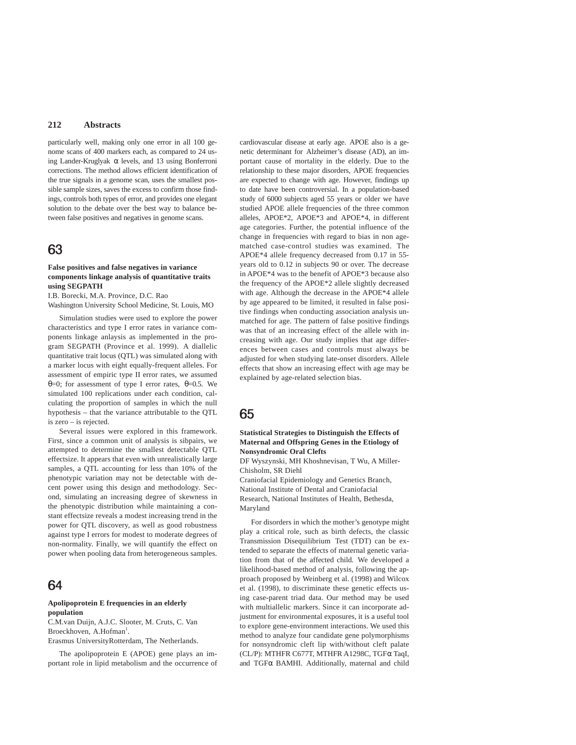particularly well, making only one error in all 100 genome scans of 400 markers each, as compared to 24 using Lander-Kruglyak $\alpha$ levels, and 13 using Bonferroni corrections. The method allows efficient identification of the true signals in a genome scan, uses the smallest possible sample sizes, saves the excess to confirm those findings, controls both types of error, and provides one elegant solution to the debate over the best way to balance between false positives and negatives in genome scans.

# 63

**False positives and false negatives in variance components linkage analysis of quantitative traits using SEGPATH**

I.B. Borecki, M.A. Province, D.C. Rao

Washington University School Medicine, St. Louis, MO

Simulation studies were used to explore the power characteristics and type I error rates in variance components linkage anlaysis as implemented in the program SEGPATH (Province et al. 1999). A diallelic quantitative trait locus (QTL) was simulated along with a marker locus with eight equally-frequent alleles. For assessment of empiric type II error rates, we assumed $\theta$=0; for assessment of type I error rates, $\theta$=0.5. We simulated 100 replications under each condition, calculating the proportion of samples in which the null hypothesis – that the variance attributable to the QTL is zero – is rejected.

Several issues were explored in this framework. First, since a common unit of analysis is sibpairs, we attempted to determine the smallest detectable QTL effectsize. It appears that even with unrealistically large samples, a QTL accounting for less than 10% of the phenotypic variation may not be detectable with decent power using this design and methodology. Second, simulating an increasing degree of skewness in the phenotypic distribution while maintaining a constant effectsize reveals a modest increasing trend in the power for QTL discovery, as well as good robustness against type I errors for modest to moderate degrees of non-normality. Finally, we will quantify the effect on power when pooling data from heterogeneous samples.

# 64

**Apolipoprotein E frequencies in an elderly population**

C.M.van Duijn, A.J.C. Slooter, M. Cruts, C. Van Broeckhoven, A.Hofman[1].

Erasmus UniversityRotterdam, The Netherlands.

The apolipoprotein E (APOE) gene plays an important role in lipid metabolism and the occurrence of cardiovascular disease at early age. APOE also is a genetic determinant for Alzheimer's disease (AD), an important cause of mortality in the elderly. Due to the relationship to these major disorders, APOE frequencies are expected to change with age. However, findings up to date have been controversial. In a population-based study of 6000 subjects aged 55 years or older we have studied APOE allele frequencies of the three common alleles, APOE*2, APOE*3 and APOE*4, in different age categories. Further, the potential influence of the change in frequencies with regard to bias in non age-matched case-control studies was examined. The APOE*4 allele frequency decreased from 0.17 in 55-years old to 0.12 in subjects 90 or over. The decrease in APOE*4 was to the benefit of APOE*3 because also the frequency of the APOE*2 allele slightly decreased with age. Although the decrease in the APOE*4 allele by age appeared to be limited, it resulted in false positive findings when conducting association analysis unmatched for age. The pattern of false positive findings was that of an increasing effect of the allele with increasing with age. Our study implies that age differences between cases and controls must always be adjusted for when studying late-onset disorders. Allele effects that show an increasing effect with age may be explained by age-related selection bias.

# 65

**Statistical Strategies to Distinguish the Effects of Maternal and Offspring Genes in the Etiology of Nonsyndromic Oral Clefts**

DF Wyszynski, MH Khoshnevisan, T Wu, A Miller-Chisholm, SR Diehl

Craniofacial Epidemiology and Genetics Branch, National Institute of Dental and Craniofacial Research, National Institutes of Health, Bethesda, Maryland

For disorders in which the mother's genotype might play a critical role, such as birth defects, the classic Transmission Disequilibrium Test (TDT) can be extended to separate the effects of maternal genetic variation from that of the affected child. We developed a likelihood-based method of analysis, following the approach proposed by Weinberg et al. (1998) and Wilcox et al. (1998), to discriminate these genetic effects using case-parent triad data. Our method may be used with multiallelic markers. Since it can incorporate adjustment for environmental exposures, it is a useful tool to explore gene-environment interactions. We used this method to analyze four candidate gene polymorphisms for nonsyndromic cleft lip with/without cleft palate (CL/P): MTHFR C677T, MTHFR A1298C, TGF$\alpha$ TaqI, and TGF$\alpha$ BAMHI. Additionally, maternal and child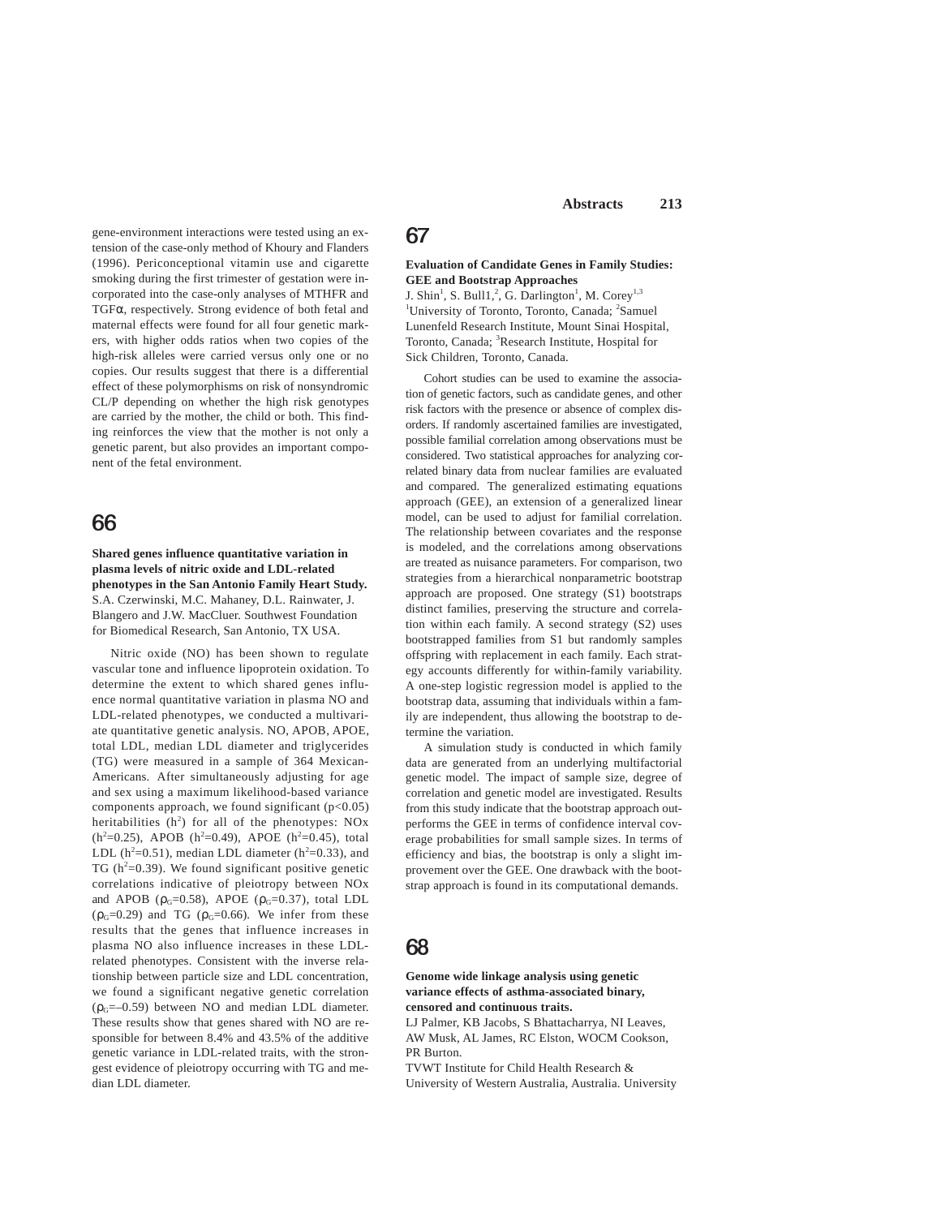gene-environment interactions were tested using an extension of the case-only method of Khoury and Flanders (1996). Periconceptional vitamin use and cigarette smoking during the first trimester of gestation were incorporated into the case-only analyses of MTHFR and TGFα, respectively. Strong evidence of both fetal and maternal effects were found for all four genetic markers, with higher odds ratios when two copies of the high-risk alleles were carried versus only one or no copies. Our results suggest that there is a differential effect of these polymorphisms on risk of nonsyndromic CL/P depending on whether the high risk genotypes are carried by the mother, the child or both. This finding reinforces the view that the mother is not only a genetic parent, but also provides an important component of the fetal environment.

# 66

**Shared genes influence quantitative variation in plasma levels of nitric oxide and LDL-related phenotypes in the San Antonio Family Heart Study.**
S.A. Czerwinski, M.C. Mahaney, D.L. Rainwater, J. Blangero and J.W. MacCluer. Southwest Foundation for Biomedical Research, San Antonio, TX USA.

Nitric oxide (NO) has been shown to regulate vascular tone and influence lipoprotein oxidation. To determine the extent to which shared genes influence normal quantitative variation in plasma NO and LDL-related phenotypes, we conducted a multivariate quantitative genetic analysis. NO, APOB, APOE, total LDL, median LDL diameter and triglycerides (TG) were measured in a sample of 364 Mexican-Americans. After simultaneously adjusting for age and sex using a maximum likelihood-based variance components approach, we found significant ($p<0.05$) heritabilities ($h^2$) for all of the phenotypes: NOx ($h^2$=0.25), APOB ($h^2$=0.49), APOE ($h^2$=0.45), total LDL ($h^2$=0.51), median LDL diameter ($h^2$=0.33), and TG ($h^2$=0.39). We found significant positive genetic correlations indicative of pleiotropy between NOx and APOB ($\rho_G$=0.58), APOE ($\rho_G$=0.37), total LDL ($\rho_G$=0.29) and TG ($\rho_G$=0.66). We infer from these results that the genes that influence increases in plasma NO also influence increases in these LDL-related phenotypes. Consistent with the inverse relationship between particle size and LDL concentration, we found a significant negative genetic correlation ($\rho_G$=–0.59) between NO and median LDL diameter. These results show that genes shared with NO are responsible for between 8.4% and 43.5% of the additive genetic variance in LDL-related traits, with the strongest evidence of pleiotropy occurring with TG and median LDL diameter.

# 67

**Evaluation of Candidate Genes in Family Studies: GEE and Bootstrap Approaches**
J. Shin[1], S. Bull1,[2], G. Darlington[1], M. Corey[1,3]
[1]University of Toronto, Toronto, Canada; [2]Samuel Lunenfeld Research Institute, Mount Sinai Hospital, Toronto, Canada; [3]Research Institute, Hospital for Sick Children, Toronto, Canada.

Cohort studies can be used to examine the association of genetic factors, such as candidate genes, and other risk factors with the presence or absence of complex disorders. If randomly ascertained families are investigated, possible familial correlation among observations must be considered. Two statistical approaches for analyzing correlated binary data from nuclear families are evaluated and compared. The generalized estimating equations approach (GEE), an extension of a generalized linear model, can be used to adjust for familial correlation. The relationship between covariates and the response is modeled, and the correlations among observations are treated as nuisance parameters. For comparison, two strategies from a hierarchical nonparametric bootstrap approach are proposed. One strategy (S1) bootstraps distinct families, preserving the structure and correlation within each family. A second strategy (S2) uses bootstrapped families from S1 but randomly samples offspring with replacement in each family. Each strategy accounts differently for within-family variability. A one-step logistic regression model is applied to the bootstrap data, assuming that individuals within a family are independent, thus allowing the bootstrap to determine the variation.

A simulation study is conducted in which family data are generated from an underlying multifactorial genetic model. The impact of sample size, degree of correlation and genetic model are investigated. Results from this study indicate that the bootstrap approach outperforms the GEE in terms of confidence interval coverage probabilities for small sample sizes. In terms of efficiency and bias, the bootstrap is only a slight improvement over the GEE. One drawback with the bootstrap approach is found in its computational demands.

# 68

**Genome wide linkage analysis using genetic variance effects of asthma-associated binary, censored and continuous traits.**
LJ Palmer, KB Jacobs, S Bhattacharrya, NI Leaves, AW Musk, AL James, RC Elston, WOCM Cookson, PR Burton.
TVWT Institute for Child Health Research & University of Western Australia, Australia. University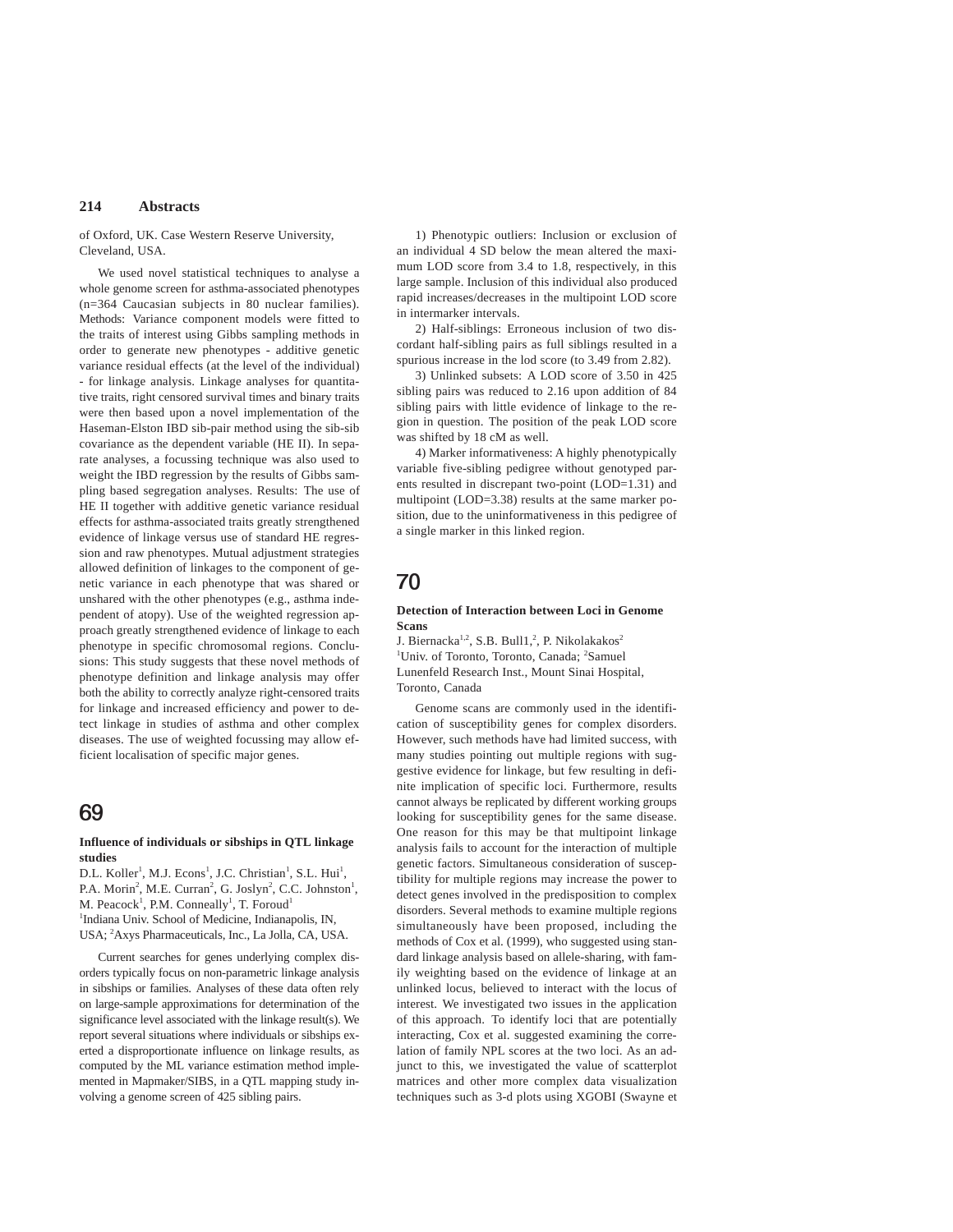of Oxford, UK. Case Western Reserve University, Cleveland, USA.

We used novel statistical techniques to analyse a whole genome screen for asthma-associated phenotypes (n=364 Caucasian subjects in 80 nuclear families). Methods: Variance component models were fitted to the traits of interest using Gibbs sampling methods in order to generate new phenotypes - additive genetic variance residual effects (at the level of the individual) - for linkage analysis. Linkage analyses for quantitative traits, right censored survival times and binary traits were then based upon a novel implementation of the Haseman-Elston IBD sib-pair method using the sib-sib covariance as the dependent variable (HE II). In separate analyses, a focussing technique was also used to weight the IBD regression by the results of Gibbs sampling based segregation analyses. Results: The use of HE II together with additive genetic variance residual effects for asthma-associated traits greatly strengthened evidence of linkage versus use of standard HE regression and raw phenotypes. Mutual adjustment strategies allowed definition of linkages to the component of genetic variance in each phenotype that was shared or unshared with the other phenotypes (e.g., asthma independent of atopy). Use of the weighted regression approach greatly strengthened evidence of linkage to each phenotype in specific chromosomal regions. Conclusions: This study suggests that these novel methods of phenotype definition and linkage analysis may offer both the ability to correctly analyze right-censored traits for linkage and increased efficiency and power to detect linkage in studies of asthma and other complex diseases. The use of weighted focussing may allow efficient localisation of specific major genes.

# 69

**Influence of individuals or sibships in QTL linkage studies**

D.L. Koller[1], M.J. Econs[1], J.C. Christian[1], S.L. Hui[1], P.A. Morin[2], M.E. Curran[2], G. Joslyn[2], C.C. Johnston[1], M. Peacock[1], P.M. Conneally[1], T. Foroud[1]

[1]Indiana Univ. School of Medicine, Indianapolis, IN, USA; [2]Axys Pharmaceuticals, Inc., La Jolla, CA, USA.

Current searches for genes underlying complex disorders typically focus on non-parametric linkage analysis in sibships or families. Analyses of these data often rely on large-sample approximations for determination of the significance level associated with the linkage result(s). We report several situations where individuals or sibships exerted a disproportionate influence on linkage results, as computed by the ML variance estimation method implemented in Mapmaker/SIBS, in a QTL mapping study involving a genome screen of 425 sibling pairs.

1) Phenotypic outliers: Inclusion or exclusion of an individual 4 SD below the mean altered the maximum LOD score from 3.4 to 1.8, respectively, in this large sample. Inclusion of this individual also produced rapid increases/decreases in the multipoint LOD score in intermarker intervals.

2) Half-siblings: Erroneous inclusion of two discordant half-sibling pairs as full siblings resulted in a spurious increase in the lod score (to 3.49 from 2.82).

3) Unlinked subsets: A LOD score of 3.50 in 425 sibling pairs was reduced to 2.16 upon addition of 84 sibling pairs with little evidence of linkage to the region in question. The position of the peak LOD score was shifted by 18 cM as well.

4) Marker informativeness: A highly phenotypically variable five-sibling pedigree without genotyped parents resulted in discrepant two-point (LOD=1.31) and multipoint (LOD=3.38) results at the same marker position, due to the uninformativeness in this pedigree of a single marker in this linked region.

# 70

**Detection of Interaction between Loci in Genome Scans**

J. Biernacka[1,2], S.B. Bull1,[2], P. Nikolakakos[2]

[1]Univ. of Toronto, Toronto, Canada; [2]Samuel Lunenfeld Research Inst., Mount Sinai Hospital, Toronto, Canada

Genome scans are commonly used in the identification of susceptibility genes for complex disorders. However, such methods have had limited success, with many studies pointing out multiple regions with suggestive evidence for linkage, but few resulting in definite implication of specific loci. Furthermore, results cannot always be replicated by different working groups looking for susceptibility genes for the same disease. One reason for this may be that multipoint linkage analysis fails to account for the interaction of multiple genetic factors. Simultaneous consideration of susceptibility for multiple regions may increase the power to detect genes involved in the predisposition to complex disorders. Several methods to examine multiple regions simultaneously have been proposed, including the methods of Cox et al. (1999), who suggested using standard linkage analysis based on allele-sharing, with family weighting based on the evidence of linkage at an unlinked locus, believed to interact with the locus of interest. We investigated two issues in the application of this approach. To identify loci that are potentially interacting, Cox et al. suggested examining the correlation of family NPL scores at the two loci. As an adjunct to this, we investigated the value of scatterplot matrices and other more complex data visualization techniques such as 3-d plots using XGOBI (Swayne et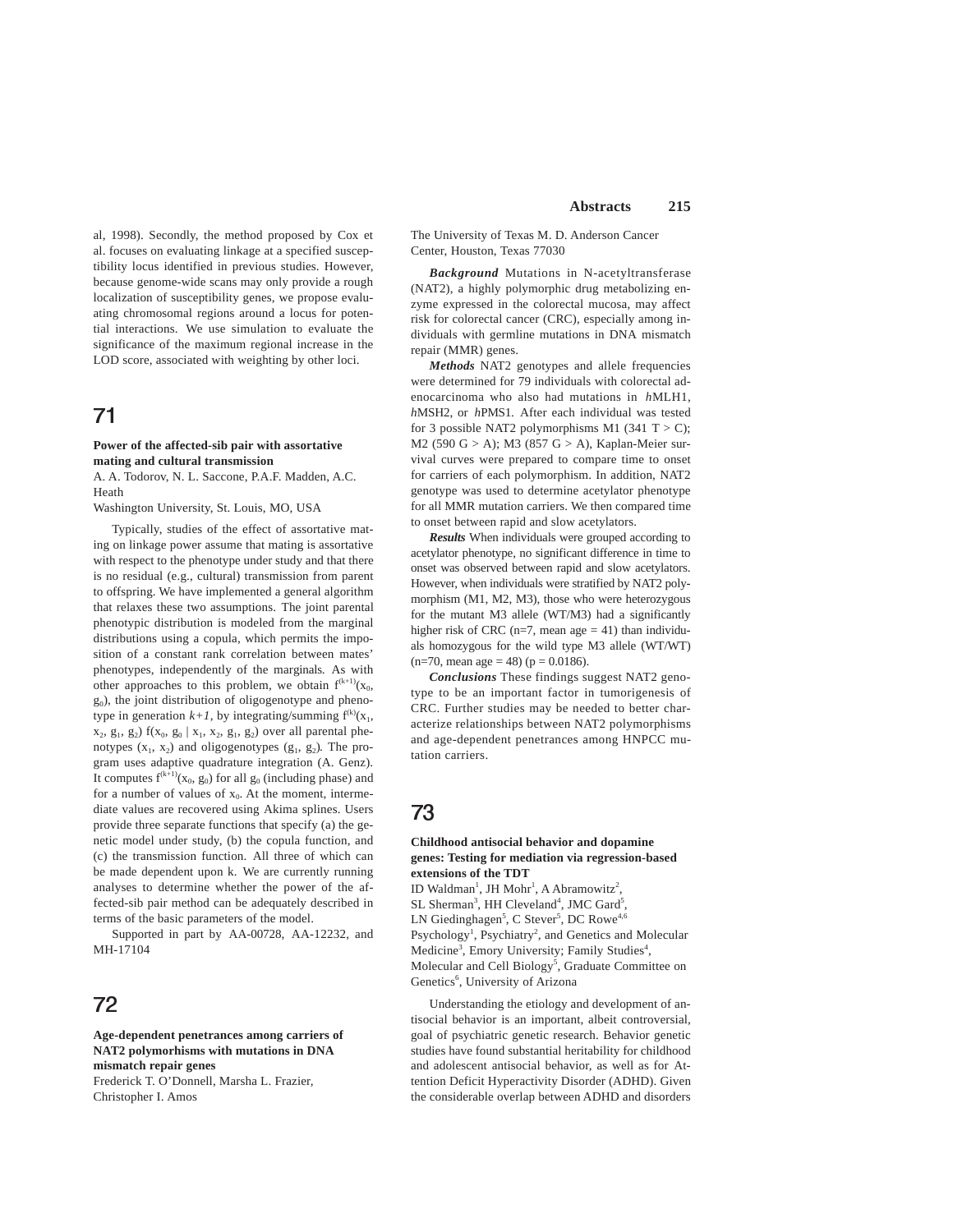al, 1998). Secondly, the method proposed by Cox et al. focuses on evaluating linkage at a specified susceptibility locus identified in previous studies. However, because genome-wide scans may only provide a rough localization of susceptibility genes, we propose evaluating chromosomal regions around a locus for potential interactions. We use simulation to evaluate the significance of the maximum regional increase in the LOD score, associated with weighting by other loci.

## 71

**Power of the affected-sib pair with assortative mating and cultural transmission**

A. A. Todorov, N. L. Saccone, P.A.F. Madden, A.C. Heath

Washington University, St. Louis, MO, USA

Typically, studies of the effect of assortative mating on linkage power assume that mating is assortative with respect to the phenotype under study and that there is no residual (e.g., cultural) transmission from parent to offspring. We have implemented a general algorithm that relaxes these two assumptions. The joint parental phenotypic distribution is modeled from the marginal distributions using a copula, which permits the imposition of a constant rank correlation between mates' phenotypes, independently of the marginals. As with other approaches to this problem, we obtain $f^{(k+1)}(x_0, g_0)$, the joint distribution of oligogenotype and phenotype in generation *k+1*, by integrating/summing $f^{(k)}(x_1, x_2, g_1, g_2)\ f(x_0, g_0 \mid x_1, x_2, g_1, g_2)$ over all parental phenotypes $(x_1, x_2)$ and oligogenotypes $(g_1, g_2)$. The program uses adaptive quadrature integration (A. Genz). It computes $f^{(k+1)}(x_0, g_0)$ for all $g_0$ (including phase) and for a number of values of $x_0$. At the moment, intermediate values are recovered using Akima splines. Users provide three separate functions that specify (a) the genetic model under study, (b) the copula function, and (c) the transmission function. All three of which can be made dependent upon k. We are currently running analyses to determine whether the power of the affected-sib pair method can be adequately described in terms of the basic parameters of the model.

Supported in part by AA-00728, AA-12232, and MH-17104

## 72

**Age-dependent penetrances among carriers of NAT2 polymorhisms with mutations in DNA mismatch repair genes**

Frederick T. O'Donnell, Marsha L. Frazier, Christopher I. Amos

The University of Texas M. D. Anderson Cancer Center, Houston, Texas 77030

***Background*** Mutations in N-acetyltransferase (NAT2), a highly polymorphic drug metabolizing enzyme expressed in the colorectal mucosa, may affect risk for colorectal cancer (CRC), especially among individuals with germline mutations in DNA mismatch repair (MMR) genes.

***Methods*** NAT2 genotypes and allele frequencies were determined for 79 individuals with colorectal adenocarcinoma who also had mutations in *h*MLH1, *h*MSH2, or *h*PMS1. After each individual was tested for 3 possible NAT2 polymorphisms M1 (341 T > C); M2 (590 G > A); M3 (857 G > A), Kaplan-Meier survival curves were prepared to compare time to onset for carriers of each polymorphism. In addition, NAT2 genotype was used to determine acetylator phenotype for all MMR mutation carriers. We then compared time to onset between rapid and slow acetylators.

***Results*** When individuals were grouped according to acetylator phenotype, no significant difference in time to onset was observed between rapid and slow acetylators. However, when individuals were stratified by NAT2 polymorphism (M1, M2, M3), those who were heterozygous for the mutant M3 allele (WT/M3) had a significantly higher risk of CRC (n=7, mean age = 41) than individuals homozygous for the wild type M3 allele (WT/WT) (n=70, mean age = 48) (p = 0.0186).

***Conclusions*** These findings suggest NAT2 genotype to be an important factor in tumorigenesis of CRC. Further studies may be needed to better characterize relationships between NAT2 polymorphisms and age-dependent penetrances among HNPCC mutation carriers.

## 73

**Childhood antisocial behavior and dopamine genes: Testing for mediation via regression-based extensions of the TDT**

ID Waldman[1], JH Mohr[1], A Abramowitz[2], SL Sherman[3], HH Cleveland[4], JMC Gard[5], LN Giedinghagen[5], C Stever[5], DC Rowe[4,6]

Psychology[1], Psychiatry[2], and Genetics and Molecular Medicine[3], Emory University; Family Studies[4], Molecular and Cell Biology[5], Graduate Committee on Genetics[6], University of Arizona

Understanding the etiology and development of antisocial behavior is an important, albeit controversial, goal of psychiatric genetic research. Behavior genetic studies have found substantial heritability for childhood and adolescent antisocial behavior, as well as for Attention Deficit Hyperactivity Disorder (ADHD). Given the considerable overlap between ADHD and disorders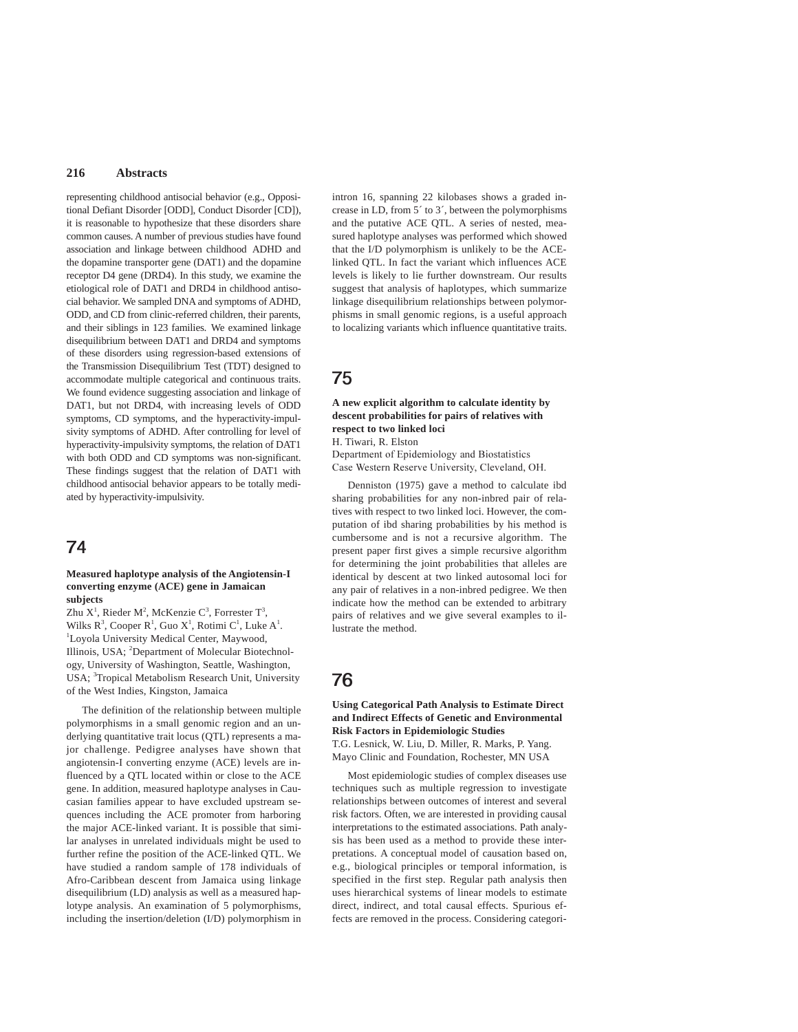representing childhood antisocial behavior (e.g., Oppositional Defiant Disorder [ODD], Conduct Disorder [CD]), it is reasonable to hypothesize that these disorders share common causes. A number of previous studies have found association and linkage between childhood ADHD and the dopamine transporter gene (DAT1) and the dopamine receptor D4 gene (DRD4). In this study, we examine the etiological role of DAT1 and DRD4 in childhood antisocial behavior. We sampled DNA and symptoms of ADHD, ODD, and CD from clinic-referred children, their parents, and their siblings in 123 families. We examined linkage disequilibrium between DAT1 and DRD4 and symptoms of these disorders using regression-based extensions of the Transmission Disequilibrium Test (TDT) designed to accommodate multiple categorical and continuous traits. We found evidence suggesting association and linkage of DAT1, but not DRD4, with increasing levels of ODD symptoms, CD symptoms, and the hyperactivity-impulsivity symptoms of ADHD. After controlling for level of hyperactivity-impulsivity symptoms, the relation of DAT1 with both ODD and CD symptoms was non-significant. These findings suggest that the relation of DAT1 with childhood antisocial behavior appears to be totally mediated by hyperactivity-impulsivity.

# 74

**Measured haplotype analysis of the Angiotensin-I converting enzyme (ACE) gene in Jamaican subjects**

Zhu X[1], Rieder M[2], McKenzie C[3], Forrester T[3], Wilks R[3], Cooper R[1], Guo X[1], Rotimi C[1], Luke A[1].
[1]Loyola University Medical Center, Maywood, Illinois, USA; [2]Department of Molecular Biotechnology, University of Washington, Seattle, Washington, USA; [3]Tropical Metabolism Research Unit, University of the West Indies, Kingston, Jamaica

The definition of the relationship between multiple polymorphisms in a small genomic region and an underlying quantitative trait locus (QTL) represents a major challenge. Pedigree analyses have shown that angiotensin-I converting enzyme (ACE) levels are influenced by a QTL located within or close to the ACE gene. In addition, measured haplotype analyses in Caucasian families appear to have excluded upstream sequences including the ACE promoter from harboring the major ACE-linked variant. It is possible that similar analyses in unrelated individuals might be used to further refine the position of the ACE-linked QTL. We have studied a random sample of 178 individuals of Afro-Caribbean descent from Jamaica using linkage disequilibrium (LD) analysis as well as a measured haplotype analysis. An examination of 5 polymorphisms, including the insertion/deletion (I/D) polymorphism in intron 16, spanning 22 kilobases shows a graded increase in LD, from 5´ to 3´, between the polymorphisms and the putative ACE QTL. A series of nested, measured haplotype analyses was performed which showed that the I/D polymorphism is unlikely to be the ACE-linked QTL. In fact the variant which influences ACE levels is likely to lie further downstream. Our results suggest that analysis of haplotypes, which summarize linkage disequilibrium relationships between polymorphisms in small genomic regions, is a useful approach to localizing variants which influence quantitative traits.

# 75

**A new explicit algorithm to calculate identity by descent probabilities for pairs of relatives with respect to two linked loci**

H. Tiwari, R. Elston
Department of Epidemiology and Biostatistics
Case Western Reserve University, Cleveland, OH.

Denniston (1975) gave a method to calculate ibd sharing probabilities for any non-inbred pair of relatives with respect to two linked loci. However, the computation of ibd sharing probabilities by his method is cumbersome and is not a recursive algorithm. The present paper first gives a simple recursive algorithm for determining the joint probabilities that alleles are identical by descent at two linked autosomal loci for any pair of relatives in a non-inbred pedigree. We then indicate how the method can be extended to arbitrary pairs of relatives and we give several examples to illustrate the method.

# 76

**Using Categorical Path Analysis to Estimate Direct and Indirect Effects of Genetic and Environmental Risk Factors in Epidemiologic Studies**

T.G. Lesnick, W. Liu, D. Miller, R. Marks, P. Yang.
Mayo Clinic and Foundation, Rochester, MN USA

Most epidemiologic studies of complex diseases use techniques such as multiple regression to investigate relationships between outcomes of interest and several risk factors. Often, we are interested in providing causal interpretations to the estimated associations. Path analysis has been used as a method to provide these interpretations. A conceptual model of causation based on, e.g., biological principles or temporal information, is specified in the first step. Regular path analysis then uses hierarchical systems of linear models to estimate direct, indirect, and total causal effects. Spurious effects are removed in the process. Considering categori-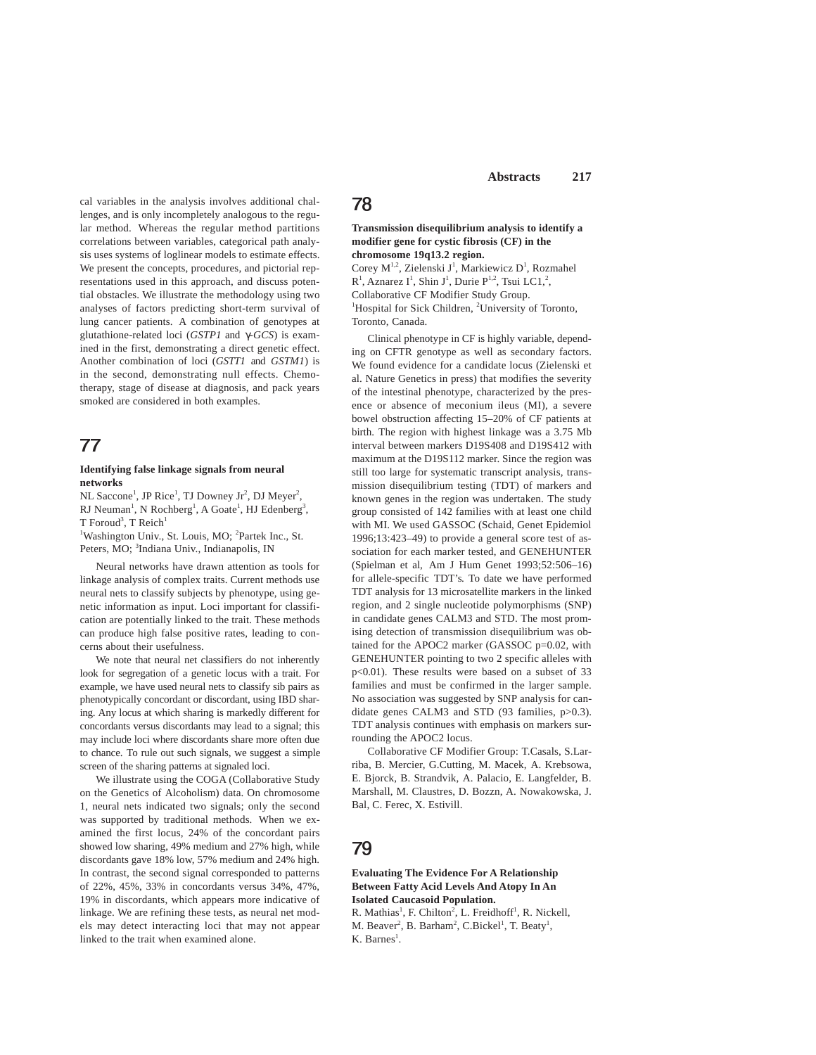cal variables in the analysis involves additional challenges, and is only incompletely analogous to the regular method. Whereas the regular method partitions correlations between variables, categorical path analysis uses systems of loglinear models to estimate effects. We present the concepts, procedures, and pictorial representations used in this approach, and discuss potential obstacles. We illustrate the methodology using two analyses of factors predicting short-term survival of lung cancer patients. A combination of genotypes at glutathione-related loci (*GSTP1* and γ-*GCS*) is examined in the first, demonstrating a direct genetic effect. Another combination of loci (*GSTT1* and *GSTM1*) is in the second, demonstrating null effects. Chemotherapy, stage of disease at diagnosis, and pack years smoked are considered in both examples.

# 77

**Identifying false linkage signals from neural networks**

NL Saccone[1], JP Rice[1], TJ Downey Jr[2], DJ Meyer[2], RJ Neuman[1], N Rochberg[1], A Goate[1], HJ Edenberg[3], T Foroud[3], T Reich[1]

[1]Washington Univ., St. Louis, MO; [2]Partek Inc., St. Peters, MO; [3]Indiana Univ., Indianapolis, IN

Neural networks have drawn attention as tools for linkage analysis of complex traits. Current methods use neural nets to classify subjects by phenotype, using genetic information as input. Loci important for classification are potentially linked to the trait. These methods can produce high false positive rates, leading to concerns about their usefulness.

We note that neural net classifiers do not inherently look for segregation of a genetic locus with a trait. For example, we have used neural nets to classify sib pairs as phenotypically concordant or discordant, using IBD sharing. Any locus at which sharing is markedly different for concordants versus discordants may lead to a signal; this may include loci where discordants share more often due to chance. To rule out such signals, we suggest a simple screen of the sharing patterns at signaled loci.

We illustrate using the COGA (Collaborative Study on the Genetics of Alcoholism) data. On chromosome 1, neural nets indicated two signals; only the second was supported by traditional methods. When we examined the first locus, 24% of the concordant pairs showed low sharing, 49% medium and 27% high, while discordants gave 18% low, 57% medium and 24% high. In contrast, the second signal corresponded to patterns of 22%, 45%, 33% in concordants versus 34%, 47%, 19% in discordants, which appears more indicative of linkage. We are refining these tests, as neural net models may detect interacting loci that may not appear linked to the trait when examined alone.

# 78

**Transmission disequilibrium analysis to identify a modifier gene for cystic fibrosis (CF) in the chromosome 19q13.2 region.**

Corey M[1,2], Zielenski J[1], Markiewicz D[1], Rozmahel R[1], Aznarez I[1], Shin J[1], Durie P[1,2], Tsui LC1,[2], Collaborative CF Modifier Study Group.

[1]Hospital for Sick Children, [2]University of Toronto, Toronto, Canada.

Clinical phenotype in CF is highly variable, depending on CFTR genotype as well as secondary factors. We found evidence for a candidate locus (Zielenski et al. Nature Genetics in press) that modifies the severity of the intestinal phenotype, characterized by the presence or absence of meconium ileus (MI), a severe bowel obstruction affecting 15–20% of CF patients at birth. The region with highest linkage was a 3.75 Mb interval between markers D19S408 and D19S412 with maximum at the D19S112 marker. Since the region was still too large for systematic transcript analysis, transmission disequilibrium testing (TDT) of markers and known genes in the region was undertaken. The study group consisted of 142 families with at least one child with MI. We used GASSOC (Schaid, Genet Epidemiol 1996;13:423–49) to provide a general score test of association for each marker tested, and GENEHUNTER (Spielman et al, Am J Hum Genet 1993;52:506–16) for allele-specific TDT's. To date we have performed TDT analysis for 13 microsatellite markers in the linked region, and 2 single nucleotide polymorphisms (SNP) in candidate genes CALM3 and STD. The most promising detection of transmission disequilibrium was obtained for the APOC2 marker (GASSOC p=0.02, with GENEHUNTER pointing to two 2 specific alleles with p<0.01). These results were based on a subset of 33 families and must be confirmed in the larger sample. No association was suggested by SNP analysis for candidate genes CALM3 and STD (93 families, p>0.3). TDT analysis continues with emphasis on markers surrounding the APOC2 locus.

Collaborative CF Modifier Group: T.Casals, S.Larriba, B. Mercier, G.Cutting, M. Macek, A. Krebsowa, E. Bjorck, B. Strandvik, A. Palacio, E. Langfelder, B. Marshall, M. Claustres, D. Bozzn, A. Nowakowska, J. Bal, C. Ferec, X. Estivill.

# 79

**Evaluating The Evidence For A Relationship Between Fatty Acid Levels And Atopy In An Isolated Caucasoid Population.**

R. Mathias[1], F. Chilton[2], L. Freidhoff[1], R. Nickell, M. Beaver[2], B. Barham[2], C.Bickel[1], T. Beaty[1], K. Barnes[1].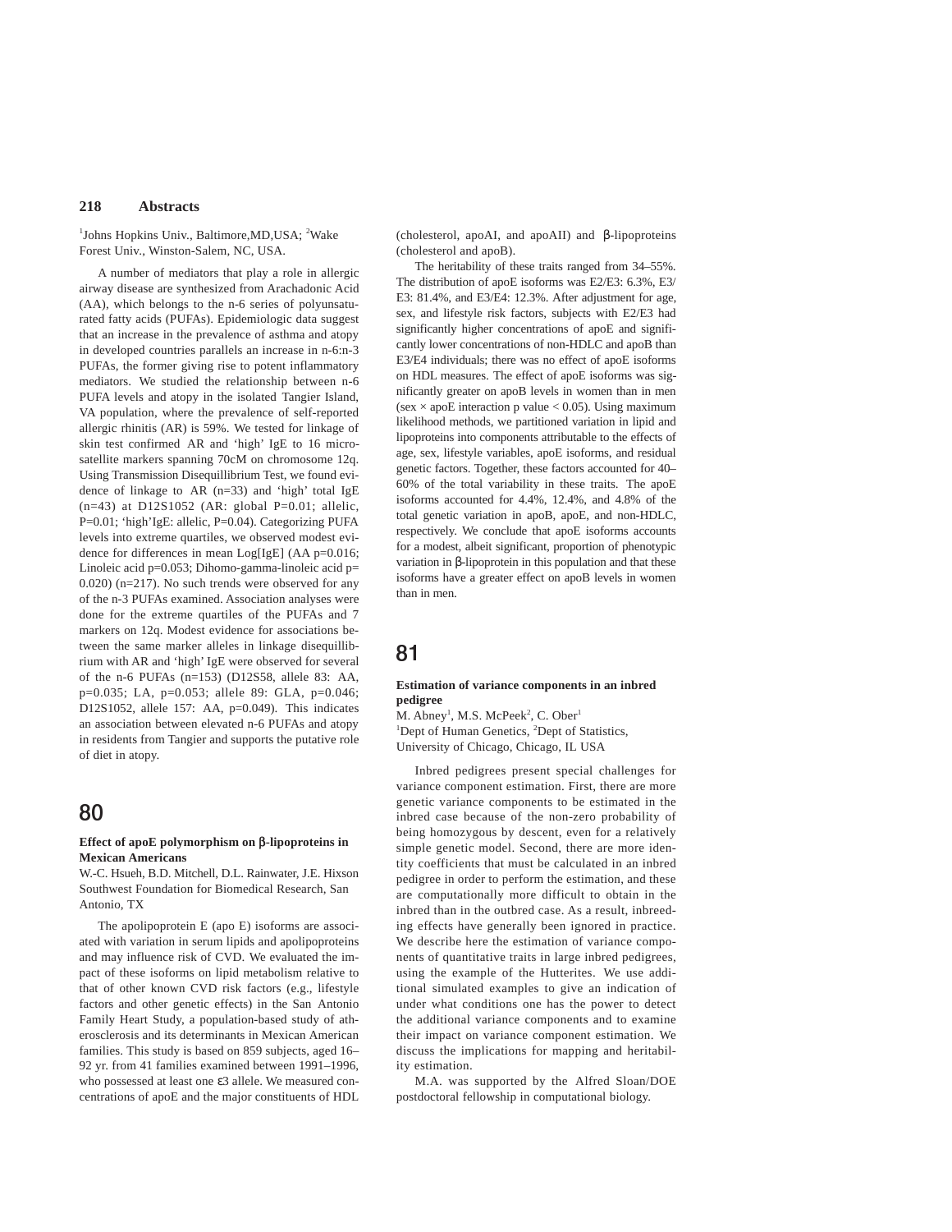[1]Johns Hopkins Univ., Baltimore,MD,USA; [2]Wake Forest Univ., Winston-Salem, NC, USA.

A number of mediators that play a role in allergic airway disease are synthesized from Arachadonic Acid (AA), which belongs to the n-6 series of polyunsaturated fatty acids (PUFAs). Epidemiologic data suggest that an increase in the prevalence of asthma and atopy in developed countries parallels an increase in n-6:n-3 PUFAs, the former giving rise to potent inflammatory mediators. We studied the relationship between n-6 PUFA levels and atopy in the isolated Tangier Island, VA population, where the prevalence of self-reported allergic rhinitis (AR) is 59%. We tested for linkage of skin test confirmed AR and 'high' IgE to 16 microsatellite markers spanning 70cM on chromosome 12q. Using Transmission Disequillibrium Test, we found evidence of linkage to AR (n=33) and 'high' total IgE (n=43) at D12S1052 (AR: global P=0.01; allelic, P=0.01; 'high'IgE: allelic, P=0.04). Categorizing PUFA levels into extreme quartiles, we observed modest evidence for differences in mean Log[IgE] (AA p=0.016; Linoleic acid p=0.053; Dihomo-gamma-linoleic acid p= 0.020) (n=217). No such trends were observed for any of the n-3 PUFAs examined. Association analyses were done for the extreme quartiles of the PUFAs and 7 markers on 12q. Modest evidence for associations between the same marker alleles in linkage disequillibrium with AR and 'high' IgE were observed for several of the n-6 PUFAs (n=153) (D12S58, allele 83: AA, p=0.035; LA, p=0.053; allele 89: GLA, p=0.046; D12S1052, allele 157: AA, p=0.049). This indicates an association between elevated n-6 PUFAs and atopy in residents from Tangier and supports the putative role of diet in atopy.

# 80

**Effect of apoE polymorphism on β-lipoproteins in Mexican Americans**

W.-C. Hsueh, B.D. Mitchell, D.L. Rainwater, J.E. Hixson
Southwest Foundation for Biomedical Research, San Antonio, TX

The apolipoprotein E (apo E) isoforms are associated with variation in serum lipids and apolipoproteins and may influence risk of CVD. We evaluated the impact of these isoforms on lipid metabolism relative to that of other known CVD risk factors (e.g., lifestyle factors and other genetic effects) in the San Antonio Family Heart Study, a population-based study of atherosclerosis and its determinants in Mexican American families. This study is based on 859 subjects, aged 16–92 yr. from 41 families examined between 1991–1996, who possessed at least one ε3 allele. We measured concentrations of apoE and the major constituents of HDL (cholesterol, apoAI, and apoAII) and β-lipoproteins (cholesterol and apoB).

The heritability of these traits ranged from 34–55%. The distribution of apoE isoforms was E2/E3: 6.3%, E3/E3: 81.4%, and E3/E4: 12.3%. After adjustment for age, sex, and lifestyle risk factors, subjects with E2/E3 had significantly higher concentrations of apoE and significantly lower concentrations of non-HDLC and apoB than E3/E4 individuals; there was no effect of apoE isoforms on HDL measures. The effect of apoE isoforms was significantly greater on apoB levels in women than in men (sex × apoE interaction p value $< 0.05$). Using maximum likelihood methods, we partitioned variation in lipid and lipoproteins into components attributable to the effects of age, sex, lifestyle variables, apoE isoforms, and residual genetic factors. Together, these factors accounted for 40–60% of the total variability in these traits. The apoE isoforms accounted for 4.4%, 12.4%, and 4.8% of the total genetic variation in apoB, apoE, and non-HDLC, respectively. We conclude that apoE isoforms accounts for a modest, albeit significant, proportion of phenotypic variation in β-lipoprotein in this population and that these isoforms have a greater effect on apoB levels in women than in men.

# 81

**Estimation of variance components in an inbred pedigree**

M. Abney[1], M.S. McPeek[2], C. Ober[1]
[1]Dept of Human Genetics, [2]Dept of Statistics, University of Chicago, Chicago, IL USA

Inbred pedigrees present special challenges for variance component estimation. First, there are more genetic variance components to be estimated in the inbred case because of the non-zero probability of being homozygous by descent, even for a relatively simple genetic model. Second, there are more identity coefficients that must be calculated in an inbred pedigree in order to perform the estimation, and these are computationally more difficult to obtain in the inbred than in the outbred case. As a result, inbreeding effects have generally been ignored in practice. We describe here the estimation of variance components of quantitative traits in large inbred pedigrees, using the example of the Hutterites. We use additional simulated examples to give an indication of under what conditions one has the power to detect the additional variance components and to examine their impact on variance component estimation. We discuss the implications for mapping and heritability estimation.

M.A. was supported by the Alfred Sloan/DOE postdoctoral fellowship in computational biology.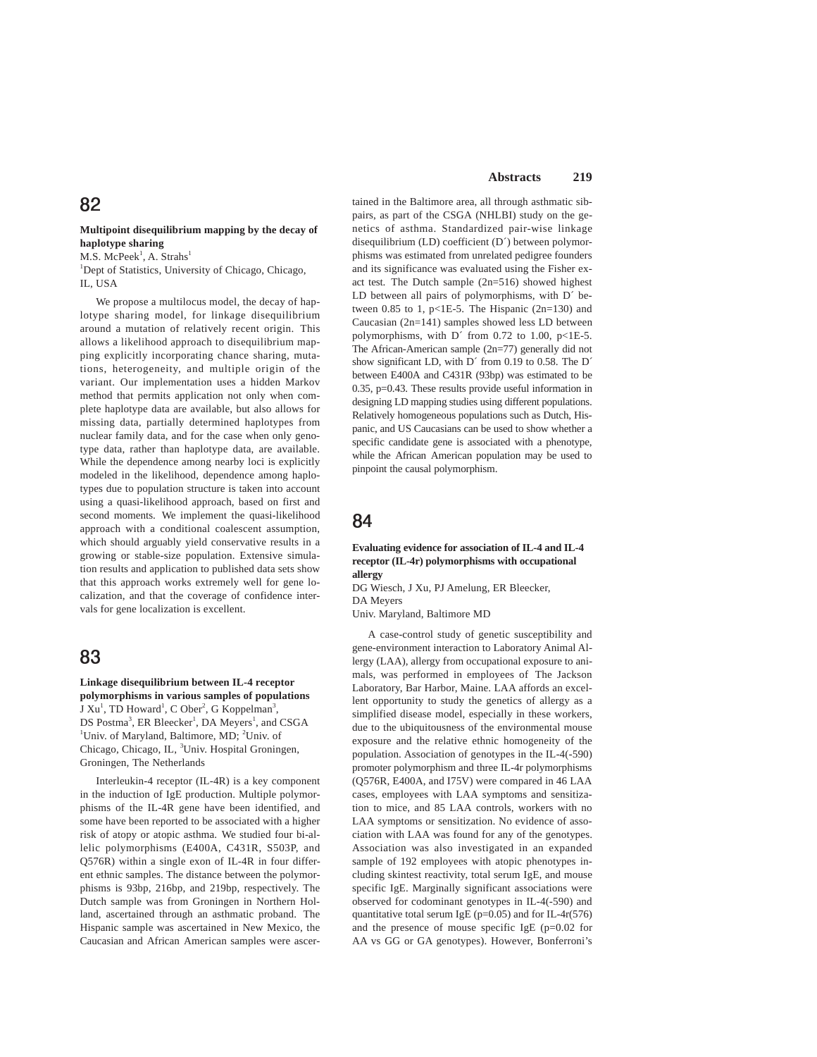## 82

**Multipoint disequilibrium mapping by the decay of haplotype sharing**

M.S. McPeek[1], A. Strahs[1]

[1]Dept of Statistics, University of Chicago, Chicago, IL, USA

We propose a multilocus model, the decay of haplotype sharing model, for linkage disequilibrium around a mutation of relatively recent origin. This allows a likelihood approach to disequilibrium mapping explicitly incorporating chance sharing, mutations, heterogeneity, and multiple origin of the variant. Our implementation uses a hidden Markov method that permits application not only when complete haplotype data are available, but also allows for missing data, partially determined haplotypes from nuclear family data, and for the case when only genotype data, rather than haplotype data, are available. While the dependence among nearby loci is explicitly modeled in the likelihood, dependence among haplotypes due to population structure is taken into account using a quasi-likelihood approach, based on first and second moments. We implement the quasi-likelihood approach with a conditional coalescent assumption, which should arguably yield conservative results in a growing or stable-size population. Extensive simulation results and application to published data sets show that this approach works extremely well for gene localization, and that the coverage of confidence intervals for gene localization is excellent.

## 83

**Linkage disequilibrium between IL-4 receptor polymorphisms in various samples of populations**

J Xu[1], TD Howard[1], C Ober[2], G Koppelman[3], DS Postma[3], ER Bleecker[1], DA Meyers[1], and CSGA

[1]Univ. of Maryland, Baltimore, MD; [2]Univ. of Chicago, Chicago, IL, [3]Univ. Hospital Groningen, Groningen, The Netherlands

Interleukin-4 receptor (IL-4R) is a key component in the induction of IgE production. Multiple polymorphisms of the IL-4R gene have been identified, and some have been reported to be associated with a higher risk of atopy or atopic asthma. We studied four bi-allelic polymorphisms (E400A, C431R, S503P, and Q576R) within a single exon of IL-4R in four different ethnic samples. The distance between the polymorphisms is 93bp, 216bp, and 219bp, respectively. The Dutch sample was from Groningen in Northern Holland, ascertained through an asthmatic proband. The Hispanic sample was ascertained in New Mexico, the Caucasian and African American samples were ascertained in the Baltimore area, all through asthmatic sibpairs, as part of the CSGA (NHLBI) study on the genetics of asthma. Standardized pair-wise linkage disequilibrium (LD) coefficient (D´) between polymorphisms was estimated from unrelated pedigree founders and its significance was evaluated using the Fisher exact test. The Dutch sample (2n=516) showed highest LD between all pairs of polymorphisms, with D´ between 0.85 to 1, p<1E-5. The Hispanic (2n=130) and Caucasian (2n=141) samples showed less LD between polymorphisms, with D´ from 0.72 to 1.00, p<1E-5. The African-American sample (2n=77) generally did not show significant LD, with D´ from 0.19 to 0.58. The D´ between E400A and C431R (93bp) was estimated to be 0.35, p=0.43. These results provide useful information in designing LD mapping studies using different populations. Relatively homogeneous populations such as Dutch, Hispanic, and US Caucasians can be used to show whether a specific candidate gene is associated with a phenotype, while the African American population may be used to pinpoint the causal polymorphism.

## 84

**Evaluating evidence for association of IL-4 and IL-4 receptor (IL-4r) polymorphisms with occupational allergy**

DG Wiesch, J Xu, PJ Amelung, ER Bleecker, DA Meyers

Univ. Maryland, Baltimore MD

A case-control study of genetic susceptibility and gene-environment interaction to Laboratory Animal Allergy (LAA), allergy from occupational exposure to animals, was performed in employees of The Jackson Laboratory, Bar Harbor, Maine. LAA affords an excellent opportunity to study the genetics of allergy as a simplified disease model, especially in these workers, due to the ubiquitousness of the environmental mouse exposure and the relative ethnic homogeneity of the population. Association of genotypes in the IL-4(-590) promoter polymorphism and three IL-4r polymorphisms (Q576R, E400A, and I75V) were compared in 46 LAA cases, employees with LAA symptoms and sensitization to mice, and 85 LAA controls, workers with no LAA symptoms or sensitization. No evidence of association with LAA was found for any of the genotypes. Association was also investigated in an expanded sample of 192 employees with atopic phenotypes including skintest reactivity, total serum IgE, and mouse specific IgE. Marginally significant associations were observed for codominant genotypes in IL-4(-590) and quantitative total serum IgE (p=0.05) and for IL-4r(576) and the presence of mouse specific IgE (p=0.02 for AA vs GG or GA genotypes). However, Bonferroni's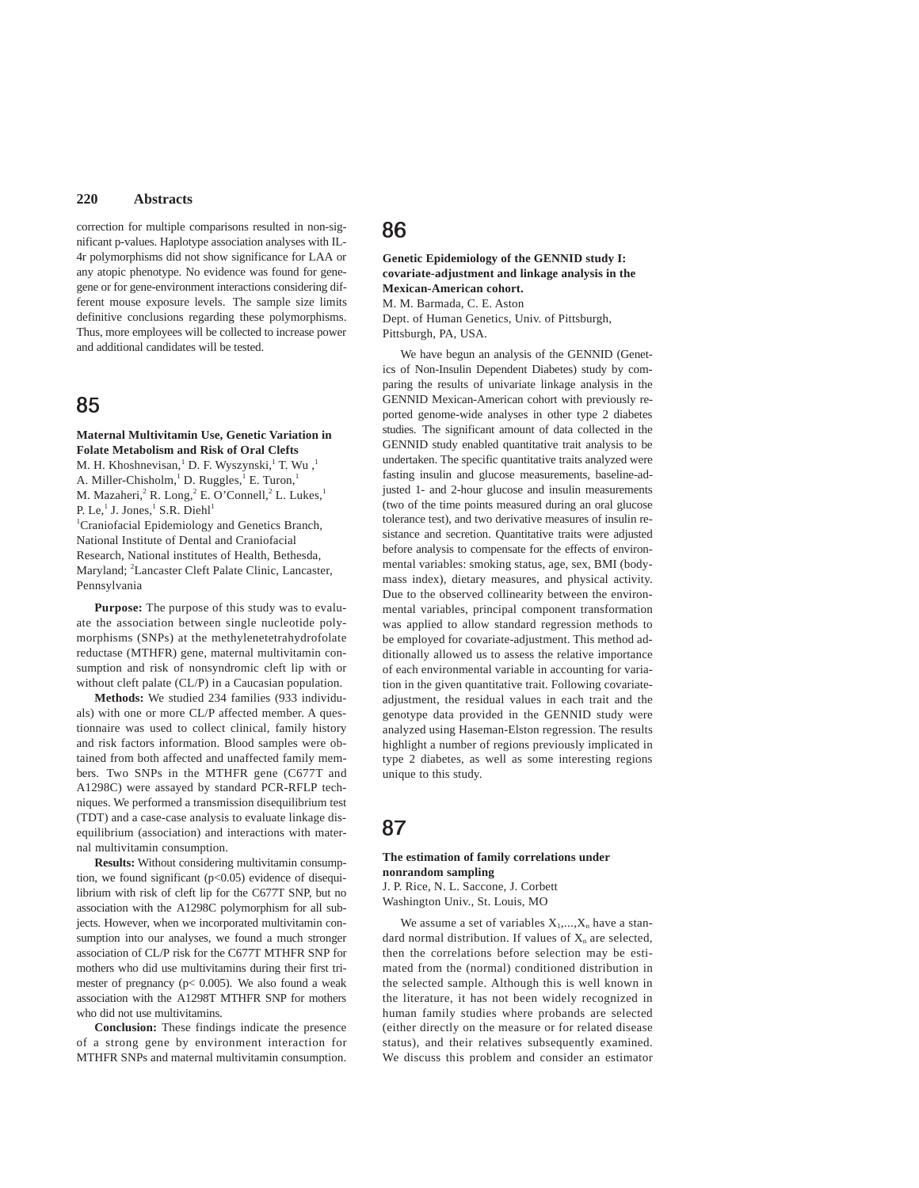correction for multiple comparisons resulted in non-significant p-values. Haplotype association analyses with IL-4r polymorphisms did not show significance for LAA or any atopic phenotype. No evidence was found for gene-gene or for gene-environment interactions considering different mouse exposure levels. The sample size limits definitive conclusions regarding these polymorphisms. Thus, more employees will be collected to increase power and additional candidates will be tested.

## 85

**Maternal Multivitamin Use, Genetic Variation in Folate Metabolism and Risk of Oral Clefts**

M. H. Khoshnevisan,[1] D. F. Wyszynski,[1] T. Wu,[1] A. Miller-Chisholm,[1] D. Ruggles,[1] E. Turon,[1] M. Mazaheri,[2] R. Long,[2] E. O'Connell,[2] L. Lukes,[1] P. Le,[1] J. Jones,[1] S.R. Diehl[1]

[1]Craniofacial Epidemiology and Genetics Branch, National Institute of Dental and Craniofacial Research, National institutes of Health, Bethesda, Maryland; [2]Lancaster Cleft Palate Clinic, Lancaster, Pennsylvania

**Purpose:** The purpose of this study was to evaluate the association between single nucleotide polymorphisms (SNPs) at the methylenetetrahydrofolate reductase (MTHFR) gene, maternal multivitamin consumption and risk of nonsyndromic cleft lip with or without cleft palate (CL/P) in a Caucasian population.

**Methods:** We studied 234 families (933 individuals) with one or more CL/P affected member. A questionnaire was used to collect clinical, family history and risk factors information. Blood samples were obtained from both affected and unaffected family members. Two SNPs in the MTHFR gene (C677T and A1298C) were assayed by standard PCR-RFLP techniques. We performed a transmission disequilibrium test (TDT) and a case-case analysis to evaluate linkage disequilibrium (association) and interactions with maternal multivitamin consumption.

**Results:** Without considering multivitamin consumption, we found significant ($p<0.05$) evidence of disequilibrium with risk of cleft lip for the C677T SNP, but no association with the A1298C polymorphism for all subjects. However, when we incorporated multivitamin consumption into our analyses, we found a much stronger association of CL/P risk for the C677T MTHFR SNP for mothers who did use multivitamins during their first trimester of pregnancy ($p< 0.005$). We also found a weak association with the A1298T MTHFR SNP for mothers who did not use multivitamins.

**Conclusion:** These findings indicate the presence of a strong gene by environment interaction for MTHFR SNPs and maternal multivitamin consumption.

## 86

**Genetic Epidemiology of the GENNID study I: covariate-adjustment and linkage analysis in the Mexican-American cohort.**

M. M. Barmada, C. E. Aston

Dept. of Human Genetics, Univ. of Pittsburgh, Pittsburgh, PA, USA.

We have begun an analysis of the GENNID (Genetics of Non-Insulin Dependent Diabetes) study by comparing the results of univariate linkage analysis in the GENNID Mexican-American cohort with previously reported genome-wide analyses in other type 2 diabetes studies. The significant amount of data collected in the GENNID study enabled quantitative trait analysis to be undertaken. The specific quantitative traits analyzed were fasting insulin and glucose measurements, baseline-adjusted 1- and 2-hour glucose and insulin measurements (two of the time points measured during an oral glucose tolerance test), and two derivative measures of insulin resistance and secretion. Quantitative traits were adjusted before analysis to compensate for the effects of environmental variables: smoking status, age, sex, BMI (body-mass index), dietary measures, and physical activity. Due to the observed collinearity between the environmental variables, principal component transformation was applied to allow standard regression methods to be employed for covariate-adjustment. This method additionally allowed us to assess the relative importance of each environmental variable in accounting for variation in the given quantitative trait. Following covariate-adjustment, the residual values in each trait and the genotype data provided in the GENNID study were analyzed using Haseman-Elston regression. The results highlight a number of regions previously implicated in type 2 diabetes, as well as some interesting regions unique to this study.

## 87

**The estimation of family correlations under nonrandom sampling**

J. P. Rice, N. L. Saccone, J. Corbett

Washington Univ., St. Louis, MO

We assume a set of variables $X_1,...,X_n$ have a standard normal distribution. If values of $X_n$ are selected, then the correlations before selection may be estimated from the (normal) conditioned distribution in the selected sample. Although this is well known in the literature, it has not been widely recognized in human family studies where probands are selected (either directly on the measure or for related disease status), and their relatives subsequently examined. We discuss this problem and consider an estimator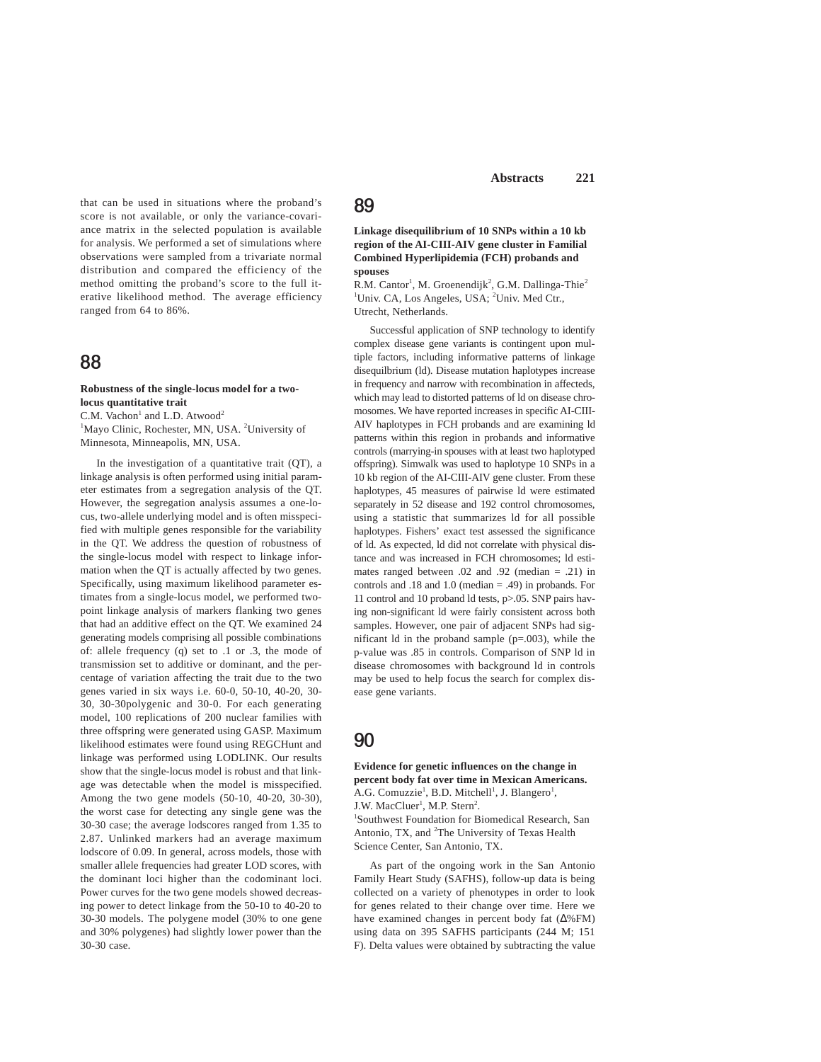that can be used in situations where the proband's score is not available, or only the variance-covariance matrix in the selected population is available for analysis. We performed a set of simulations where observations were sampled from a trivariate normal distribution and compared the efficiency of the method omitting the proband's score to the full iterative likelihood method. The average efficiency ranged from 64 to 86%.

## 88

**Robustness of the single-locus model for a two-locus quantitative trait**

C.M. Vachon[1] and L.D. Atwood[2]

[1]Mayo Clinic, Rochester, MN, USA. [2]University of Minnesota, Minneapolis, MN, USA.

In the investigation of a quantitative trait (QT), a linkage analysis is often performed using initial parameter estimates from a segregation analysis of the QT. However, the segregation analysis assumes a one-locus, two-allele underlying model and is often misspecified with multiple genes responsible for the variability in the QT. We address the question of robustness of the single-locus model with respect to linkage information when the QT is actually affected by two genes. Specifically, using maximum likelihood parameter estimates from a single-locus model, we performed two-point linkage analysis of markers flanking two genes that had an additive effect on the QT. We examined 24 generating models comprising all possible combinations of: allele frequency (q) set to .1 or .3, the mode of transmission set to additive or dominant, and the percentage of variation affecting the trait due to the two genes varied in six ways i.e. 60-0, 50-10, 40-20, 30-30, 30-30polygenic and 30-0. For each generating model, 100 replications of 200 nuclear families with three offspring were generated using GASP. Maximum likelihood estimates were found using REGCHunt and linkage was performed using LODLINK. Our results show that the single-locus model is robust and that linkage was detectable when the model is misspecified. Among the two gene models (50-10, 40-20, 30-30), the worst case for detecting any single gene was the 30-30 case; the average lodscores ranged from 1.35 to 2.87. Unlinked markers had an average maximum lodscore of 0.09. In general, across models, those with smaller allele frequencies had greater LOD scores, with the dominant loci higher than the codominant loci. Power curves for the two gene models showed decreasing power to detect linkage from the 50-10 to 40-20 to 30-30 models. The polygene model (30% to one gene and 30% polygenes) had slightly lower power than the 30-30 case.

## 89

**Linkage disequilibrium of 10 SNPs within a 10 kb region of the AI-CIII-AIV gene cluster in Familial Combined Hyperlipidemia (FCH) probands and spouses**

R.M. Cantor[1], M. Groenendijk[2], G.M. Dallinga-Thie[2]

[1]Univ. CA, Los Angeles, USA; [2]Univ. Med Ctr., Utrecht, Netherlands.

Successful application of SNP technology to identify complex disease gene variants is contingent upon multiple factors, including informative patterns of linkage disequilbrium (ld). Disease mutation haplotypes increase in frequency and narrow with recombination in affecteds, which may lead to distorted patterns of ld on disease chromosomes. We have reported increases in specific AI-CIII-AIV haplotypes in FCH probands and are examining ld patterns within this region in probands and informative controls (marrying-in spouses with at least two haplotyped offspring). Simwalk was used to haplotype 10 SNPs in a 10 kb region of the AI-CIII-AIV gene cluster. From these haplotypes, 45 measures of pairwise ld were estimated separately in 52 disease and 192 control chromosomes, using a statistic that summarizes ld for all possible haplotypes. Fishers' exact test assessed the significance of ld. As expected, ld did not correlate with physical distance and was increased in FCH chromosomes; ld estimates ranged between .02 and .92 (median = .21) in controls and .18 and 1.0 (median = .49) in probands. For 11 control and 10 proband ld tests, p>.05. SNP pairs having non-significant ld were fairly consistent across both samples. However, one pair of adjacent SNPs had significant ld in the proband sample (p=.003), while the p-value was .85 in controls. Comparison of SNP ld in disease chromosomes with background ld in controls may be used to help focus the search for complex disease gene variants.

## 90

**Evidence for genetic influences on the change in percent body fat over time in Mexican Americans.**

A.G. Comuzzie[1], B.D. Mitchell[1], J. Blangero[1], J.W. MacCluer[1], M.P. Stern[2].

[1]Southwest Foundation for Biomedical Research, San Antonio, TX, and [2]The University of Texas Health Science Center, San Antonio, TX.

As part of the ongoing work in the San Antonio Family Heart Study (SAFHS), follow-up data is being collected on a variety of phenotypes in order to look for genes related to their change over time. Here we have examined changes in percent body fat (Δ%FM) using data on 395 SAFHS participants (244 M; 151 F). Delta values were obtained by subtracting the value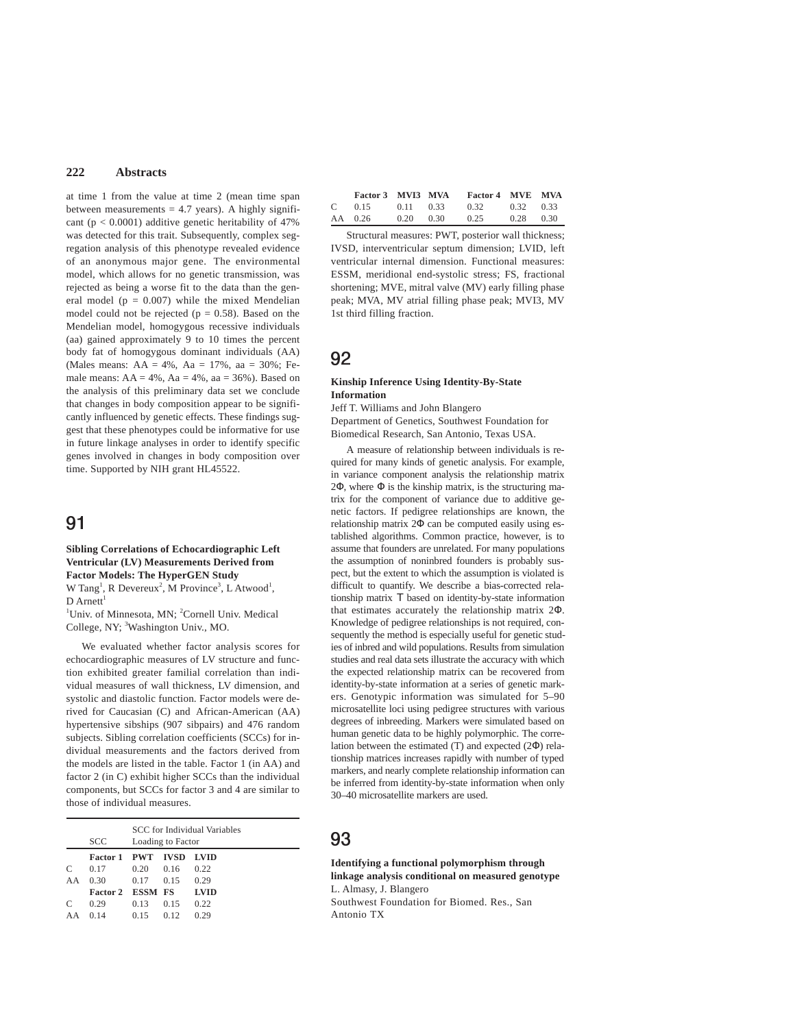at time 1 from the value at time 2 (mean time span between measurements = 4.7 years). A highly significant ($p < 0.0001$) additive genetic heritability of 47% was detected for this trait. Subsequently, complex segregation analysis of this phenotype revealed evidence of an anonymous major gene. The environmental model, which allows for no genetic transmission, was rejected as being a worse fit to the data than the general model ($p = 0.007$) while the mixed Mendelian model could not be rejected ($p = 0.58$). Based on the Mendelian model, homogygous recessive individuals (aa) gained approximately 9 to 10 times the percent body fat of homogygous dominant individuals (AA) (Males means: AA = 4%, Aa = 17%, aa = 30%; Female means: AA = 4%, Aa = 4%, aa = 36%). Based on the analysis of this preliminary data set we conclude that changes in body composition appear to be significantly influenced by genetic effects. These findings suggest that these phenotypes could be informative for use in future linkage analyses in order to identify specific genes involved in changes in body composition over time. Supported by NIH grant HL45522.

## 91

### Sibling Correlations of Echocardiographic Left Ventricular (LV) Measurements Derived from Factor Models: The HyperGEN Study

W Tang[1], R Devereux[2], M Province[3], L Atwood[1], D Arnett[1]

[1]Univ. of Minnesota, MN; [2]Cornell Univ. Medical College, NY; [3]Washington Univ., MO.

We evaluated whether factor analysis scores for echocardiographic measures of LV structure and function exhibited greater familial correlation than individual measures of wall thickness, LV dimension, and systolic and diastolic function. Factor models were derived for Caucasian (C) and African-American (AA) hypertensive sibships (907 sibpairs) and 476 random subjects. Sibling correlation coefficients (SCCs) for individual measurements and the factors derived from the models are listed in the table. Factor 1 (in AA) and factor 2 (in C) exhibit higher SCCs than the individual components, but SCCs for factor 3 and 4 are similar to those of individual measures.

| | SCC | SCC for Individual Variables Loading to Factor | | |
|---|---|---|---|---|
| | **Factor 1** | **PWT** | **IVSD** | **LVID** |
| C | 0.17 | 0.20 | 0.16 | 0.22 |
| AA | 0.30 | 0.17 | 0.15 | 0.29 |
| | **Factor 2** | **ESSM** | **FS** | **LVID** |
| C | 0.29 | 0.13 | 0.15 | 0.22 |
| AA | 0.14 | 0.15 | 0.12 | 0.29 |

| | Factor 3 | MVI3 | MVA | Factor 4 | MVE | MVA |
|---|---|---|---|---|---|---|
| C | 0.15 | 0.11 | 0.33 | 0.32 | 0.32 | 0.33 |
| AA | 0.26 | 0.20 | 0.30 | 0.25 | 0.28 | 0.30 |

Structural measures: PWT, posterior wall thickness; IVSD, interventricular septum dimension; LVID, left ventricular internal dimension. Functional measures: ESSM, meridional end-systolic stress; FS, fractional shortening; MVE, mitral valve (MV) early filling phase peak; MVA, MV atrial filling phase peak; MVI3, MV 1st third filling fraction.

## 92

### Kinship Inference Using Identity-By-State Information

Jeff T. Williams and John Blangero

Department of Genetics, Southwest Foundation for Biomedical Research, San Antonio, Texas USA.

A measure of relationship between individuals is required for many kinds of genetic analysis. For example, in variance component analysis the relationship matrix $2\Phi$, where $\Phi$ is the kinship matrix, is the structuring matrix for the component of variance due to additive genetic factors. If pedigree relationships are known, the relationship matrix $2\Phi$ can be computed easily using established algorithms. Common practice, however, is to assume that founders are unrelated. For many populations the assumption of noninbred founders is probably suspect, but the extent to which the assumption is violated is difficult to quantify. We describe a bias-corrected relationship matrix $T$ based on identity-by-state information that estimates accurately the relationship matrix $2\Phi$. Knowledge of pedigree relationships is not required, consequently the method is especially useful for genetic studies of inbred and wild populations. Results from simulation studies and real data sets illustrate the accuracy with which the expected relationship matrix can be recovered from identity-by-state information at a series of genetic markers. Genotypic information was simulated for 5–90 microsatellite loci using pedigree structures with various degrees of inbreeding. Markers were simulated based on human genetic data to be highly polymorphic. The correlation between the estimated (T) and expected ($2\Phi$) relationship matrices increases rapidly with number of typed markers, and nearly complete relationship information can be inferred from identity-by-state information when only 30–40 microsatellite markers are used.

## 93

### Identifying a functional polymorphism through linkage analysis conditional on measured genotype

L. Almasy, J. Blangero

Southwest Foundation for Biomed. Res., San Antonio TX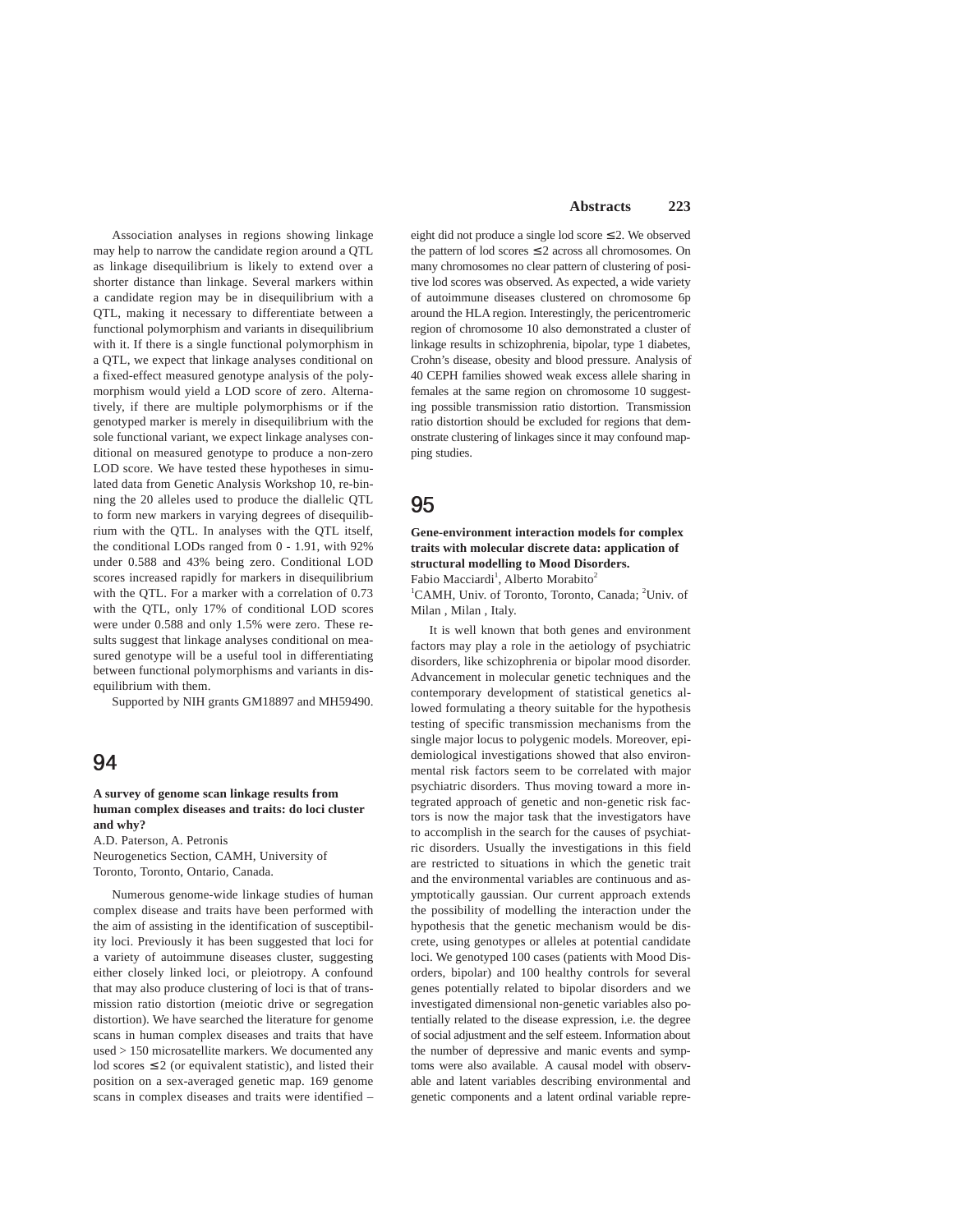Association analyses in regions showing linkage may help to narrow the candidate region around a QTL as linkage disequilibrium is likely to extend over a shorter distance than linkage. Several markers within a candidate region may be in disequilibrium with a QTL, making it necessary to differentiate between a functional polymorphism and variants in disequilibrium with it. If there is a single functional polymorphism in a QTL, we expect that linkage analyses conditional on a fixed-effect measured genotype analysis of the polymorphism would yield a LOD score of zero. Alternatively, if there are multiple polymorphisms or if the genotyped marker is merely in disequilibrium with the sole functional variant, we expect linkage analyses conditional on measured genotype to produce a non-zero LOD score. We have tested these hypotheses in simulated data from Genetic Analysis Workshop 10, re-binning the 20 alleles used to produce the diallelic QTL to form new markers in varying degrees of disequilibrium with the QTL. In analyses with the QTL itself, the conditional LODs ranged from 0 - 1.91, with 92% under 0.588 and 43% being zero. Conditional LOD scores increased rapidly for markers in disequilibrium with the QTL. For a marker with a correlation of 0.73 with the QTL, only 17% of conditional LOD scores were under 0.588 and only 1.5% were zero. These results suggest that linkage analyses conditional on measured genotype will be a useful tool in differentiating between functional polymorphisms and variants in disequilibrium with them.

Supported by NIH grants GM18897 and MH59490.

# 94

**A survey of genome scan linkage results from human complex diseases and traits: do loci cluster and why?**

A.D. Paterson, A. Petronis

Neurogenetics Section, CAMH, University of Toronto, Toronto, Ontario, Canada.

Numerous genome-wide linkage studies of human complex disease and traits have been performed with the aim of assisting in the identification of susceptibility loci. Previously it has been suggested that loci for a variety of autoimmune diseases cluster, suggesting either closely linked loci, or pleiotropy. A confound that may also produce clustering of loci is that of transmission ratio distortion (meiotic drive or segregation distortion). We have searched the literature for genome scans in human complex diseases and traits that have used > 150 microsatellite markers. We documented any lod scores ≤ 2 (or equivalent statistic), and listed their position on a sex-averaged genetic map. 169 genome scans in complex diseases and traits were identified – eight did not produce a single lod score ≤ 2. We observed the pattern of lod scores ≤ 2 across all chromosomes. On many chromosomes no clear pattern of clustering of positive lod scores was observed. As expected, a wide variety of autoimmune diseases clustered on chromosome 6p around the HLA region. Interestingly, the pericentromeric region of chromosome 10 also demonstrated a cluster of linkage results in schizophrenia, bipolar, type 1 diabetes, Crohn's disease, obesity and blood pressure. Analysis of 40 CEPH families showed weak excess allele sharing in females at the same region on chromosome 10 suggesting possible transmission ratio distortion. Transmission ratio distortion should be excluded for regions that demonstrate clustering of linkages since it may confound mapping studies.

# 95

**Gene-environment interaction models for complex traits with molecular discrete data: application of structural modelling to Mood Disorders.**

Fabio Macciardi[1], Alberto Morabito[2]

[1]CAMH, Univ. of Toronto, Toronto, Canada; [2]Univ. of Milan , Milan , Italy.

It is well known that both genes and environment factors may play a role in the aetiology of psychiatric disorders, like schizophrenia or bipolar mood disorder. Advancement in molecular genetic techniques and the contemporary development of statistical genetics allowed formulating a theory suitable for the hypothesis testing of specific transmission mechanisms from the single major locus to polygenic models. Moreover, epidemiological investigations showed that also environmental risk factors seem to be correlated with major psychiatric disorders. Thus moving toward a more integrated approach of genetic and non-genetic risk factors is now the major task that the investigators have to accomplish in the search for the causes of psychiatric disorders. Usually the investigations in this field are restricted to situations in which the genetic trait and the environmental variables are continuous and asymptotically gaussian. Our current approach extends the possibility of modelling the interaction under the hypothesis that the genetic mechanism would be discrete, using genotypes or alleles at potential candidate loci. We genotyped 100 cases (patients with Mood Disorders, bipolar) and 100 healthy controls for several genes potentially related to bipolar disorders and we investigated dimensional non-genetic variables also potentially related to the disease expression, i.e. the degree of social adjustment and the self esteem. Information about the number of depressive and manic events and symptoms were also available. A causal model with observable and latent variables describing environmental and genetic components and a latent ordinal variable repre-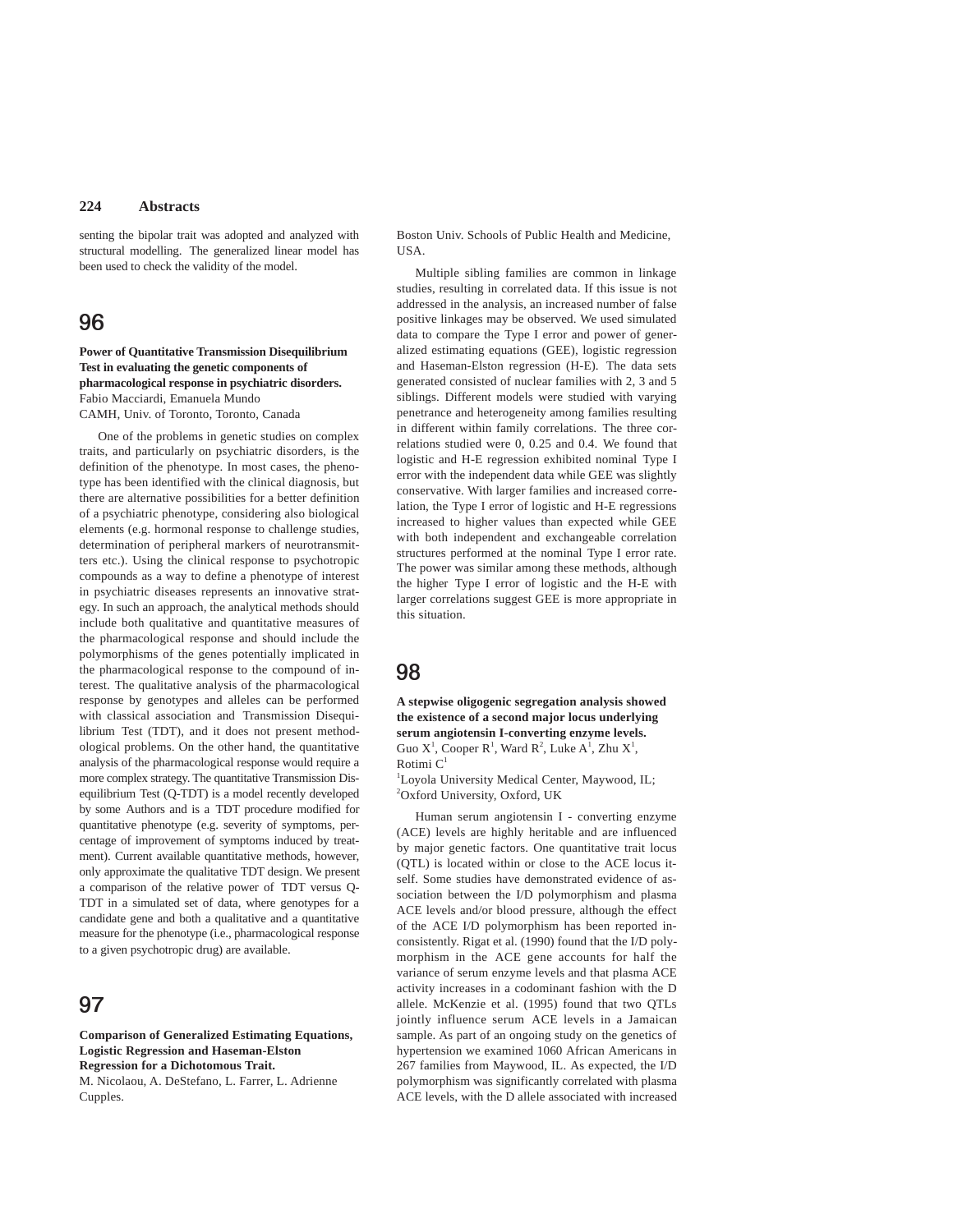senting the bipolar trait was adopted and analyzed with structural modelling. The generalized linear model has been used to check the validity of the model.

## 96

**Power of Quantitative Transmission Disequilibrium Test in evaluating the genetic components of pharmacological response in psychiatric disorders.**
Fabio Macciardi, Emanuela Mundo
CAMH, Univ. of Toronto, Toronto, Canada

One of the problems in genetic studies on complex traits, and particularly on psychiatric disorders, is the definition of the phenotype. In most cases, the phenotype has been identified with the clinical diagnosis, but there are alternative possibilities for a better definition of a psychiatric phenotype, considering also biological elements (e.g. hormonal response to challenge studies, determination of peripheral markers of neurotransmitters etc.). Using the clinical response to psychotropic compounds as a way to define a phenotype of interest in psychiatric diseases represents an innovative strategy. In such an approach, the analytical methods should include both qualitative and quantitative measures of the pharmacological response and should include the polymorphisms of the genes potentially implicated in the pharmacological response to the compound of interest. The qualitative analysis of the pharmacological response by genotypes and alleles can be performed with classical association and Transmission Disequilibrium Test (TDT), and it does not present methodological problems. On the other hand, the quantitative analysis of the pharmacological response would require a more complex strategy. The quantitative Transmission Disequilibrium Test (Q-TDT) is a model recently developed by some Authors and is a TDT procedure modified for quantitative phenotype (e.g. severity of symptoms, percentage of improvement of symptoms induced by treatment). Current available quantitative methods, however, only approximate the qualitative TDT design. We present a comparison of the relative power of TDT versus Q-TDT in a simulated set of data, where genotypes for a candidate gene and both a qualitative and a quantitative measure for the phenotype (i.e., pharmacological response to a given psychotropic drug) are available.

## 97

**Comparison of Generalized Estimating Equations, Logistic Regression and Haseman-Elston Regression for a Dichotomous Trait.**
M. Nicolaou, A. DeStefano, L. Farrer, L. Adrienne Cupples.
Boston Univ. Schools of Public Health and Medicine, USA.

Multiple sibling families are common in linkage studies, resulting in correlated data. If this issue is not addressed in the analysis, an increased number of false positive linkages may be observed. We used simulated data to compare the Type I error and power of generalized estimating equations (GEE), logistic regression and Haseman-Elston regression (H-E). The data sets generated consisted of nuclear families with 2, 3 and 5 siblings. Different models were studied with varying penetrance and heterogeneity among families resulting in different within family correlations. The three correlations studied were 0, 0.25 and 0.4. We found that logistic and H-E regression exhibited nominal Type I error with the independent data while GEE was slightly conservative. With larger families and increased correlation, the Type I error of logistic and H-E regressions increased to higher values than expected while GEE with both independent and exchangeable correlation structures performed at the nominal Type I error rate. The power was similar among these methods, although the higher Type I error of logistic and the H-E with larger correlations suggest GEE is more appropriate in this situation.

## 98

**A stepwise oligogenic segregation analysis showed the existence of a second major locus underlying serum angiotensin I-converting enzyme levels.**
Guo X[1], Cooper R[1], Ward R[2], Luke A[1], Zhu X[1], Rotimi C[1]
[1]Loyola University Medical Center, Maywood, IL; [2]Oxford University, Oxford, UK

Human serum angiotensin I - converting enzyme (ACE) levels are highly heritable and are influenced by major genetic factors. One quantitative trait locus (QTL) is located within or close to the ACE locus itself. Some studies have demonstrated evidence of association between the I/D polymorphism and plasma ACE levels and/or blood pressure, although the effect of the ACE I/D polymorphism has been reported inconsistently. Rigat et al. (1990) found that the I/D polymorphism in the ACE gene accounts for half the variance of serum enzyme levels and that plasma ACE activity increases in a codominant fashion with the D allele. McKenzie et al. (1995) found that two QTLs jointly influence serum ACE levels in a Jamaican sample. As part of an ongoing study on the genetics of hypertension we examined 1060 African Americans in 267 families from Maywood, IL. As expected, the I/D polymorphism was significantly correlated with plasma ACE levels, with the D allele associated with increased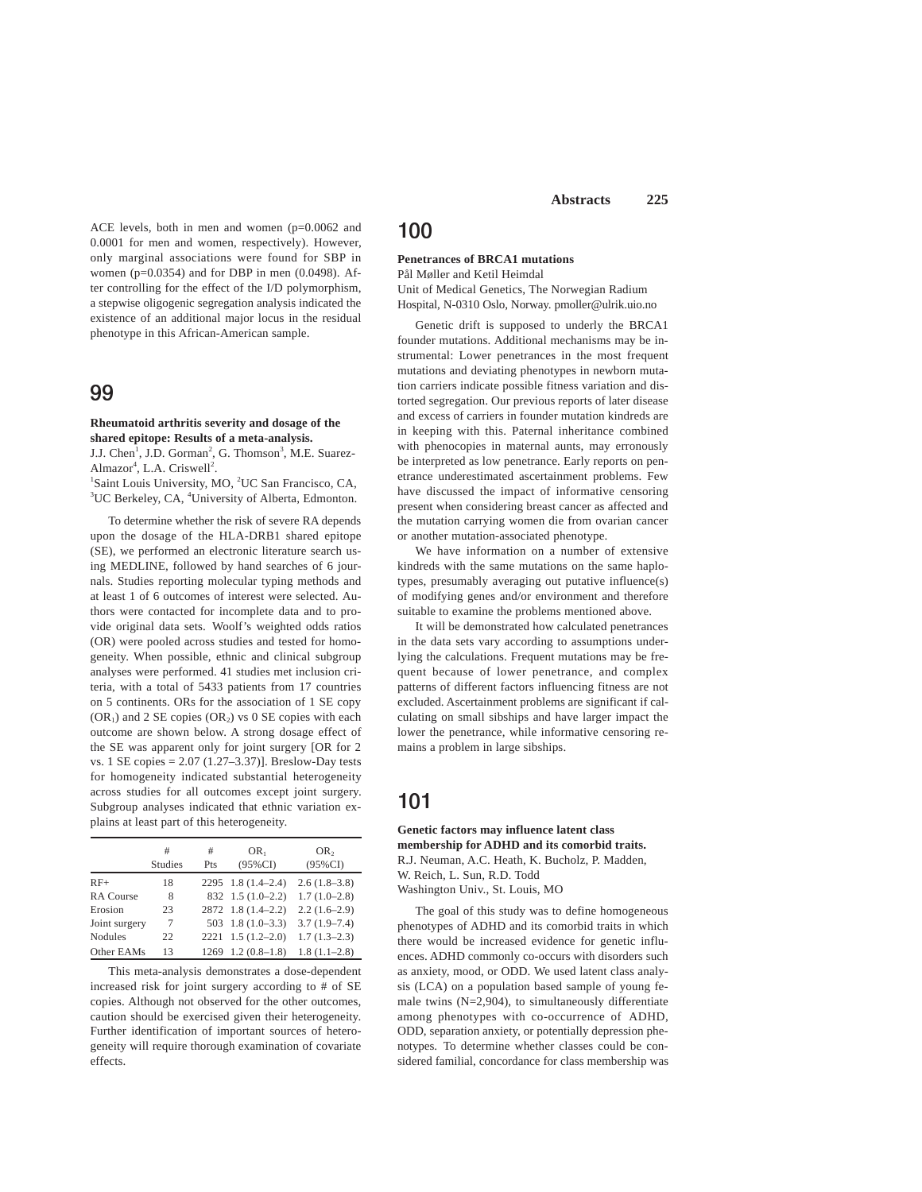ACE levels, both in men and women (p=0.0062 and 0.0001 for men and women, respectively). However, only marginal associations were found for SBP in women (p=0.0354) and for DBP in men (0.0498). After controlling for the effect of the I/D polymorphism, a stepwise oligogenic segregation analysis indicated the existence of an additional major locus in the residual phenotype in this African-American sample.

# 99

**Rheumatoid arthritis severity and dosage of the shared epitope: Results of a meta-analysis.**

J.J. Chen[1], J.D. Gorman[2], G. Thomson[3], M.E. Suarez-Almazor[4], L.A. Criswell[2].

[1]Saint Louis University, MO, [2]UC San Francisco, CA, [3]UC Berkeley, CA, [4]University of Alberta, Edmonton.

To determine whether the risk of severe RA depends upon the dosage of the HLA-DRB1 shared epitope (SE), we performed an electronic literature search using MEDLINE, followed by hand searches of 6 journals. Studies reporting molecular typing methods and at least 1 of 6 outcomes of interest were selected. Authors were contacted for incomplete data and to provide original data sets. Woolf's weighted odds ratios (OR) were pooled across studies and tested for homogeneity. When possible, ethnic and clinical subgroup analyses were performed. 41 studies met inclusion criteria, with a total of 5433 patients from 17 countries on 5 continents. ORs for the association of 1 SE copy ($OR_1$) and 2 SE copies ($OR_2$) vs 0 SE copies with each outcome are shown below. A strong dosage effect of the SE was apparent only for joint surgery [OR for 2 vs. 1 SE copies = 2.07 (1.27–3.37)]. Breslow-Day tests for homogeneity indicated substantial heterogeneity across studies for all outcomes except joint surgery. Subgroup analyses indicated that ethnic variation explains at least part of this heterogeneity.

| | # Studies | # Pts | $OR_1$ (95%CI) | $OR_2$ (95%CI) |
|---|---|---|---|---|
| RF+ | 18 | 2295 | 1.8 (1.4–2.4) | 2.6 (1.8–3.8) |
| RA Course | 8 | 832 | 1.5 (1.0–2.2) | 1.7 (1.0–2.8) |
| Erosion | 23 | 2872 | 1.8 (1.4–2.2) | 2.2 (1.6–2.9) |
| Joint surgery | 7 | 503 | 1.8 (1.0–3.3) | 3.7 (1.9–7.4) |
| Nodules | 22 | 2221 | 1.5 (1.2–2.0) | 1.7 (1.3–2.3) |
| Other EAMs | 13 | 1269 | 1.2 (0.8–1.8) | 1.8 (1.1–2.8) |

This meta-analysis demonstrates a dose-dependent increased risk for joint surgery according to # of SE copies. Although not observed for the other outcomes, caution should be exercised given their heterogeneity. Further identification of important sources of heterogeneity will require thorough examination of covariate effects.

# 100

**Penetrances of BRCA1 mutations**

Pål Møller and Ketil Heimdal

Unit of Medical Genetics, The Norwegian Radium Hospital, N-0310 Oslo, Norway. pmoller@ulrik.uio.no

Genetic drift is supposed to underly the BRCA1 founder mutations. Additional mechanisms may be instrumental: Lower penetrances in the most frequent mutations and deviating phenotypes in newborn mutation carriers indicate possible fitness variation and distorted segregation. Our previous reports of later disease and excess of carriers in founder mutation kindreds are in keeping with this. Paternal inheritance combined with phenocopies in maternal aunts, may erronously be interpreted as low penetrance. Early reports on penetrance underestimated ascertainment problems. Few have discussed the impact of informative censoring present when considering breast cancer as affected and the mutation carrying women die from ovarian cancer or another mutation-associated phenotype.

We have information on a number of extensive kindreds with the same mutations on the same haplotypes, presumably averaging out putative influence(s) of modifying genes and/or environment and therefore suitable to examine the problems mentioned above.

It will be demonstrated how calculated penetrances in the data sets vary according to assumptions underlying the calculations. Frequent mutations may be frequent because of lower penetrance, and complex patterns of different factors influencing fitness are not excluded. Ascertainment problems are significant if calculating on small sibships and have larger impact the lower the penetrance, while informative censoring remains a problem in large sibships.

# 101

**Genetic factors may influence latent class membership for ADHD and its comorbid traits.**

R.J. Neuman, A.C. Heath, K. Bucholz, P. Madden, W. Reich, L. Sun, R.D. Todd

Washington Univ., St. Louis, MO

The goal of this study was to define homogeneous phenotypes of ADHD and its comorbid traits in which there would be increased evidence for genetic influences. ADHD commonly co-occurs with disorders such as anxiety, mood, or ODD. We used latent class analysis (LCA) on a population based sample of young female twins (N=2,904), to simultaneously differentiate among phenotypes with co-occurrence of ADHD, ODD, separation anxiety, or potentially depression phenotypes. To determine whether classes could be considered familial, concordance for class membership was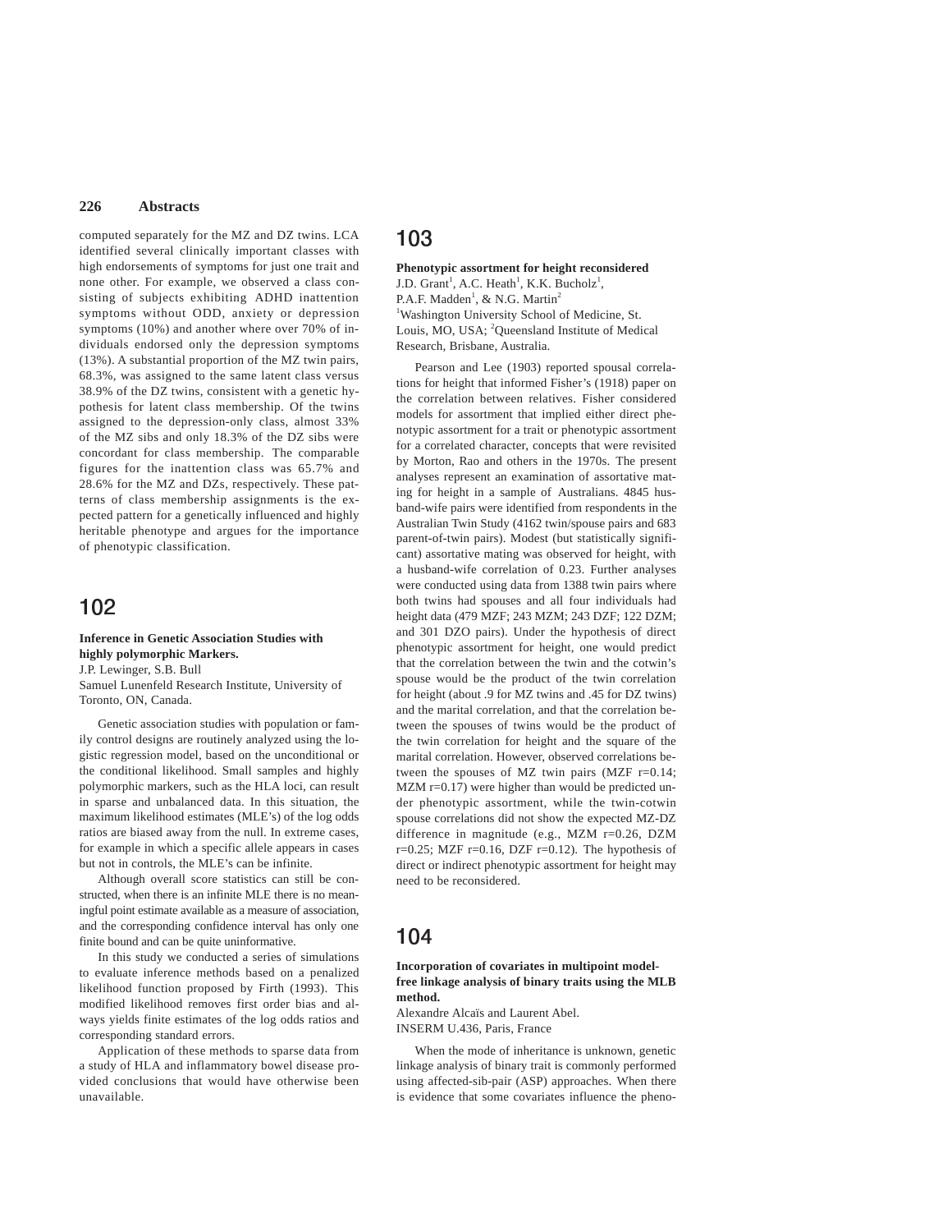computed separately for the MZ and DZ twins. LCA identified several clinically important classes with high endorsements of symptoms for just one trait and none other. For example, we observed a class consisting of subjects exhibiting ADHD inattention symptoms without ODD, anxiety or depression symptoms (10%) and another where over 70% of individuals endorsed only the depression symptoms (13%). A substantial proportion of the MZ twin pairs, 68.3%, was assigned to the same latent class versus 38.9% of the DZ twins, consistent with a genetic hypothesis for latent class membership. Of the twins assigned to the depression-only class, almost 33% of the MZ sibs and only 18.3% of the DZ sibs were concordant for class membership. The comparable figures for the inattention class was 65.7% and 28.6% for the MZ and DZs, respectively. These patterns of class membership assignments is the expected pattern for a genetically influenced and highly heritable phenotype and argues for the importance of phenotypic classification.

# 102

**Inference in Genetic Association Studies with highly polymorphic Markers.**

J.P. Lewinger, S.B. Bull

Samuel Lunenfeld Research Institute, University of Toronto, ON, Canada.

Genetic association studies with population or family control designs are routinely analyzed using the logistic regression model, based on the unconditional or the conditional likelihood. Small samples and highly polymorphic markers, such as the HLA loci, can result in sparse and unbalanced data. In this situation, the maximum likelihood estimates (MLE's) of the log odds ratios are biased away from the null. In extreme cases, for example in which a specific allele appears in cases but not in controls, the MLE's can be infinite.

Although overall score statistics can still be constructed, when there is an infinite MLE there is no meaningful point estimate available as a measure of association, and the corresponding confidence interval has only one finite bound and can be quite uninformative.

In this study we conducted a series of simulations to evaluate inference methods based on a penalized likelihood function proposed by Firth (1993). This modified likelihood removes first order bias and always yields finite estimates of the log odds ratios and corresponding standard errors.

Application of these methods to sparse data from a study of HLA and inflammatory bowel disease provided conclusions that would have otherwise been unavailable.

# 103

**Phenotypic assortment for height reconsidered**

J.D. Grant[1], A.C. Heath[1], K.K. Bucholz[1], P.A.F. Madden[1], & N.G. Martin[2]

[1]Washington University School of Medicine, St. Louis, MO, USA; [2]Queensland Institute of Medical Research, Brisbane, Australia.

Pearson and Lee (1903) reported spousal correlations for height that informed Fisher's (1918) paper on the correlation between relatives. Fisher considered models for assortment that implied either direct phenotypic assortment for a trait or phenotypic assortment for a correlated character, concepts that were revisited by Morton, Rao and others in the 1970s. The present analyses represent an examination of assortative mating for height in a sample of Australians. 4845 husband-wife pairs were identified from respondents in the Australian Twin Study (4162 twin/spouse pairs and 683 parent-of-twin pairs). Modest (but statistically significant) assortative mating was observed for height, with a husband-wife correlation of 0.23. Further analyses were conducted using data from 1388 twin pairs where both twins had spouses and all four individuals had height data (479 MZF; 243 MZM; 243 DZF; 122 DZM; and 301 DZO pairs). Under the hypothesis of direct phenotypic assortment for height, one would predict that the correlation between the twin and the cotwin's spouse would be the product of the twin correlation for height (about .9 for MZ twins and .45 for DZ twins) and the marital correlation, and that the correlation between the spouses of twins would be the product of the twin correlation for height and the square of the marital correlation. However, observed correlations between the spouses of MZ twin pairs (MZF r=0.14; MZM r=0.17) were higher than would be predicted under phenotypic assortment, while the twin-cotwin spouse correlations did not show the expected MZ-DZ difference in magnitude (e.g., MZM r=0.26, DZM r=0.25; MZF r=0.16, DZF r=0.12). The hypothesis of direct or indirect phenotypic assortment for height may need to be reconsidered.

# 104

**Incorporation of covariates in multipoint model-free linkage analysis of binary traits using the MLB method.**

Alexandre Alcaïs and Laurent Abel.

INSERM U.436, Paris, France

When the mode of inheritance is unknown, genetic linkage analysis of binary trait is commonly performed using affected-sib-pair (ASP) approaches. When there is evidence that some covariates influence the pheno-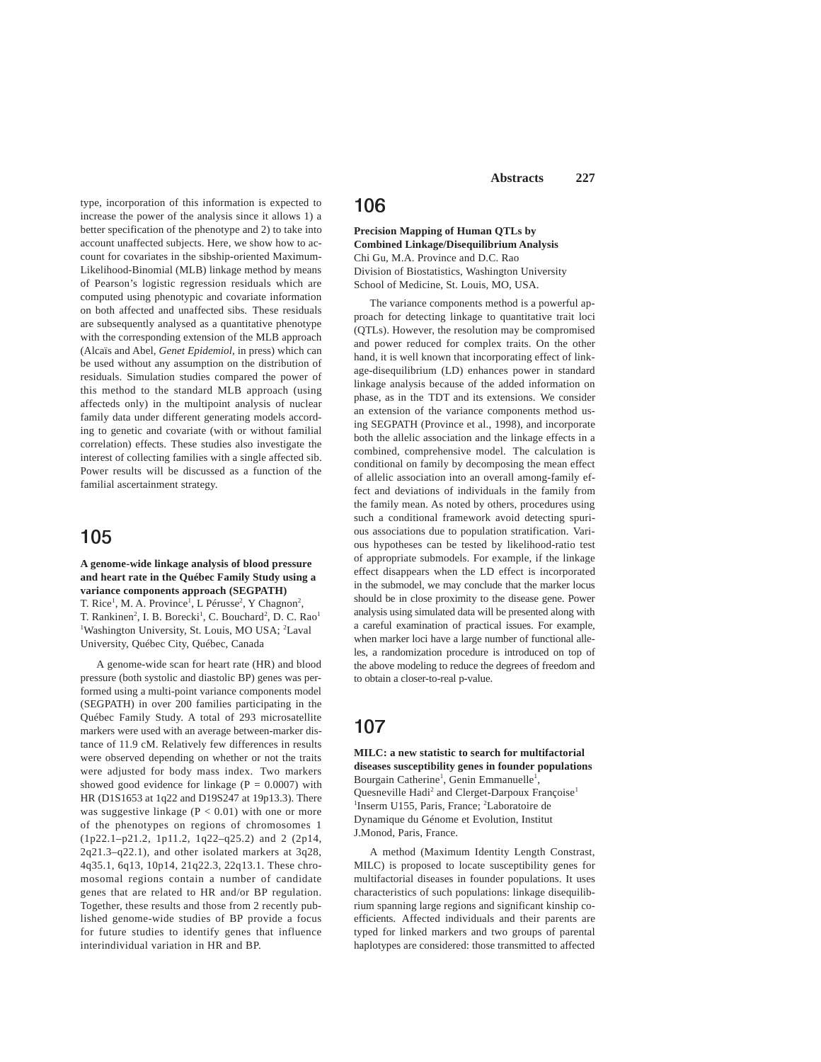type, incorporation of this information is expected to increase the power of the analysis since it allows 1) a better specification of the phenotype and 2) to take into account unaffected subjects. Here, we show how to account for covariates in the sibship-oriented Maximum-Likelihood-Binomial (MLB) linkage method by means of Pearson's logistic regression residuals which are computed using phenotypic and covariate information on both affected and unaffected sibs. These residuals are subsequently analysed as a quantitative phenotype with the corresponding extension of the MLB approach (Alcaïs and Abel, *Genet Epidemiol*, in press) which can be used without any assumption on the distribution of residuals. Simulation studies compared the power of this method to the standard MLB approach (using affecteds only) in the multipoint analysis of nuclear family data under different generating models according to genetic and covariate (with or without familial correlation) effects. These studies also investigate the interest of collecting families with a single affected sib. Power results will be discussed as a function of the familial ascertainment strategy.

# 105

**A genome-wide linkage analysis of blood pressure and heart rate in the Québec Family Study using a variance components approach (SEGPATH)**

T. Rice[1], M. A. Province[1], L Pérusse[2], Y Chagnon[2], T. Rankinen[2], I. B. Borecki[1], C. Bouchard[2], D. C. Rao[1]
[1]Washington University, St. Louis, MO USA; [2]Laval University, Québec City, Québec, Canada

A genome-wide scan for heart rate (HR) and blood pressure (both systolic and diastolic BP) genes was performed using a multi-point variance components model (SEGPATH) in over 200 families participating in the Québec Family Study. A total of 293 microsatellite markers were used with an average between-marker distance of 11.9 cM. Relatively few differences in results were observed depending on whether or not the traits were adjusted for body mass index. Two markers showed good evidence for linkage ($P = 0.0007$) with HR (D1S1653 at 1q22 and D19S247 at 19p13.3). There was suggestive linkage ($P < 0.01$) with one or more of the phenotypes on regions of chromosomes 1 (1p22.1–p21.2, 1p11.2, 1q22–q25.2) and 2 (2p14, 2q21.3–q22.1), and other isolated markers at 3q28, 4q35.1, 6q13, 10p14, 21q22.3, 22q13.1. These chromosomal regions contain a number of candidate genes that are related to HR and/or BP regulation. Together, these results and those from 2 recently published genome-wide studies of BP provide a focus for future studies to identify genes that influence interindividual variation in HR and BP.

# 106

**Precision Mapping of Human QTLs by Combined Linkage/Disequilibrium Analysis**

Chi Gu, M.A. Province and D.C. Rao
Division of Biostatistics, Washington University School of Medicine, St. Louis, MO, USA.

The variance components method is a powerful approach for detecting linkage to quantitative trait loci (QTLs). However, the resolution may be compromised and power reduced for complex traits. On the other hand, it is well known that incorporating effect of linkage-disequilibrium (LD) enhances power in standard linkage analysis because of the added information on phase, as in the TDT and its extensions. We consider an extension of the variance components method using SEGPATH (Province et al., 1998), and incorporate both the allelic association and the linkage effects in a combined, comprehensive model. The calculation is conditional on family by decomposing the mean effect of allelic association into an overall among-family effect and deviations of individuals in the family from the family mean. As noted by others, procedures using such a conditional framework avoid detecting spurious associations due to population stratification. Various hypotheses can be tested by likelihood-ratio test of appropriate submodels. For example, if the linkage effect disappears when the LD effect is incorporated in the submodel, we may conclude that the marker locus should be in close proximity to the disease gene. Power analysis using simulated data will be presented along with a careful examination of practical issues. For example, when marker loci have a large number of functional alleles, a randomization procedure is introduced on top of the above modeling to reduce the degrees of freedom and to obtain a closer-to-real p-value.

# 107

**MILC: a new statistic to search for multifactorial diseases susceptibility genes in founder populations**

Bourgain Catherine[1], Genin Emmanuelle[1], Quesneville Hadi[2] and Clerget-Darpoux Françoise[1]
[1]Inserm U155, Paris, France; [2]Laboratoire de Dynamique du Génome et Evolution, Institut J.Monod, Paris, France.

A method (Maximum Identity Length Constrast, MILC) is proposed to locate susceptibility genes for multifactorial diseases in founder populations. It uses characteristics of such populations: linkage disequilibrium spanning large regions and significant kinship coefficients. Affected individuals and their parents are typed for linked markers and two groups of parental haplotypes are considered: those transmitted to affected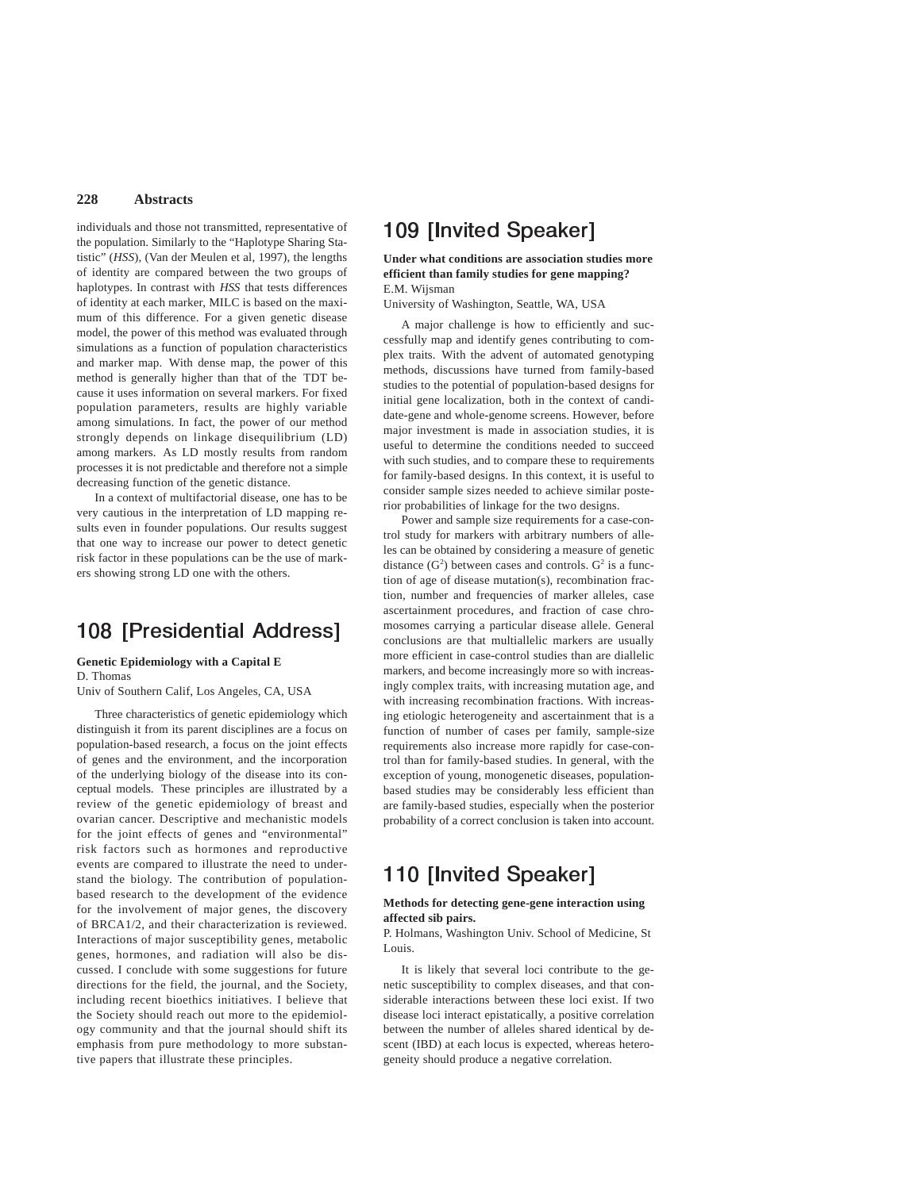individuals and those not transmitted, representative of the population. Similarly to the "Haplotype Sharing Statistic" (*HSS*), (Van der Meulen et al, 1997), the lengths of identity are compared between the two groups of haplotypes. In contrast with *HSS* that tests differences of identity at each marker, MILC is based on the maximum of this difference. For a given genetic disease model, the power of this method was evaluated through simulations as a function of population characteristics and marker map. With dense map, the power of this method is generally higher than that of the TDT because it uses information on several markers. For fixed population parameters, results are highly variable among simulations. In fact, the power of our method strongly depends on linkage disequilibrium (LD) among markers. As LD mostly results from random processes it is not predictable and therefore not a simple decreasing function of the genetic distance.

In a context of multifactorial disease, one has to be very cautious in the interpretation of LD mapping results even in founder populations. Our results suggest that one way to increase our power to detect genetic risk factor in these populations can be the use of markers showing strong LD one with the others.

## 108 [Presidential Address]

**Genetic Epidemiology with a Capital E**
D. Thomas
Univ of Southern Calif, Los Angeles, CA, USA

Three characteristics of genetic epidemiology which distinguish it from its parent disciplines are a focus on population-based research, a focus on the joint effects of genes and the environment, and the incorporation of the underlying biology of the disease into its conceptual models. These principles are illustrated by a review of the genetic epidemiology of breast and ovarian cancer. Descriptive and mechanistic models for the joint effects of genes and "environmental" risk factors such as hormones and reproductive events are compared to illustrate the need to understand the biology. The contribution of population-based research to the development of the evidence for the involvement of major genes, the discovery of BRCA1/2, and their characterization is reviewed. Interactions of major susceptibility genes, metabolic genes, hormones, and radiation will also be discussed. I conclude with some suggestions for future directions for the field, the journal, and the Society, including recent bioethics initiatives. I believe that the Society should reach out more to the epidemiology community and that the journal should shift its emphasis from pure methodology to more substantive papers that illustrate these principles.

## 109 [Invited Speaker]

**Under what conditions are association studies more efficient than family studies for gene mapping?**
E.M. Wijsman
University of Washington, Seattle, WA, USA

A major challenge is how to efficiently and successfully map and identify genes contributing to complex traits. With the advent of automated genotyping methods, discussions have turned from family-based studies to the potential of population-based designs for initial gene localization, both in the context of candidate-gene and whole-genome screens. However, before major investment is made in association studies, it is useful to determine the conditions needed to succeed with such studies, and to compare these to requirements for family-based designs. In this context, it is useful to consider sample sizes needed to achieve similar posterior probabilities of linkage for the two designs.

Power and sample size requirements for a case-control study for markers with arbitrary numbers of alleles can be obtained by considering a measure of genetic distance ($G^2$) between cases and controls. $G^2$ is a function of age of disease mutation(s), recombination fraction, number and frequencies of marker alleles, case ascertainment procedures, and fraction of case chromosomes carrying a particular disease allele. General conclusions are that multiallelic markers are usually more efficient in case-control studies than are diallelic markers, and become increasingly more so with increasingly complex traits, with increasing mutation age, and with increasing recombination fractions. With increasing etiologic heterogeneity and ascertainment that is a function of number of cases per family, sample-size requirements also increase more rapidly for case-control than for family-based studies. In general, with the exception of young, monogenetic diseases, population-based studies may be considerably less efficient than are family-based studies, especially when the posterior probability of a correct conclusion is taken into account.

## 110 [Invited Speaker]

**Methods for detecting gene-gene interaction using affected sib pairs.**
P. Holmans, Washington Univ. School of Medicine, St Louis.

It is likely that several loci contribute to the genetic susceptibility to complex diseases, and that considerable interactions between these loci exist. If two disease loci interact epistatically, a positive correlation between the number of alleles shared identical by descent (IBD) at each locus is expected, whereas heterogeneity should produce a negative correlation.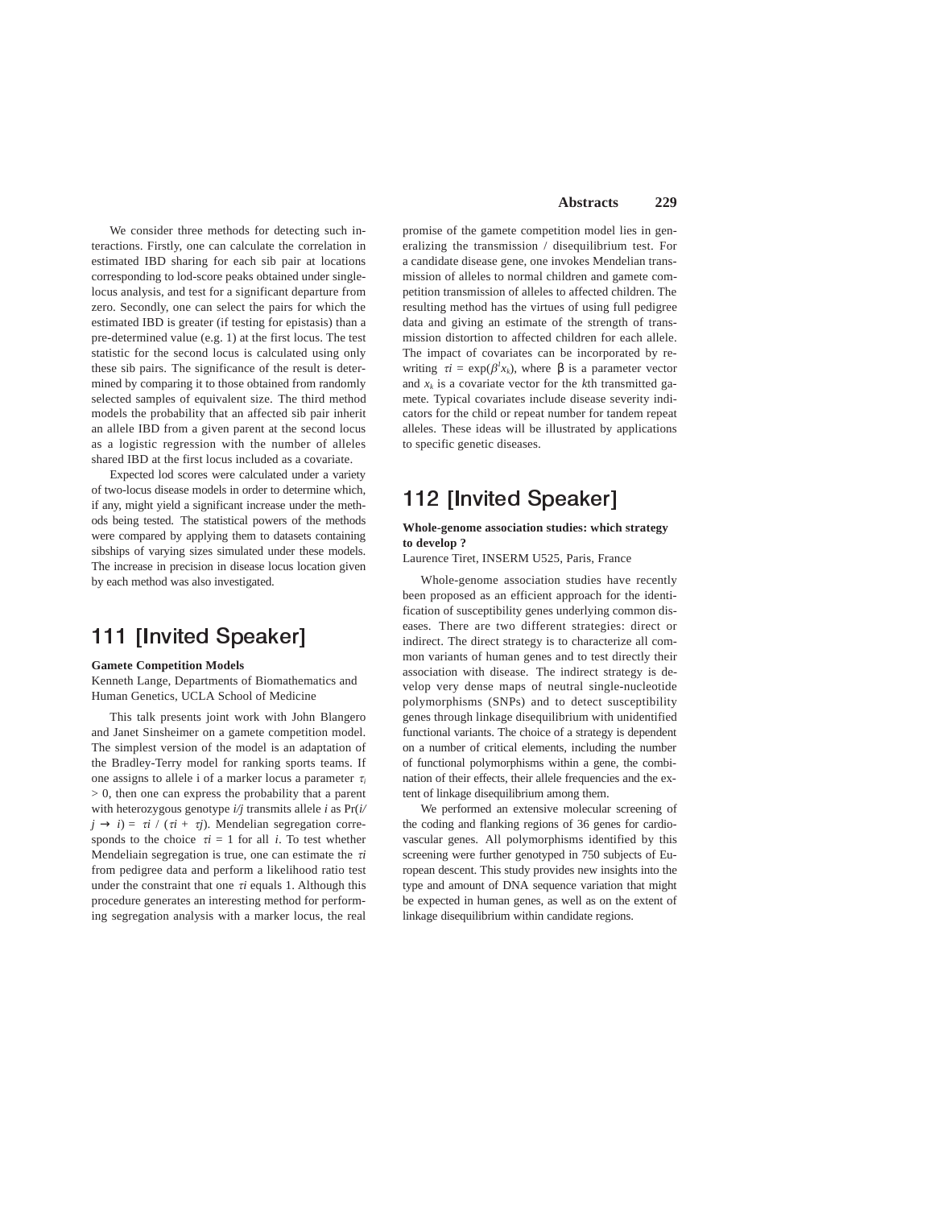We consider three methods for detecting such interactions. Firstly, one can calculate the correlation in estimated IBD sharing for each sib pair at locations corresponding to lod-score peaks obtained under single-locus analysis, and test for a significant departure from zero. Secondly, one can select the pairs for which the estimated IBD is greater (if testing for epistasis) than a pre-determined value (e.g. 1) at the first locus. The test statistic for the second locus is calculated using only these sib pairs. The significance of the result is determined by comparing it to those obtained from randomly selected samples of equivalent size. The third method models the probability that an affected sib pair inherit an allele IBD from a given parent at the second locus as a logistic regression with the number of alleles shared IBD at the first locus included as a covariate.

Expected lod scores were calculated under a variety of two-locus disease models in order to determine which, if any, might yield a significant increase under the methods being tested. The statistical powers of the methods were compared by applying them to datasets containing sibships of varying sizes simulated under these models. The increase in precision in disease locus location given by each method was also investigated.

# 111 [Invited Speaker]

**Gamete Competition Models**

Kenneth Lange, Departments of Biomathematics and Human Genetics, UCLA School of Medicine

This talk presents joint work with John Blangero and Janet Sinsheimer on a gamete competition model. The simplest version of the model is an adaptation of the Bradley-Terry model for ranking sports teams. If one assigns to allele i of a marker locus a parameter $\tau_i > 0$, then one can express the probability that a parent with heterozygous genotype *i/j* transmits allele *i* as $\Pr(i/j \rightarrow i) = \tau i \,/\, (\tau i + \tau j)$. Mendelian segregation corresponds to the choice $\tau i = 1$ for all *i*. To test whether Mendeliain segregation is true, one can estimate the $\tau i$ from pedigree data and perform a likelihood ratio test under the constraint that one $\tau i$ equals 1. Although this procedure generates an interesting method for performing segregation analysis with a marker locus, the real promise of the gamete competition model lies in generalizing the transmission / disequilibrium test. For a candidate disease gene, one invokes Mendelian transmission of alleles to normal children and gamete competition transmission of alleles to affected children. The resulting method has the virtues of using full pedigree data and giving an estimate of the strength of transmission distortion to affected children for each allele. The impact of covariates can be incorporated by re-writing $\tau i = \exp(\beta^t x_k)$, where $\beta$ is a parameter vector and $x_k$ is a covariate vector for the *k*th transmitted gamete. Typical covariates include disease severity indicators for the child or repeat number for tandem repeat alleles. These ideas will be illustrated by applications to specific genetic diseases.

# 112 [Invited Speaker]

**Whole-genome association studies: which strategy to develop ?**

Laurence Tiret, INSERM U525, Paris, France

Whole-genome association studies have recently been proposed as an efficient approach for the identification of susceptibility genes underlying common diseases. There are two different strategies: direct or indirect. The direct strategy is to characterize all common variants of human genes and to test directly their association with disease. The indirect strategy is develop very dense maps of neutral single-nucleotide polymorphisms (SNPs) and to detect susceptibility genes through linkage disequilibrium with unidentified functional variants. The choice of a strategy is dependent on a number of critical elements, including the number of functional polymorphisms within a gene, the combination of their effects, their allele frequencies and the extent of linkage disequilibrium among them.

We performed an extensive molecular screening of the coding and flanking regions of 36 genes for cardiovascular genes. All polymorphisms identified by this screening were further genotyped in 750 subjects of European descent. This study provides new insights into the type and amount of DNA sequence variation that might be expected in human genes, as well as on the extent of linkage disequilibrium within candidate regions.